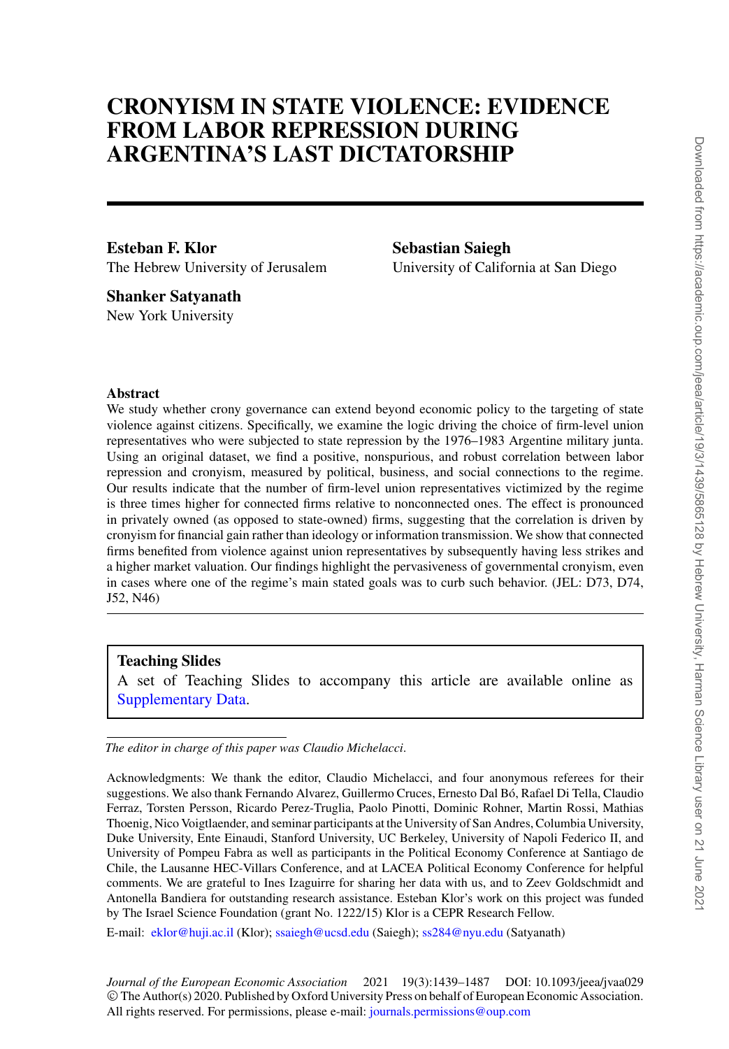# CRONYISM IN STATE VIOLENCE: EVIDENCE FROM LABOR REPRESSION DURING ARGENTINA'S LAST DICTATORSHIP

**Esteban F. Klor**
The Hebrew University of Jerusalem

**Sebastian Saiegh**
University of California at San Diego

**Shanker Satyanath**
New York University

### Abstract

We study whether crony governance can extend beyond economic policy to the targeting of state violence against citizens. Specifically, we examine the logic driving the choice of firm-level union representatives who were subjected to state repression by the 1976–1983 Argentine military junta. Using an original dataset, we find a positive, nonspurious, and robust correlation between labor repression and cronyism, measured by political, business, and social connections to the regime. Our results indicate that the number of firm-level union representatives victimized by the regime is three times higher for connected firms relative to nonconnected ones. The effect is pronounced in privately owned (as opposed to state-owned) firms, suggesting that the correlation is driven by cronyism for financial gain rather than ideology or information transmission. We show that connected firms benefited from violence against union representatives by subsequently having less strikes and a higher market valuation. Our findings highlight the pervasiveness of governmental cronyism, even in cases where one of the regime's main stated goals was to curb such behavior. (JEL: D73, D74, J52, N46)

**Teaching Slides**
A set of Teaching Slides to accompany this article are available online as Supplementary Data.

*The editor in charge of this paper was Claudio Michelacci.*

Acknowledgments: We thank the editor, Claudio Michelacci, and four anonymous referees for their suggestions. We also thank Fernando Alvarez, Guillermo Cruces, Ernesto Dal Bó, Rafael Di Tella, Claudio Ferraz, Torsten Persson, Ricardo Perez-Truglia, Paolo Pinotti, Dominic Rohner, Martin Rossi, Mathias Thoenig, Nico Voigtlaender, and seminar participants at the University of San Andres, Columbia University, Duke University, Ente Einaudi, Stanford University, UC Berkeley, University of Napoli Federico II, and University of Pompeu Fabra as well as participants in the Political Economy Conference at Santiago de Chile, the Lausanne HEC-Villars Conference, and at LACEA Political Economy Conference for helpful comments. We are grateful to Ines Izaguirre for sharing her data with us, and to Zeev Goldschmidt and Antonella Bandiera for outstanding research assistance. Esteban Klor's work on this project was funded by The Israel Science Foundation (grant No. 1222/15) Klor is a CEPR Research Fellow.

E-mail: eklor@huji.ac.il (Klor); ssaiegh@ucsd.edu (Saiegh); ss284@nyu.edu (Satyanath)

*Journal of the European Economic Association* 2021 19(3):1439–1487 DOI: 10.1093/jeea/jvaa029
© The Author(s) 2020. Published by Oxford University Press on behalf of European Economic Association. All rights reserved. For permissions, please e-mail: journals.permissions@oup.com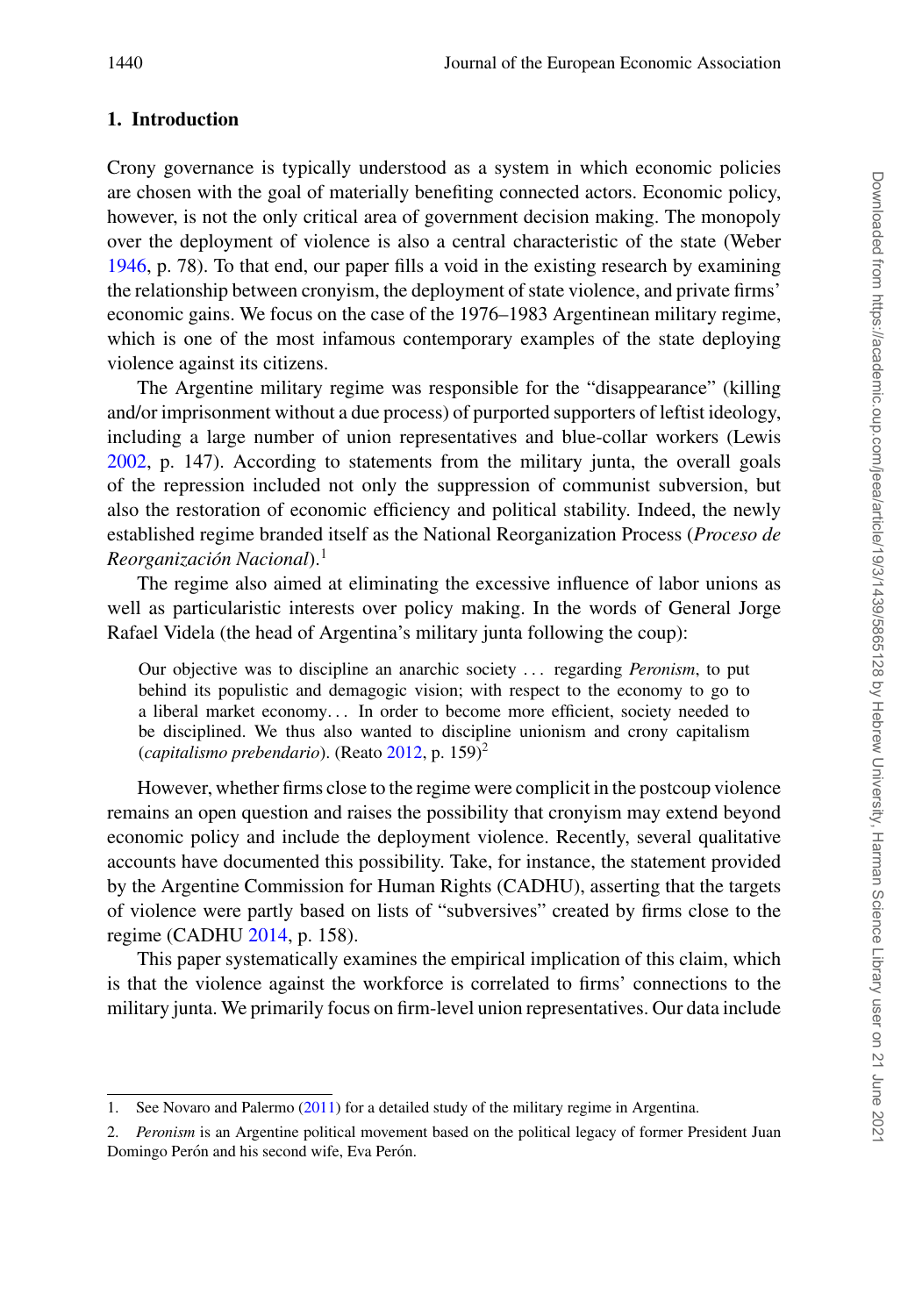## 1. Introduction

Crony governance is typically understood as a system in which economic policies are chosen with the goal of materially benefiting connected actors. Economic policy, however, is not the only critical area of government decision making. The monopoly over the deployment of violence is also a central characteristic of the state (Weber 1946, p. 78). To that end, our paper fills a void in the existing research by examining the relationship between cronyism, the deployment of state violence, and private firms' economic gains. We focus on the case of the 1976–1983 Argentinean military regime, which is one of the most infamous contemporary examples of the state deploying violence against its citizens.

The Argentine military regime was responsible for the "disappearance" (killing and/or imprisonment without a due process) of purported supporters of leftist ideology, including a large number of union representatives and blue-collar workers (Lewis 2002, p. 147). According to statements from the military junta, the overall goals of the repression included not only the suppression of communist subversion, but also the restoration of economic efficiency and political stability. Indeed, the newly established regime branded itself as the National Reorganization Process (*Proceso de Reorganización Nacional*).[1]

The regime also aimed at eliminating the excessive influence of labor unions as well as particularistic interests over policy making. In the words of General Jorge Rafael Videla (the head of Argentina's military junta following the coup):

> Our objective was to discipline an anarchic society ... regarding *Peronism*, to put behind its populistic and demagogic vision; with respect to the economy to go to a liberal market economy... In order to become more efficient, society needed to be disciplined. We thus also wanted to discipline unionism and crony capitalism (*capitalismo prebendario*). (Reato 2012, p. 159)[2]

However, whether firms close to the regime were complicit in the postcoup violence remains an open question and raises the possibility that cronyism may extend beyond economic policy and include the deployment violence. Recently, several qualitative accounts have documented this possibility. Take, for instance, the statement provided by the Argentine Commission for Human Rights (CADHU), asserting that the targets of violence were partly based on lists of "subversives" created by firms close to the regime (CADHU 2014, p. 158).

This paper systematically examines the empirical implication of this claim, which is that the violence against the workforce is correlated to firms' connections to the military junta. We primarily focus on firm-level union representatives. Our data include

---

1. See Novaro and Palermo (2011) for a detailed study of the military regime in Argentina.

2. *Peronism* is an Argentine political movement based on the political legacy of former President Juan Domingo Perón and his second wife, Eva Perón.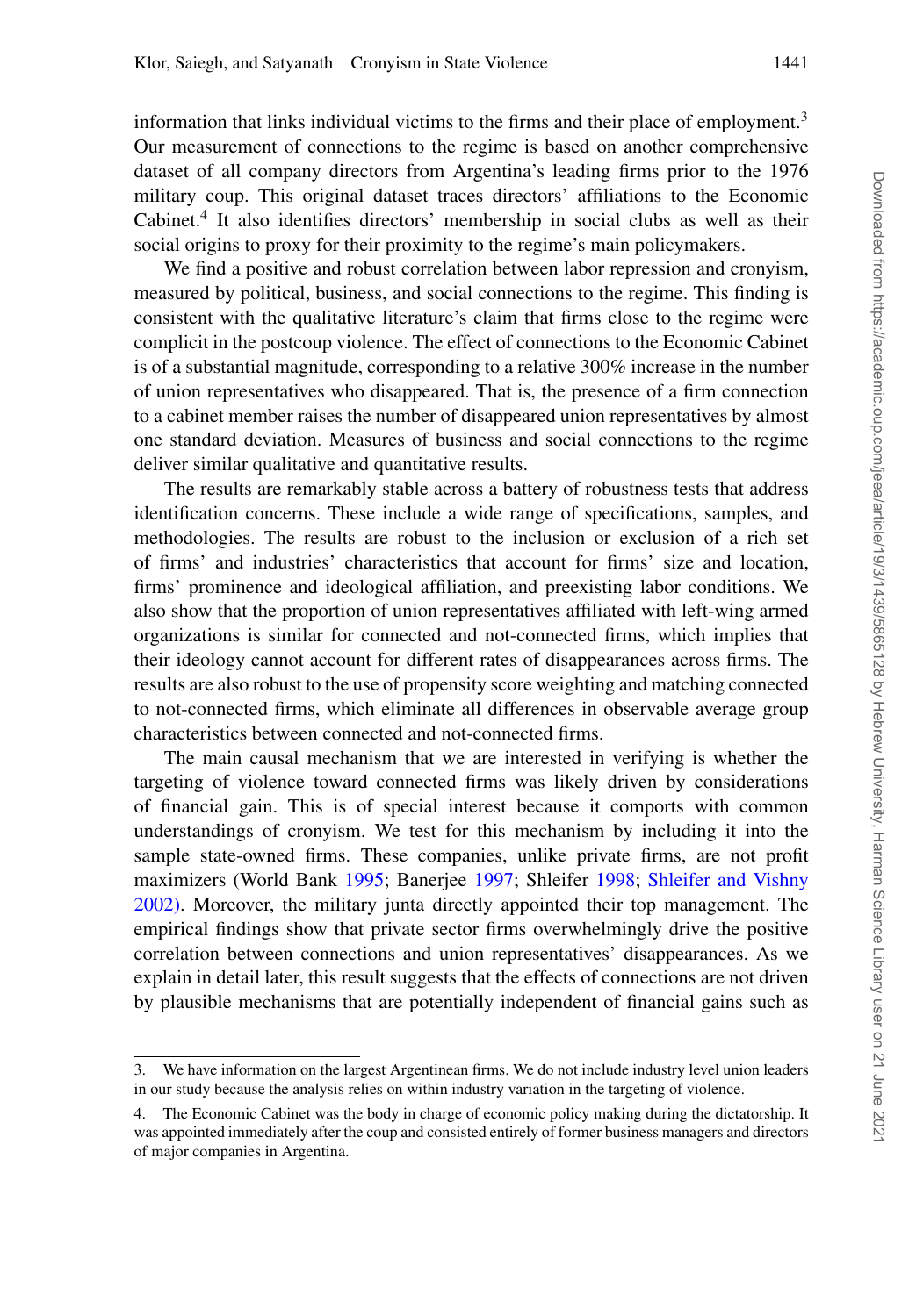information that links individual victims to the firms and their place of employment.[3] Our measurement of connections to the regime is based on another comprehensive dataset of all company directors from Argentina's leading firms prior to the 1976 military coup. This original dataset traces directors' affiliations to the Economic Cabinet.[4] It also identifies directors' membership in social clubs as well as their social origins to proxy for their proximity to the regime's main policymakers.

We find a positive and robust correlation between labor repression and cronyism, measured by political, business, and social connections to the regime. This finding is consistent with the qualitative literature's claim that firms close to the regime were complicit in the postcoup violence. The effect of connections to the Economic Cabinet is of a substantial magnitude, corresponding to a relative 300% increase in the number of union representatives who disappeared. That is, the presence of a firm connection to a cabinet member raises the number of disappeared union representatives by almost one standard deviation. Measures of business and social connections to the regime deliver similar qualitative and quantitative results.

The results are remarkably stable across a battery of robustness tests that address identification concerns. These include a wide range of specifications, samples, and methodologies. The results are robust to the inclusion or exclusion of a rich set of firms' and industries' characteristics that account for firms' size and location, firms' prominence and ideological affiliation, and preexisting labor conditions. We also show that the proportion of union representatives affiliated with left-wing armed organizations is similar for connected and not-connected firms, which implies that their ideology cannot account for different rates of disappearances across firms. The results are also robust to the use of propensity score weighting and matching connected to not-connected firms, which eliminate all differences in observable average group characteristics between connected and not-connected firms.

The main causal mechanism that we are interested in verifying is whether the targeting of violence toward connected firms was likely driven by considerations of financial gain. This is of special interest because it comports with common understandings of cronyism. We test for this mechanism by including it into the sample state-owned firms. These companies, unlike private firms, are not profit maximizers (World Bank 1995; Banerjee 1997; Shleifer 1998; Shleifer and Vishny 2002). Moreover, the military junta directly appointed their top management. The empirical findings show that private sector firms overwhelmingly drive the positive correlation between connections and union representatives' disappearances. As we explain in detail later, this result suggests that the effects of connections are not driven by plausible mechanisms that are potentially independent of financial gains such as

3. We have information on the largest Argentinean firms. We do not include industry level union leaders in our study because the analysis relies on within industry variation in the targeting of violence.

4. The Economic Cabinet was the body in charge of economic policy making during the dictatorship. It was appointed immediately after the coup and consisted entirely of former business managers and directors of major companies in Argentina.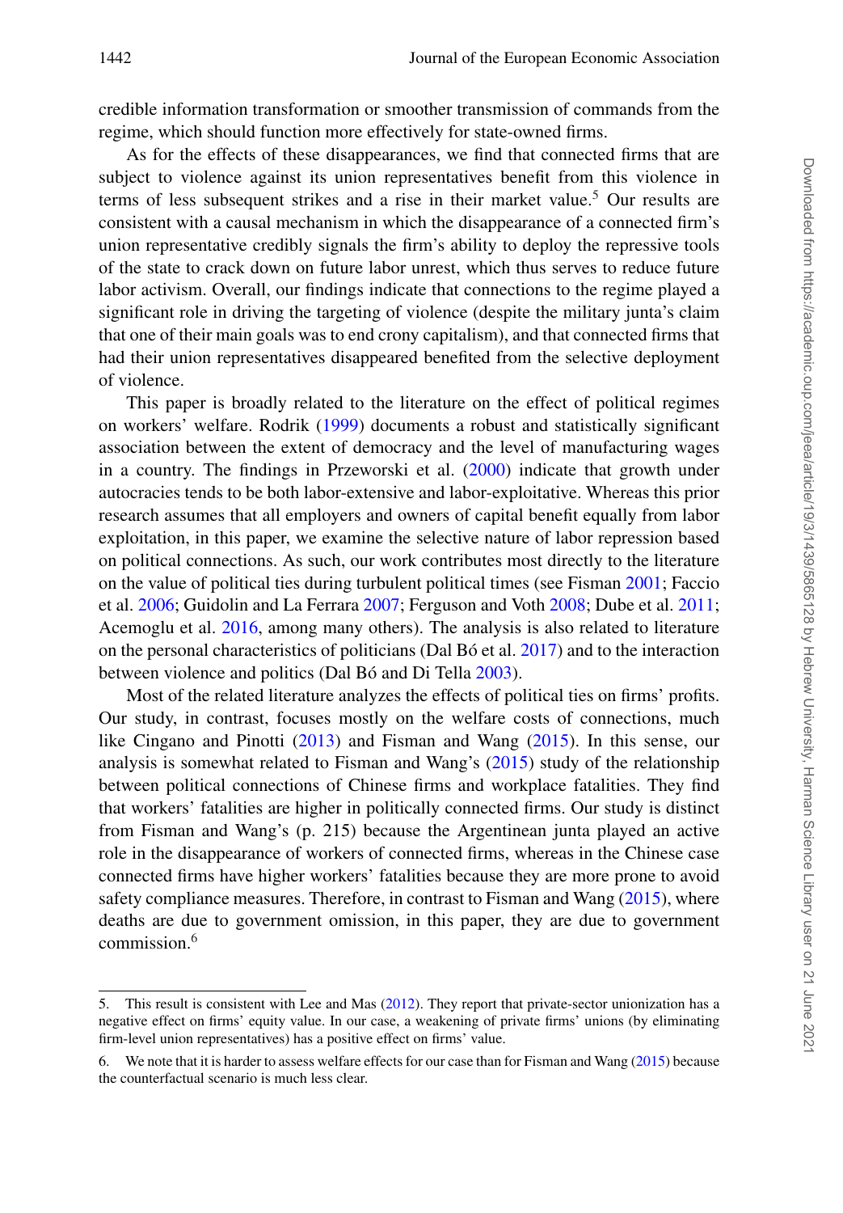credible information transformation or smoother transmission of commands from the regime, which should function more effectively for state-owned firms.

As for the effects of these disappearances, we find that connected firms that are subject to violence against its union representatives benefit from this violence in terms of less subsequent strikes and a rise in their market value.[5] Our results are consistent with a causal mechanism in which the disappearance of a connected firm's union representative credibly signals the firm's ability to deploy the repressive tools of the state to crack down on future labor unrest, which thus serves to reduce future labor activism. Overall, our findings indicate that connections to the regime played a significant role in driving the targeting of violence (despite the military junta's claim that one of their main goals was to end crony capitalism), and that connected firms that had their union representatives disappeared benefited from the selective deployment of violence.

This paper is broadly related to the literature on the effect of political regimes on workers' welfare. Rodrik (1999) documents a robust and statistically significant association between the extent of democracy and the level of manufacturing wages in a country. The findings in Przeworski et al. (2000) indicate that growth under autocracies tends to be both labor-extensive and labor-exploitative. Whereas this prior research assumes that all employers and owners of capital benefit equally from labor exploitation, in this paper, we examine the selective nature of labor repression based on political connections. As such, our work contributes most directly to the literature on the value of political ties during turbulent political times (see Fisman 2001; Faccio et al. 2006; Guidolin and La Ferrara 2007; Ferguson and Voth 2008; Dube et al. 2011; Acemoglu et al. 2016, among many others). The analysis is also related to literature on the personal characteristics of politicians (Dal Bó et al. 2017) and to the interaction between violence and politics (Dal Bó and Di Tella 2003).

Most of the related literature analyzes the effects of political ties on firms' profits. Our study, in contrast, focuses mostly on the welfare costs of connections, much like Cingano and Pinotti (2013) and Fisman and Wang (2015). In this sense, our analysis is somewhat related to Fisman and Wang's (2015) study of the relationship between political connections of Chinese firms and workplace fatalities. They find that workers' fatalities are higher in politically connected firms. Our study is distinct from Fisman and Wang's (p. 215) because the Argentinean junta played an active role in the disappearance of workers of connected firms, whereas in the Chinese case connected firms have higher workers' fatalities because they are more prone to avoid safety compliance measures. Therefore, in contrast to Fisman and Wang (2015), where deaths are due to government omission, in this paper, they are due to government commission.[6]

---

5. This result is consistent with Lee and Mas (2012). They report that private-sector unionization has a negative effect on firms' equity value. In our case, a weakening of private firms' unions (by eliminating firm-level union representatives) has a positive effect on firms' value.

6. We note that it is harder to assess welfare effects for our case than for Fisman and Wang (2015) because the counterfactual scenario is much less clear.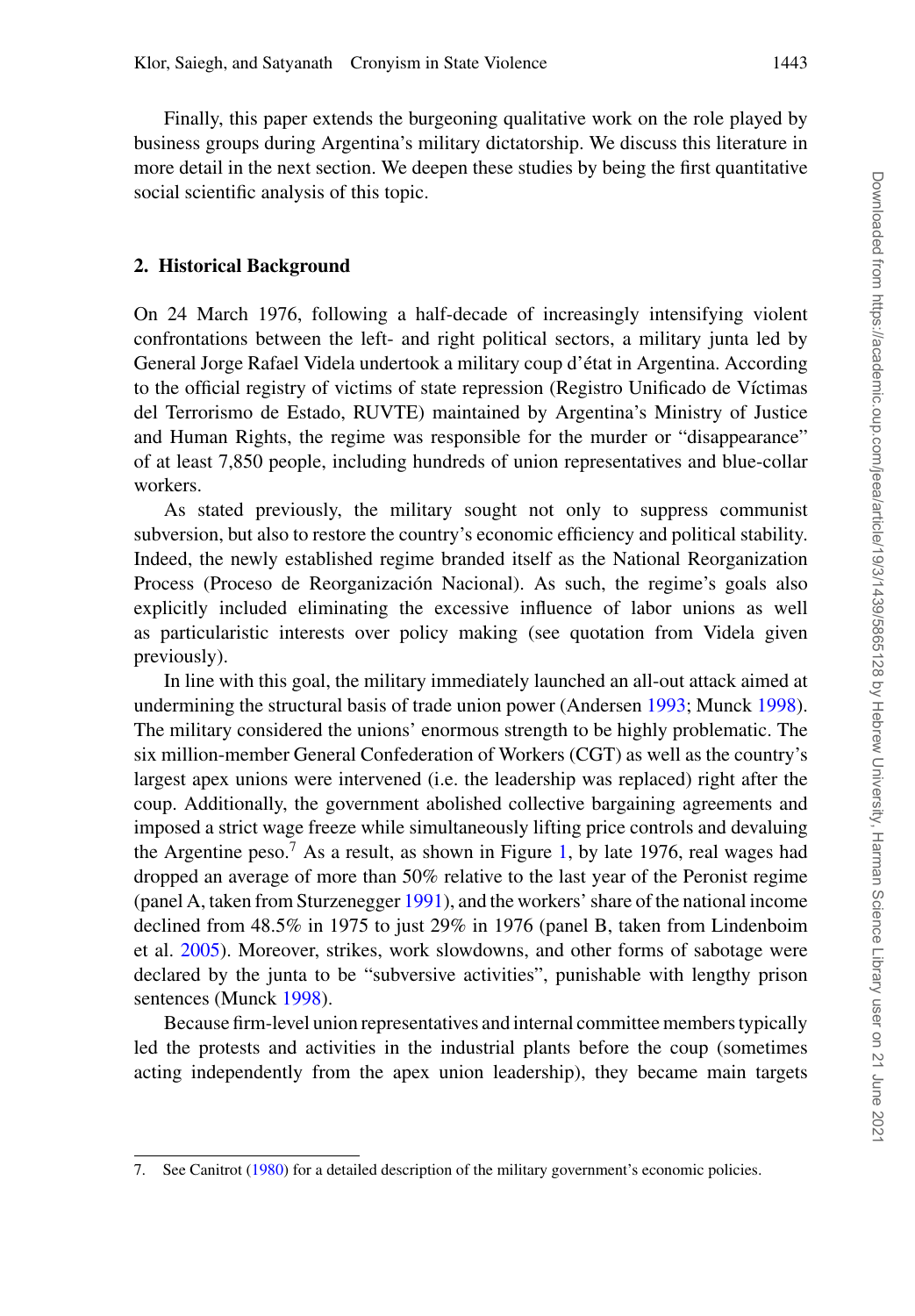Finally, this paper extends the burgeoning qualitative work on the role played by business groups during Argentina's military dictatorship. We discuss this literature in more detail in the next section. We deepen these studies by being the first quantitative social scientific analysis of this topic.

## 2. Historical Background

On 24 March 1976, following a half-decade of increasingly intensifying violent confrontations between the left- and right political sectors, a military junta led by General Jorge Rafael Videla undertook a military coup d'état in Argentina. According to the official registry of victims of state repression (Registro Unificado de Víctimas del Terrorismo de Estado, RUVTE) maintained by Argentina's Ministry of Justice and Human Rights, the regime was responsible for the murder or "disappearance" of at least 7,850 people, including hundreds of union representatives and blue-collar workers.

As stated previously, the military sought not only to suppress communist subversion, but also to restore the country's economic efficiency and political stability. Indeed, the newly established regime branded itself as the National Reorganization Process (Proceso de Reorganización Nacional). As such, the regime's goals also explicitly included eliminating the excessive influence of labor unions as well as particularistic interests over policy making (see quotation from Videla given previously).

In line with this goal, the military immediately launched an all-out attack aimed at undermining the structural basis of trade union power (Andersen 1993; Munck 1998). The military considered the unions' enormous strength to be highly problematic. The six million-member General Confederation of Workers (CGT) as well as the country's largest apex unions were intervened (i.e. the leadership was replaced) right after the coup. Additionally, the government abolished collective bargaining agreements and imposed a strict wage freeze while simultaneously lifting price controls and devaluing the Argentine peso.[7] As a result, as shown in Figure 1, by late 1976, real wages had dropped an average of more than 50% relative to the last year of the Peronist regime (panel A, taken from Sturzenegger 1991), and the workers' share of the national income declined from 48.5% in 1975 to just 29% in 1976 (panel B, taken from Lindenboim et al. 2005). Moreover, strikes, work slowdowns, and other forms of sabotage were declared by the junta to be "subversive activities", punishable with lengthy prison sentences (Munck 1998).

Because firm-level union representatives and internal committee members typically led the protests and activities in the industrial plants before the coup (sometimes acting independently from the apex union leadership), they became main targets

7. See Canitrot (1980) for a detailed description of the military government's economic policies.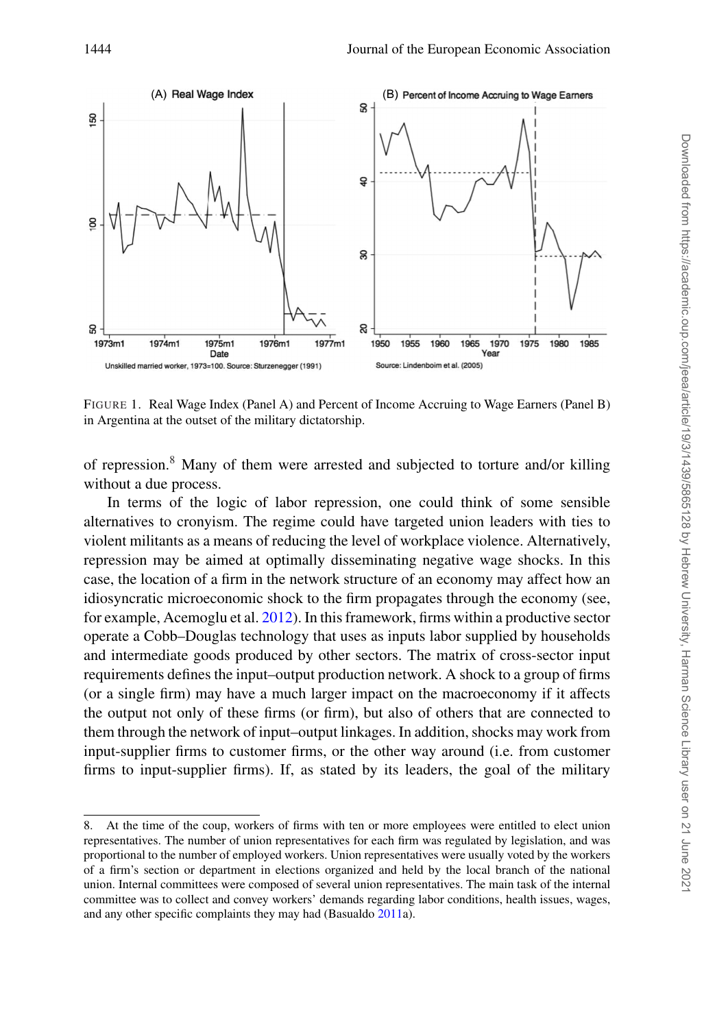FIGURE 1. Real Wage Index (Panel A) and Percent of Income Accruing to Wage Earners (Panel B) in Argentina at the outset of the military dictatorship.

of repression.[8] Many of them were arrested and subjected to torture and/or killing without a due process.

In terms of the logic of labor repression, one could think of some sensible alternatives to cronyism. The regime could have targeted union leaders with ties to violent militants as a means of reducing the level of workplace violence. Alternatively, repression may be aimed at optimally disseminating negative wage shocks. In this case, the location of a firm in the network structure of an economy may affect how an idiosyncratic microeconomic shock to the firm propagates through the economy (see, for example, Acemoglu et al. 2012). In this framework, firms within a productive sector operate a Cobb–Douglas technology that uses as inputs labor supplied by households and intermediate goods produced by other sectors. The matrix of cross-sector input requirements defines the input–output production network. A shock to a group of firms (or a single firm) may have a much larger impact on the macroeconomy if it affects the output not only of these firms (or firm), but also of others that are connected to them through the network of input–output linkages. In addition, shocks may work from input-supplier firms to customer firms, or the other way around (i.e. from customer firms to input-supplier firms). If, as stated by its leaders, the goal of the military

8. At the time of the coup, workers of firms with ten or more employees were entitled to elect union representatives. The number of union representatives for each firm was regulated by legislation, and was proportional to the number of employed workers. Union representatives were usually voted by the workers of a firm's section or department in elections organized and held by the local branch of the national union. Internal committees were composed of several union representatives. The main task of the internal committee was to collect and convey workers' demands regarding labor conditions, health issues, wages, and any other specific complaints they may had (Basualdo 2011a).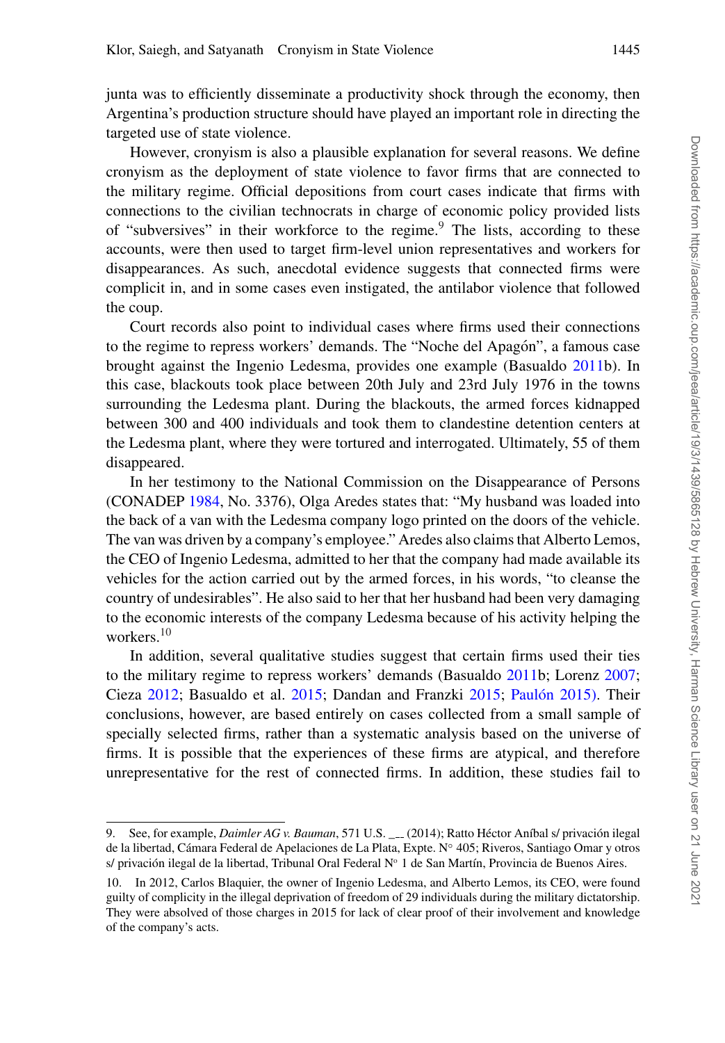junta was to efficiently disseminate a productivity shock through the economy, then Argentina's production structure should have played an important role in directing the targeted use of state violence.

However, cronyism is also a plausible explanation for several reasons. We define cronyism as the deployment of state violence to favor firms that are connected to the military regime. Official depositions from court cases indicate that firms with connections to the civilian technocrats in charge of economic policy provided lists of "subversives" in their workforce to the regime.[9] The lists, according to these accounts, were then used to target firm-level union representatives and workers for disappearances. As such, anecdotal evidence suggests that connected firms were complicit in, and in some cases even instigated, the antilabor violence that followed the coup.

Court records also point to individual cases where firms used their connections to the regime to repress workers' demands. The "Noche del Apagón", a famous case brought against the Ingenio Ledesma, provides one example (Basualdo 2011b). In this case, blackouts took place between 20th July and 23rd July 1976 in the towns surrounding the Ledesma plant. During the blackouts, the armed forces kidnapped between 300 and 400 individuals and took them to clandestine detention centers at the Ledesma plant, where they were tortured and interrogated. Ultimately, 55 of them disappeared.

In her testimony to the National Commission on the Disappearance of Persons (CONADEP 1984, No. 3376), Olga Aredes states that: "My husband was loaded into the back of a van with the Ledesma company logo printed on the doors of the vehicle. The van was driven by a company's employee." Aredes also claims that Alberto Lemos, the CEO of Ingenio Ledesma, admitted to her that the company had made available its vehicles for the action carried out by the armed forces, in his words, "to cleanse the country of undesirables". He also said to her that her husband had been very damaging to the economic interests of the company Ledesma because of his activity helping the workers.[10]

In addition, several qualitative studies suggest that certain firms used their ties to the military regime to repress workers' demands (Basualdo 2011b; Lorenz 2007; Cieza 2012; Basualdo et al. 2015; Dandan and Franzki 2015; Paulón 2015). Their conclusions, however, are based entirely on cases collected from a small sample of specially selected firms, rather than a systematic analysis based on the universe of firms. It is possible that the experiences of these firms are atypical, and therefore unrepresentative for the rest of connected firms. In addition, these studies fail to

9. See, for example, *Daimler AG v. Bauman*, 571 U.S. __ (2014); Ratto Héctor Aníbal s/ privación ilegal de la libertad, Cámara Federal de Apelaciones de La Plata, Expte. N° 405; Riveros, Santiago Omar y otros s/ privación ilegal de la libertad, Tribunal Oral Federal N° 1 de San Martín, Provincia de Buenos Aires.

10. In 2012, Carlos Blaquier, the owner of Ingenio Ledesma, and Alberto Lemos, its CEO, were found guilty of complicity in the illegal deprivation of freedom of 29 individuals during the military dictatorship. They were absolved of those charges in 2015 for lack of clear proof of their involvement and knowledge of the company's acts.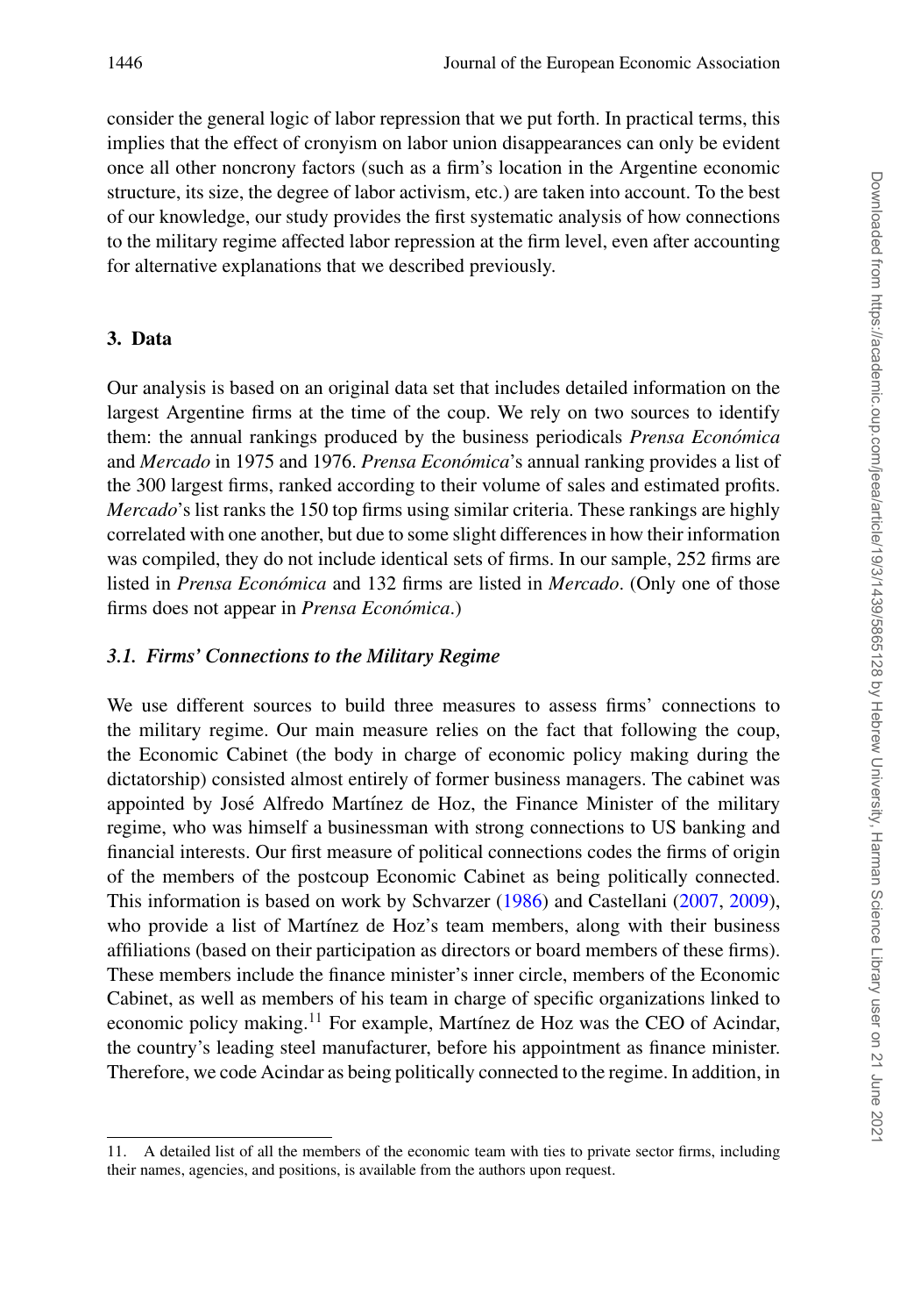consider the general logic of labor repression that we put forth. In practical terms, this implies that the effect of cronyism on labor union disappearances can only be evident once all other noncrony factors (such as a firm's location in the Argentine economic structure, its size, the degree of labor activism, etc.) are taken into account. To the best of our knowledge, our study provides the first systematic analysis of how connections to the military regime affected labor repression at the firm level, even after accounting for alternative explanations that we described previously.

## 3. Data

Our analysis is based on an original data set that includes detailed information on the largest Argentine firms at the time of the coup. We rely on two sources to identify them: the annual rankings produced by the business periodicals *Prensa Económica* and *Mercado* in 1975 and 1976. *Prensa Económica*'s annual ranking provides a list of the 300 largest firms, ranked according to their volume of sales and estimated profits. *Mercado*'s list ranks the 150 top firms using similar criteria. These rankings are highly correlated with one another, but due to some slight differences in how their information was compiled, they do not include identical sets of firms. In our sample, 252 firms are listed in *Prensa Económica* and 132 firms are listed in *Mercado*. (Only one of those firms does not appear in *Prensa Económica*.)

### *3.1. Firms' Connections to the Military Regime*

We use different sources to build three measures to assess firms' connections to the military regime. Our main measure relies on the fact that following the coup, the Economic Cabinet (the body in charge of economic policy making during the dictatorship) consisted almost entirely of former business managers. The cabinet was appointed by José Alfredo Martínez de Hoz, the Finance Minister of the military regime, who was himself a businessman with strong connections to US banking and financial interests. Our first measure of political connections codes the firms of origin of the members of the postcoup Economic Cabinet as being politically connected. This information is based on work by Schvarzer (1986) and Castellani (2007, 2009), who provide a list of Martínez de Hoz's team members, along with their business affiliations (based on their participation as directors or board members of these firms). These members include the finance minister's inner circle, members of the Economic Cabinet, as well as members of his team in charge of specific organizations linked to economic policy making.[11] For example, Martínez de Hoz was the CEO of Acindar, the country's leading steel manufacturer, before his appointment as finance minister. Therefore, we code Acindar as being politically connected to the regime. In addition, in

11. A detailed list of all the members of the economic team with ties to private sector firms, including their names, agencies, and positions, is available from the authors upon request.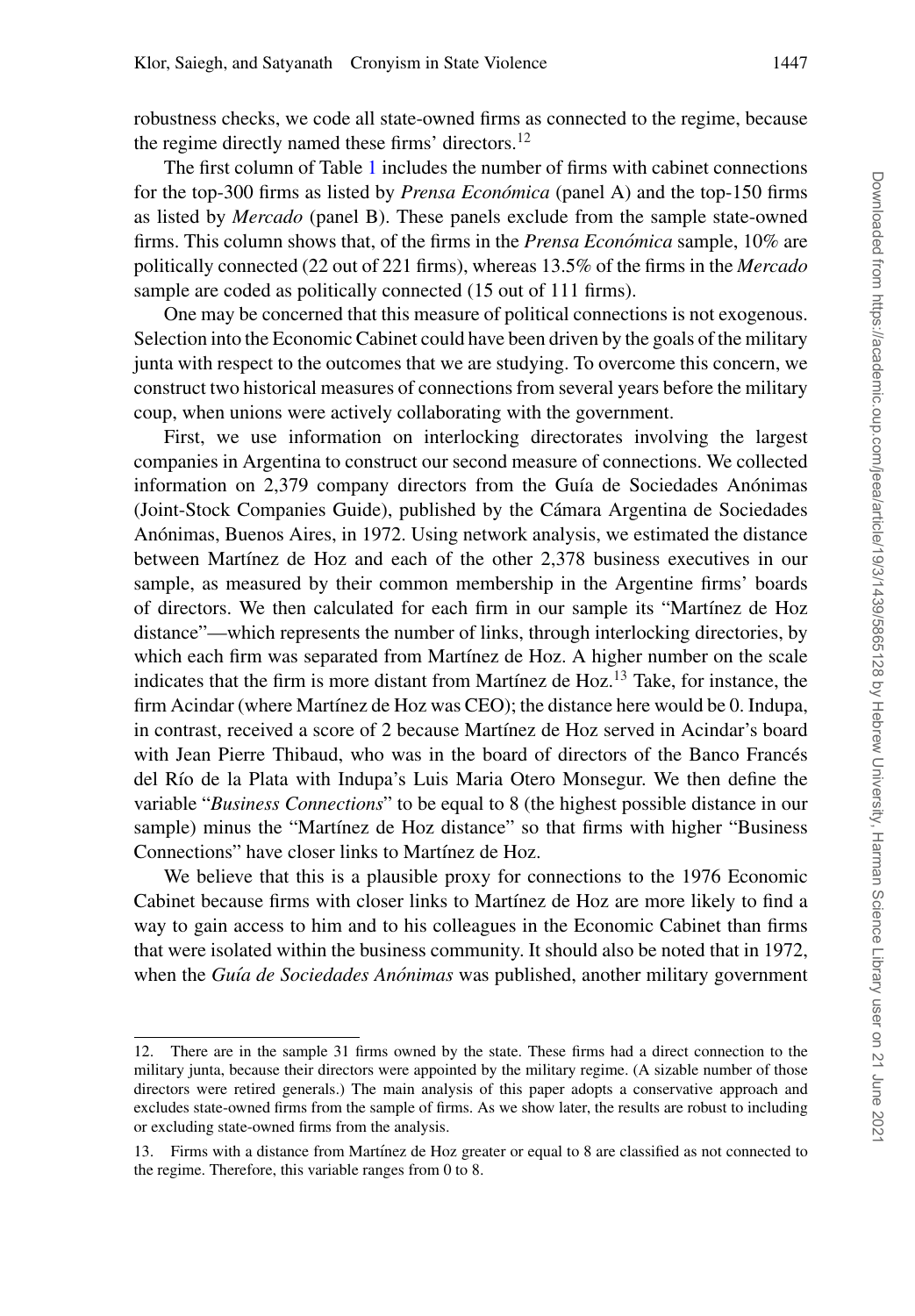robustness checks, we code all state-owned firms as connected to the regime, because the regime directly named these firms' directors.[12]

The first column of Table 1 includes the number of firms with cabinet connections for the top-300 firms as listed by *Prensa Económica* (panel A) and the top-150 firms as listed by *Mercado* (panel B). These panels exclude from the sample state-owned firms. This column shows that, of the firms in the *Prensa Económica* sample, 10% are politically connected (22 out of 221 firms), whereas 13.5% of the firms in the *Mercado* sample are coded as politically connected (15 out of 111 firms).

One may be concerned that this measure of political connections is not exogenous. Selection into the Economic Cabinet could have been driven by the goals of the military junta with respect to the outcomes that we are studying. To overcome this concern, we construct two historical measures of connections from several years before the military coup, when unions were actively collaborating with the government.

First, we use information on interlocking directorates involving the largest companies in Argentina to construct our second measure of connections. We collected information on 2,379 company directors from the Guía de Sociedades Anónimas (Joint-Stock Companies Guide), published by the Cámara Argentina de Sociedades Anónimas, Buenos Aires, in 1972. Using network analysis, we estimated the distance between Martínez de Hoz and each of the other 2,378 business executives in our sample, as measured by their common membership in the Argentine firms' boards of directors. We then calculated for each firm in our sample its "Martínez de Hoz distance"—which represents the number of links, through interlocking directories, by which each firm was separated from Martínez de Hoz. A higher number on the scale indicates that the firm is more distant from Martínez de Hoz.[13] Take, for instance, the firm Acindar (where Martínez de Hoz was CEO); the distance here would be 0. Indupa, in contrast, received a score of 2 because Martínez de Hoz served in Acindar's board with Jean Pierre Thibaud, who was in the board of directors of the Banco Francés del Río de la Plata with Indupa's Luis Maria Otero Monsegur. We then define the variable "*Business Connections*" to be equal to 8 (the highest possible distance in our sample) minus the "Martínez de Hoz distance" so that firms with higher "Business Connections" have closer links to Martínez de Hoz.

We believe that this is a plausible proxy for connections to the 1976 Economic Cabinet because firms with closer links to Martínez de Hoz are more likely to find a way to gain access to him and to his colleagues in the Economic Cabinet than firms that were isolated within the business community. It should also be noted that in 1972, when the *Guía de Sociedades Anónimas* was published, another military government

---

12. There are in the sample 31 firms owned by the state. These firms had a direct connection to the military junta, because their directors were appointed by the military regime. (A sizable number of those directors were retired generals.) The main analysis of this paper adopts a conservative approach and excludes state-owned firms from the sample of firms. As we show later, the results are robust to including or excluding state-owned firms from the analysis.

13. Firms with a distance from Martínez de Hoz greater or equal to 8 are classified as not connected to the regime. Therefore, this variable ranges from 0 to 8.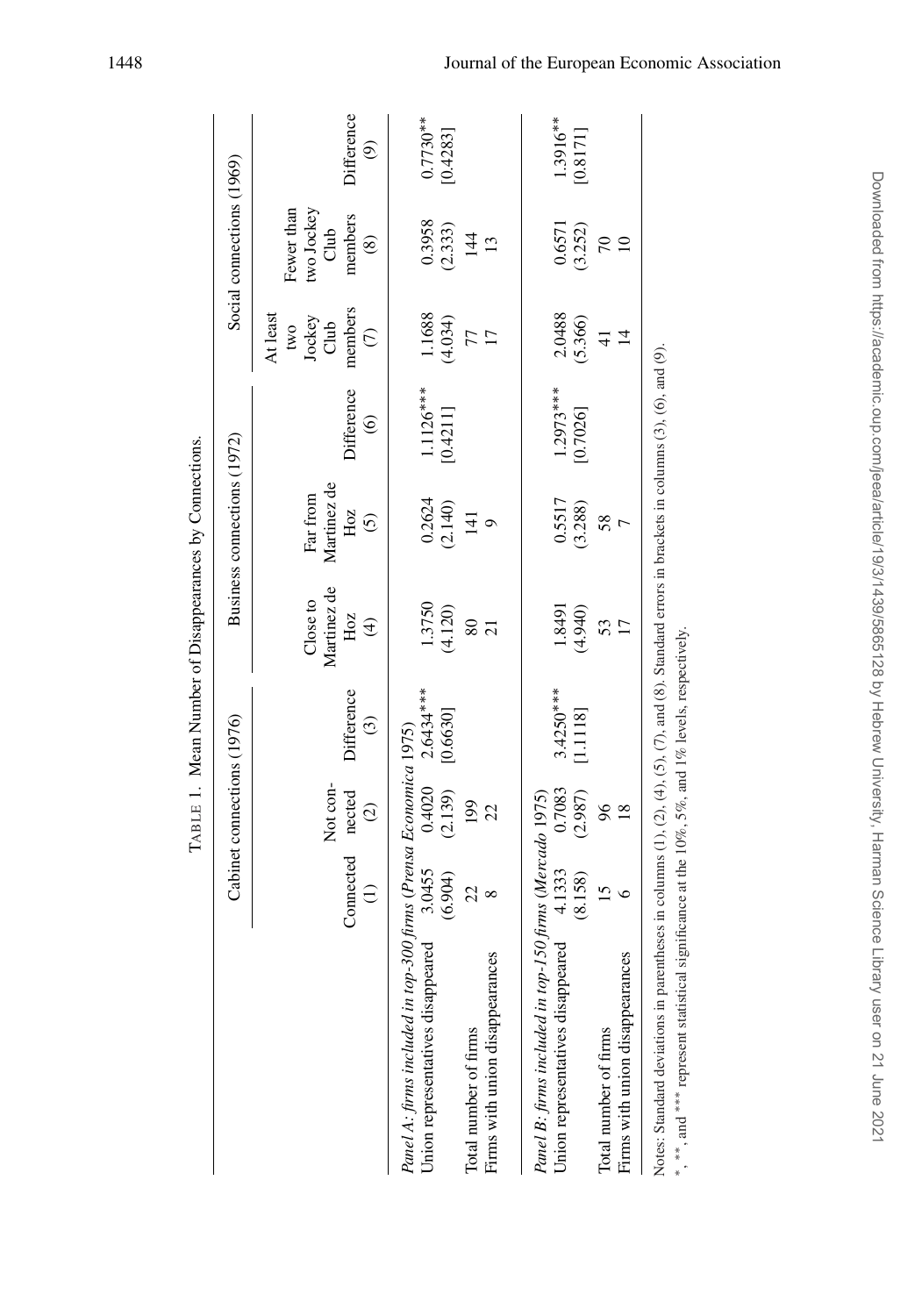TABLE 1. Mean Number of Disappearances by Connections.

| | Cabinet connections (1976) | | | Business connections (1972) | | | Social connections (1969) | | |
|---|---|---|---|---|---|---|---|---|---|
| | Connected (1) | Not connected (2) | Difference (3) | Close to Martinez de Hoz (4) | Far from Martinez de Hoz (5) | Difference (6) | At least two Jockey Club members (7) | Fewer than two Jockey Club members (8) | Difference (9) |
| *Panel A: firms included in top-300 firms (Prensa Economica 1975)* | | | | | | | | | |
| Union representatives disappeared | 3.0455 | 0.4020 | 2.6434*** | 1.3750 | 0.2624 | 1.1126*** | 1.1688 | 0.3958 | 0.7730** |
| | (6.904) | (2.139) | [0.6630] | (4.120) | (2.140) | [0.4211] | (4.034) | (2.333) | [0.4283] |
| Total number of firms | 22 | 199 | | 80 | 141 | | 77 | 144 | |
| Firms with union disappearances | 8 | 22 | | 21 | 9 | | 17 | 13 | |
| *Panel B: firms included in top-150 firms (Mercado 1975)* | | | | | | | | | |
| Union representatives disappeared | 4.1333 | 0.7083 | 3.4250*** | 1.8491 | 0.5517 | 1.2973*** | 2.0488 | 0.6571 | 1.3916** |
| | (8.158) | (2.987) | [1.1118] | (4.940) | (3.288) | [0.7026] | (5.366) | (3.252) | [0.8171] |
| Total number of firms | 15 | 96 | | 53 | 58 | | 41 | 70 | |
| Firms with union disappearances | 6 | 18 | | 17 | 7 | | 14 | 10 | |

Notes: Standard deviations in parentheses in columns (1), (2), (4), (5), (7), and (8). Standard errors in brackets in columns (3), (6), and (9).
*, **, and *** represent statistical significance at the 10%, 5%, and 1% levels, respectively.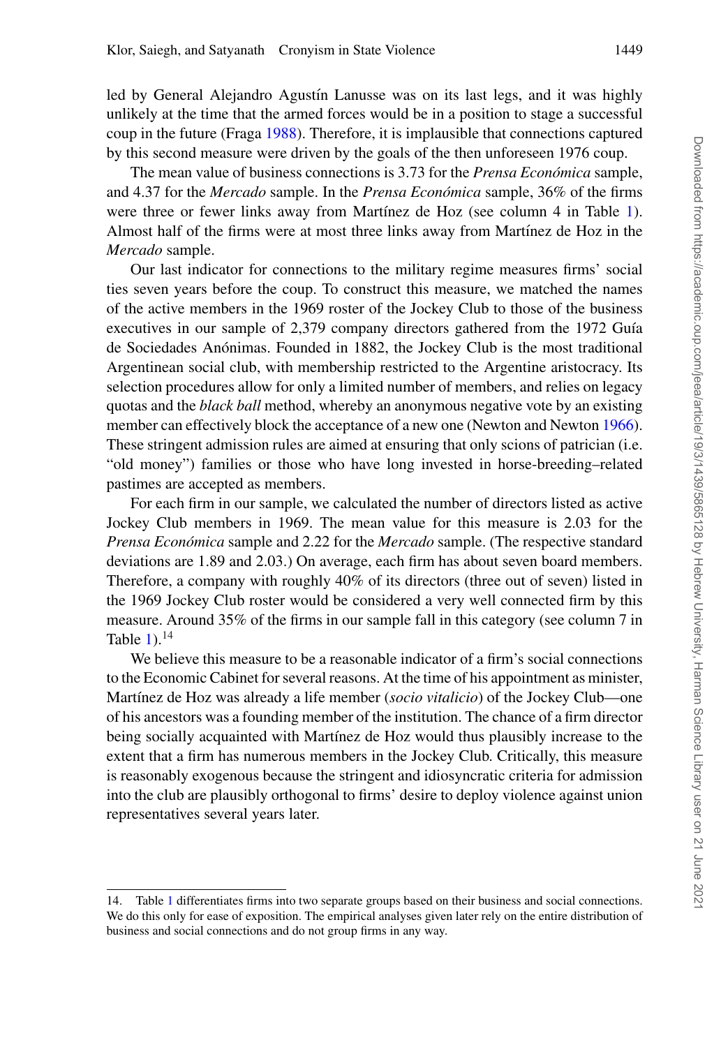led by General Alejandro Agustín Lanusse was on its last legs, and it was highly unlikely at the time that the armed forces would be in a position to stage a successful coup in the future (Fraga 1988). Therefore, it is implausible that connections captured by this second measure were driven by the goals of the then unforeseen 1976 coup.

The mean value of business connections is 3.73 for the *Prensa Económica* sample, and 4.37 for the *Mercado* sample. In the *Prensa Económica* sample, 36% of the firms were three or fewer links away from Martínez de Hoz (see column 4 in Table 1). Almost half of the firms were at most three links away from Martínez de Hoz in the *Mercado* sample.

Our last indicator for connections to the military regime measures firms' social ties seven years before the coup. To construct this measure, we matched the names of the active members in the 1969 roster of the Jockey Club to those of the business executives in our sample of 2,379 company directors gathered from the 1972 Guía de Sociedades Anónimas. Founded in 1882, the Jockey Club is the most traditional Argentinean social club, with membership restricted to the Argentine aristocracy. Its selection procedures allow for only a limited number of members, and relies on legacy quotas and the *black ball* method, whereby an anonymous negative vote by an existing member can effectively block the acceptance of a new one (Newton and Newton 1966). These stringent admission rules are aimed at ensuring that only scions of patrician (i.e. "old money") families or those who have long invested in horse-breeding–related pastimes are accepted as members.

For each firm in our sample, we calculated the number of directors listed as active Jockey Club members in 1969. The mean value for this measure is 2.03 for the *Prensa Económica* sample and 2.22 for the *Mercado* sample. (The respective standard deviations are 1.89 and 2.03.) On average, each firm has about seven board members. Therefore, a company with roughly 40% of its directors (three out of seven) listed in the 1969 Jockey Club roster would be considered a very well connected firm by this measure. Around 35% of the firms in our sample fall in this category (see column 7 in Table 1).[14]

We believe this measure to be a reasonable indicator of a firm's social connections to the Economic Cabinet for several reasons. At the time of his appointment as minister, Martínez de Hoz was already a life member (*socio vitalicio*) of the Jockey Club—one of his ancestors was a founding member of the institution. The chance of a firm director being socially acquainted with Martínez de Hoz would thus plausibly increase to the extent that a firm has numerous members in the Jockey Club. Critically, this measure is reasonably exogenous because the stringent and idiosyncratic criteria for admission into the club are plausibly orthogonal to firms' desire to deploy violence against union representatives several years later.

14. Table 1 differentiates firms into two separate groups based on their business and social connections. We do this only for ease of exposition. The empirical analyses given later rely on the entire distribution of business and social connections and do not group firms in any way.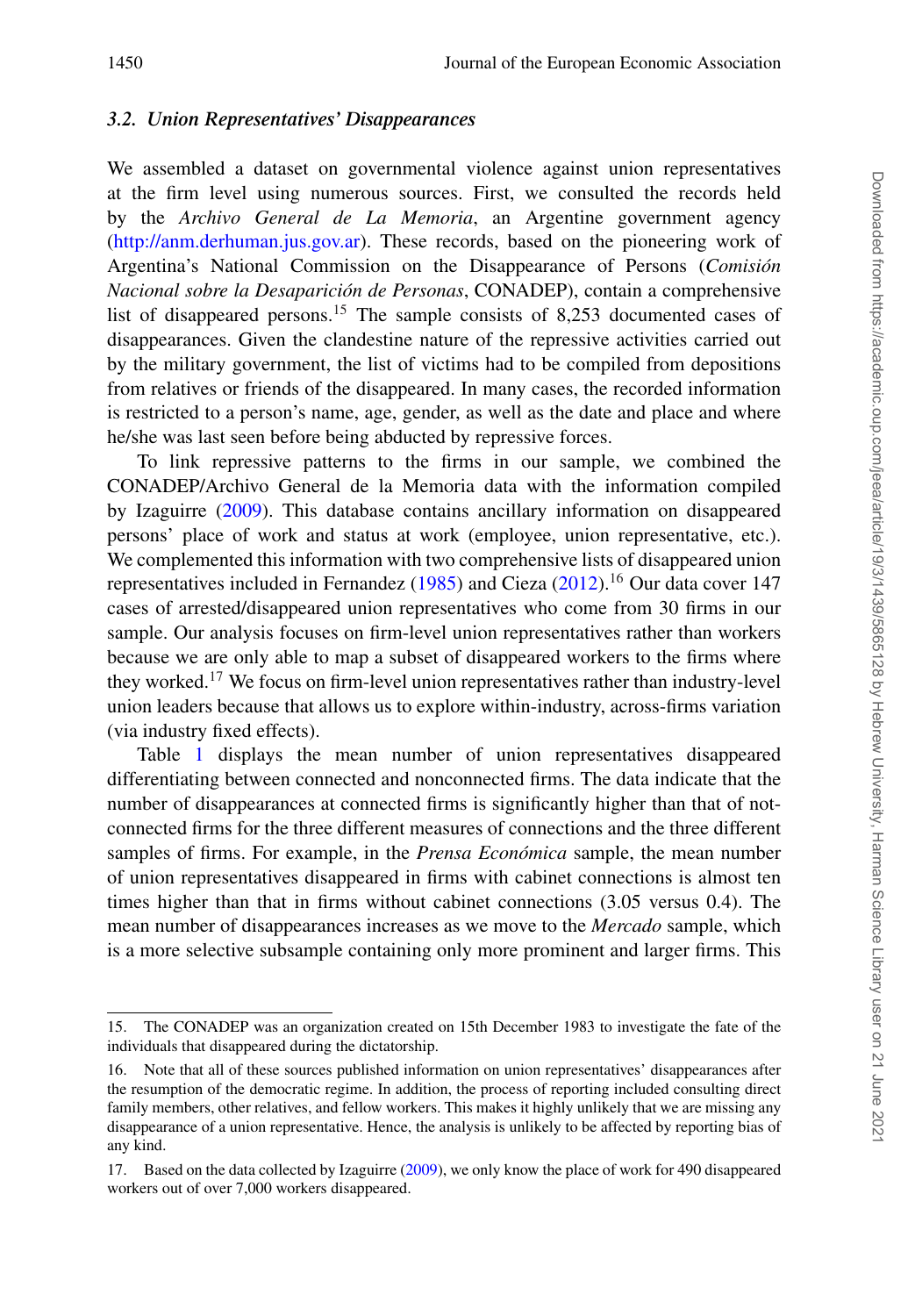### 3.2. Union Representatives' Disappearances

We assembled a dataset on governmental violence against union representatives at the firm level using numerous sources. First, we consulted the records held by the *Archivo General de La Memoria*, an Argentine government agency (http://anm.derhuman.jus.gov.ar). These records, based on the pioneering work of Argentina's National Commission on the Disappearance of Persons (*Comisión Nacional sobre la Desaparición de Personas*, CONADEP), contain a comprehensive list of disappeared persons.[15] The sample consists of 8,253 documented cases of disappearances. Given the clandestine nature of the repressive activities carried out by the military government, the list of victims had to be compiled from depositions from relatives or friends of the disappeared. In many cases, the recorded information is restricted to a person's name, age, gender, as well as the date and place and where he/she was last seen before being abducted by repressive forces.

To link repressive patterns to the firms in our sample, we combined the CONADEP/Archivo General de la Memoria data with the information compiled by Izaguirre (2009). This database contains ancillary information on disappeared persons' place of work and status at work (employee, union representative, etc.). We complemented this information with two comprehensive lists of disappeared union representatives included in Fernandez (1985) and Cieza (2012).[16] Our data cover 147 cases of arrested/disappeared union representatives who come from 30 firms in our sample. Our analysis focuses on firm-level union representatives rather than workers because we are only able to map a subset of disappeared workers to the firms where they worked.[17] We focus on firm-level union representatives rather than industry-level union leaders because that allows us to explore within-industry, across-firms variation (via industry fixed effects).

Table 1 displays the mean number of union representatives disappeared differentiating between connected and nonconnected firms. The data indicate that the number of disappearances at connected firms is significantly higher than that of not-connected firms for the three different measures of connections and the three different samples of firms. For example, in the *Prensa Económica* sample, the mean number of union representatives disappeared in firms with cabinet connections is almost ten times higher than that in firms without cabinet connections (3.05 versus 0.4). The mean number of disappearances increases as we move to the *Mercado* sample, which is a more selective subsample containing only more prominent and larger firms. This

---

15. The CONADEP was an organization created on 15th December 1983 to investigate the fate of the individuals that disappeared during the dictatorship.

16. Note that all of these sources published information on union representatives' disappearances after the resumption of the democratic regime. In addition, the process of reporting included consulting direct family members, other relatives, and fellow workers. This makes it highly unlikely that we are missing any disappearance of a union representative. Hence, the analysis is unlikely to be affected by reporting bias of any kind.

17. Based on the data collected by Izaguirre (2009), we only know the place of work for 490 disappeared workers out of over 7,000 workers disappeared.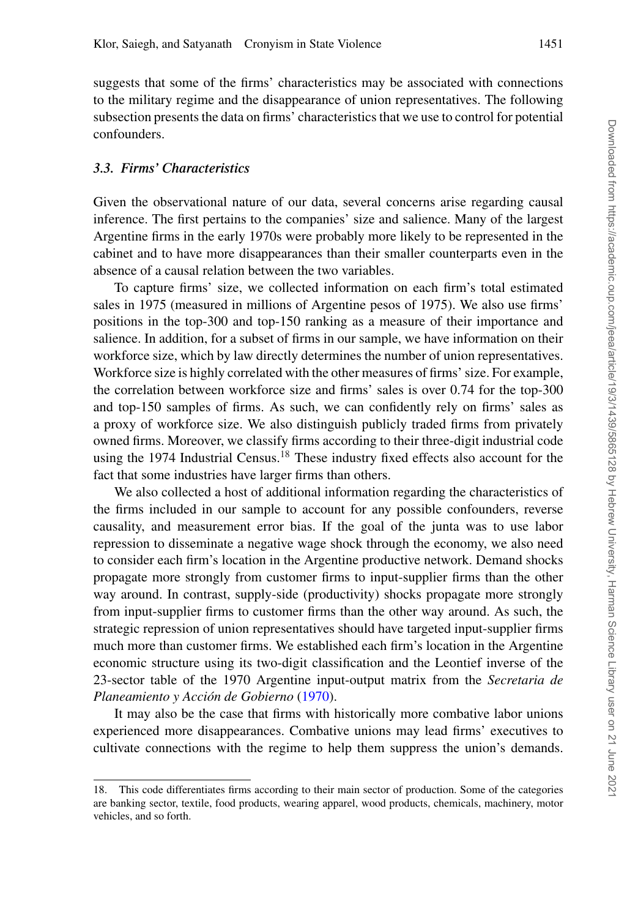suggests that some of the firms' characteristics may be associated with connections to the military regime and the disappearance of union representatives. The following subsection presents the data on firms' characteristics that we use to control for potential confounders.

### *3.3. Firms' Characteristics*

Given the observational nature of our data, several concerns arise regarding causal inference. The first pertains to the companies' size and salience. Many of the largest Argentine firms in the early 1970s were probably more likely to be represented in the cabinet and to have more disappearances than their smaller counterparts even in the absence of a causal relation between the two variables.

To capture firms' size, we collected information on each firm's total estimated sales in 1975 (measured in millions of Argentine pesos of 1975). We also use firms' positions in the top-300 and top-150 ranking as a measure of their importance and salience. In addition, for a subset of firms in our sample, we have information on their workforce size, which by law directly determines the number of union representatives. Workforce size is highly correlated with the other measures of firms' size. For example, the correlation between workforce size and firms' sales is over 0.74 for the top-300 and top-150 samples of firms. As such, we can confidently rely on firms' sales as a proxy of workforce size. We also distinguish publicly traded firms from privately owned firms. Moreover, we classify firms according to their three-digit industrial code using the 1974 Industrial Census.[18] These industry fixed effects also account for the fact that some industries have larger firms than others.

We also collected a host of additional information regarding the characteristics of the firms included in our sample to account for any possible confounders, reverse causality, and measurement error bias. If the goal of the junta was to use labor repression to disseminate a negative wage shock through the economy, we also need to consider each firm's location in the Argentine productive network. Demand shocks propagate more strongly from customer firms to input-supplier firms than the other way around. In contrast, supply-side (productivity) shocks propagate more strongly from input-supplier firms to customer firms than the other way around. As such, the strategic repression of union representatives should have targeted input-supplier firms much more than customer firms. We established each firm's location in the Argentine economic structure using its two-digit classification and the Leontief inverse of the 23-sector table of the 1970 Argentine input-output matrix from the *Secretaria de Planeamiento y Acción de Gobierno* (1970).

It may also be the case that firms with historically more combative labor unions experienced more disappearances. Combative unions may lead firms' executives to cultivate connections with the regime to help them suppress the union's demands.

18. This code differentiates firms according to their main sector of production. Some of the categories are banking sector, textile, food products, wearing apparel, wood products, chemicals, machinery, motor vehicles, and so forth.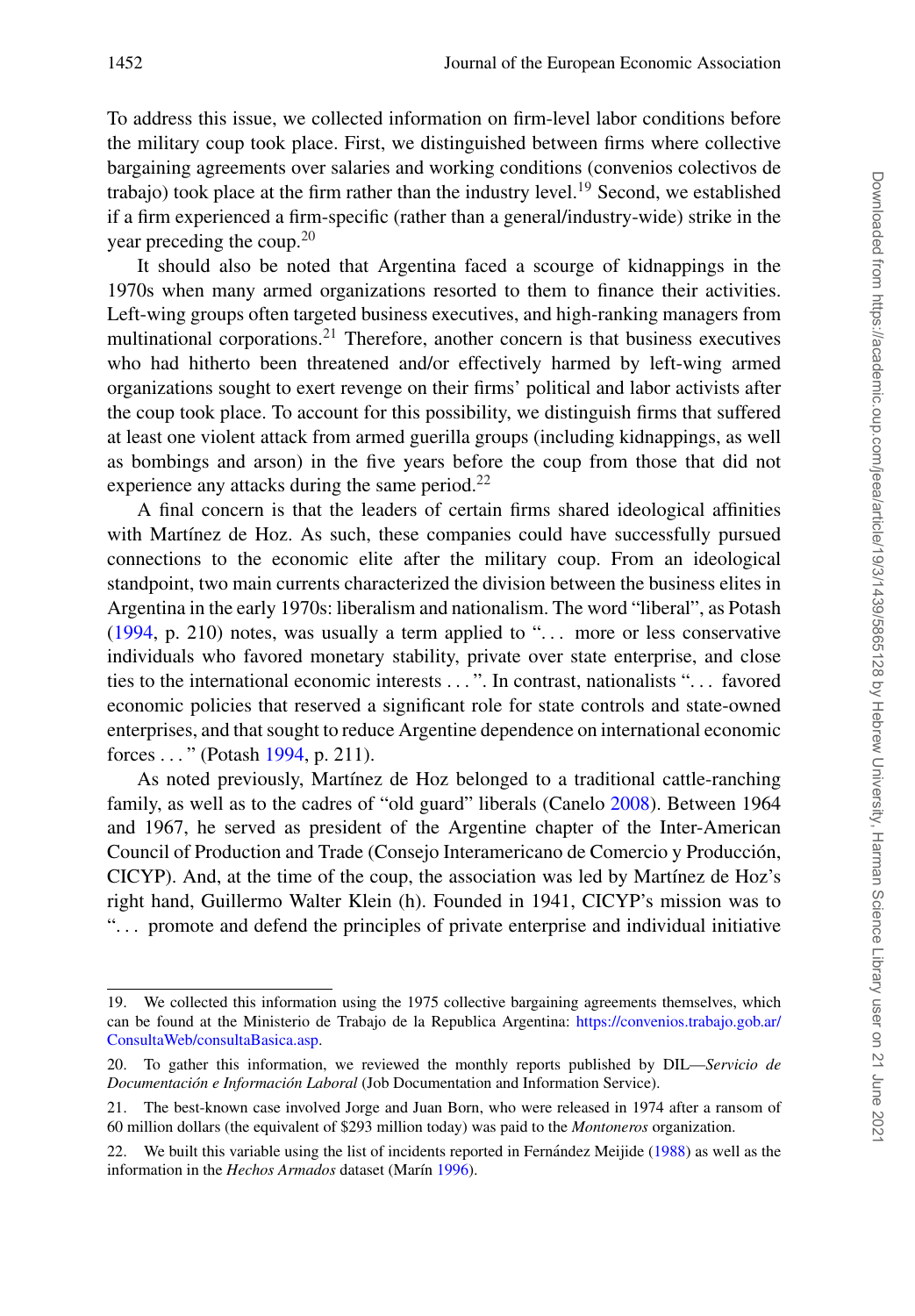To address this issue, we collected information on firm-level labor conditions before the military coup took place. First, we distinguished between firms where collective bargaining agreements over salaries and working conditions (convenios colectivos de trabajo) took place at the firm rather than the industry level.[19] Second, we established if a firm experienced a firm-specific (rather than a general/industry-wide) strike in the year preceding the coup.[20]

It should also be noted that Argentina faced a scourge of kidnappings in the 1970s when many armed organizations resorted to them to finance their activities. Left-wing groups often targeted business executives, and high-ranking managers from multinational corporations.[21] Therefore, another concern is that business executives who had hitherto been threatened and/or effectively harmed by left-wing armed organizations sought to exert revenge on their firms' political and labor activists after the coup took place. To account for this possibility, we distinguish firms that suffered at least one violent attack from armed guerilla groups (including kidnappings, as well as bombings and arson) in the five years before the coup from those that did not experience any attacks during the same period.[22]

A final concern is that the leaders of certain firms shared ideological affinities with Martínez de Hoz. As such, these companies could have successfully pursued connections to the economic elite after the military coup. From an ideological standpoint, two main currents characterized the division between the business elites in Argentina in the early 1970s: liberalism and nationalism. The word "liberal", as Potash (1994, p. 210) notes, was usually a term applied to "... more or less conservative individuals who favored monetary stability, private over state enterprise, and close ties to the international economic interests ...". In contrast, nationalists "... favored economic policies that reserved a significant role for state controls and state-owned enterprises, and that sought to reduce Argentine dependence on international economic forces ..." (Potash 1994, p. 211).

As noted previously, Martínez de Hoz belonged to a traditional cattle-ranching family, as well as to the cadres of "old guard" liberals (Canelo 2008). Between 1964 and 1967, he served as president of the Argentine chapter of the Inter-American Council of Production and Trade (Consejo Interamericano de Comercio y Producción, CICYP). And, at the time of the coup, the association was led by Martínez de Hoz's right hand, Guillermo Walter Klein (h). Founded in 1941, CICYP's mission was to "... promote and defend the principles of private enterprise and individual initiative

---

19. We collected this information using the 1975 collective bargaining agreements themselves, which can be found at the Ministerio de Trabajo de la Republica Argentina: https://convenios.trabajo.gob.ar/ConsultaWeb/consultaBasica.asp.

20. To gather this information, we reviewed the monthly reports published by DIL—*Servicio de Documentación e Información Laboral* (Job Documentation and Information Service).

21. The best-known case involved Jorge and Juan Born, who were released in 1974 after a ransom of 60 million dollars (the equivalent of $293 million today) was paid to the *Montoneros* organization.

22. We built this variable using the list of incidents reported in Fernández Meijide (1988) as well as the information in the *Hechos Armados* dataset (Marín 1996).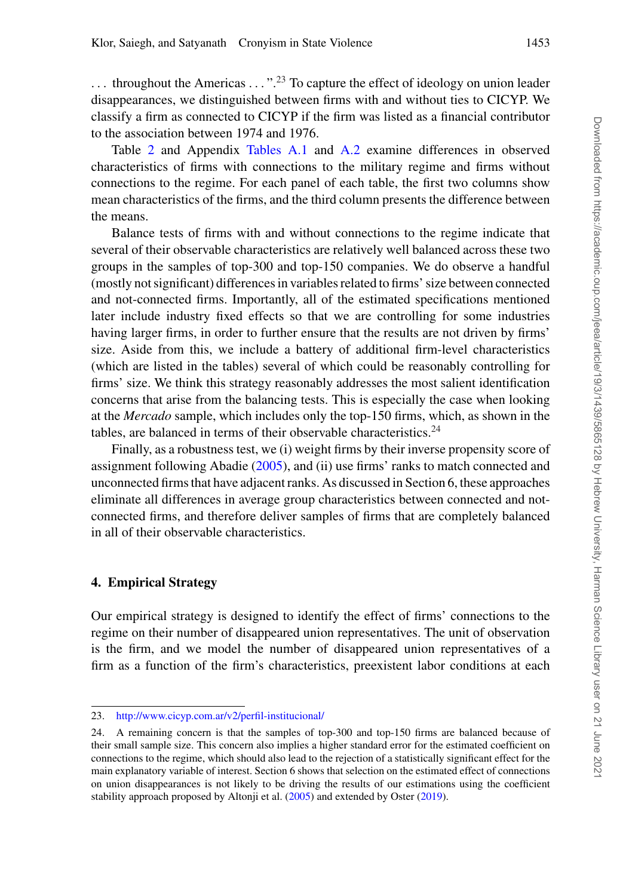. . . throughout the Americas . . . ".[23] To capture the effect of ideology on union leader disappearances, we distinguished between firms with and without ties to CICYP. We classify a firm as connected to CICYP if the firm was listed as a financial contributor to the association between 1974 and 1976.

Table 2 and Appendix Tables A.1 and A.2 examine differences in observed characteristics of firms with connections to the military regime and firms without connections to the regime. For each panel of each table, the first two columns show mean characteristics of the firms, and the third column presents the difference between the means.

Balance tests of firms with and without connections to the regime indicate that several of their observable characteristics are relatively well balanced across these two groups in the samples of top-300 and top-150 companies. We do observe a handful (mostly not significant) differences in variables related to firms' size between connected and not-connected firms. Importantly, all of the estimated specifications mentioned later include industry fixed effects so that we are controlling for some industries having larger firms, in order to further ensure that the results are not driven by firms' size. Aside from this, we include a battery of additional firm-level characteristics (which are listed in the tables) several of which could be reasonably controlling for firms' size. We think this strategy reasonably addresses the most salient identification concerns that arise from the balancing tests. This is especially the case when looking at the *Mercado* sample, which includes only the top-150 firms, which, as shown in the tables, are balanced in terms of their observable characteristics.[24]

Finally, as a robustness test, we (i) weight firms by their inverse propensity score of assignment following Abadie (2005), and (ii) use firms' ranks to match connected and unconnected firms that have adjacent ranks. As discussed in Section 6, these approaches eliminate all differences in average group characteristics between connected and not-connected firms, and therefore deliver samples of firms that are completely balanced in all of their observable characteristics.

## 4. Empirical Strategy

Our empirical strategy is designed to identify the effect of firms' connections to the regime on their number of disappeared union representatives. The unit of observation is the firm, and we model the number of disappeared union representatives of a firm as a function of the firm's characteristics, preexistent labor conditions at each

---

23. http://www.cicyp.com.ar/v2/perfil-institucional/

24. A remaining concern is that the samples of top-300 and top-150 firms are balanced because of their small sample size. This concern also implies a higher standard error for the estimated coefficient on connections to the regime, which should also lead to the rejection of a statistically significant effect for the main explanatory variable of interest. Section 6 shows that selection on the estimated effect of connections on union disappearances is not likely to be driving the results of our estimations using the coefficient stability approach proposed by Altonji et al. (2005) and extended by Oster (2019).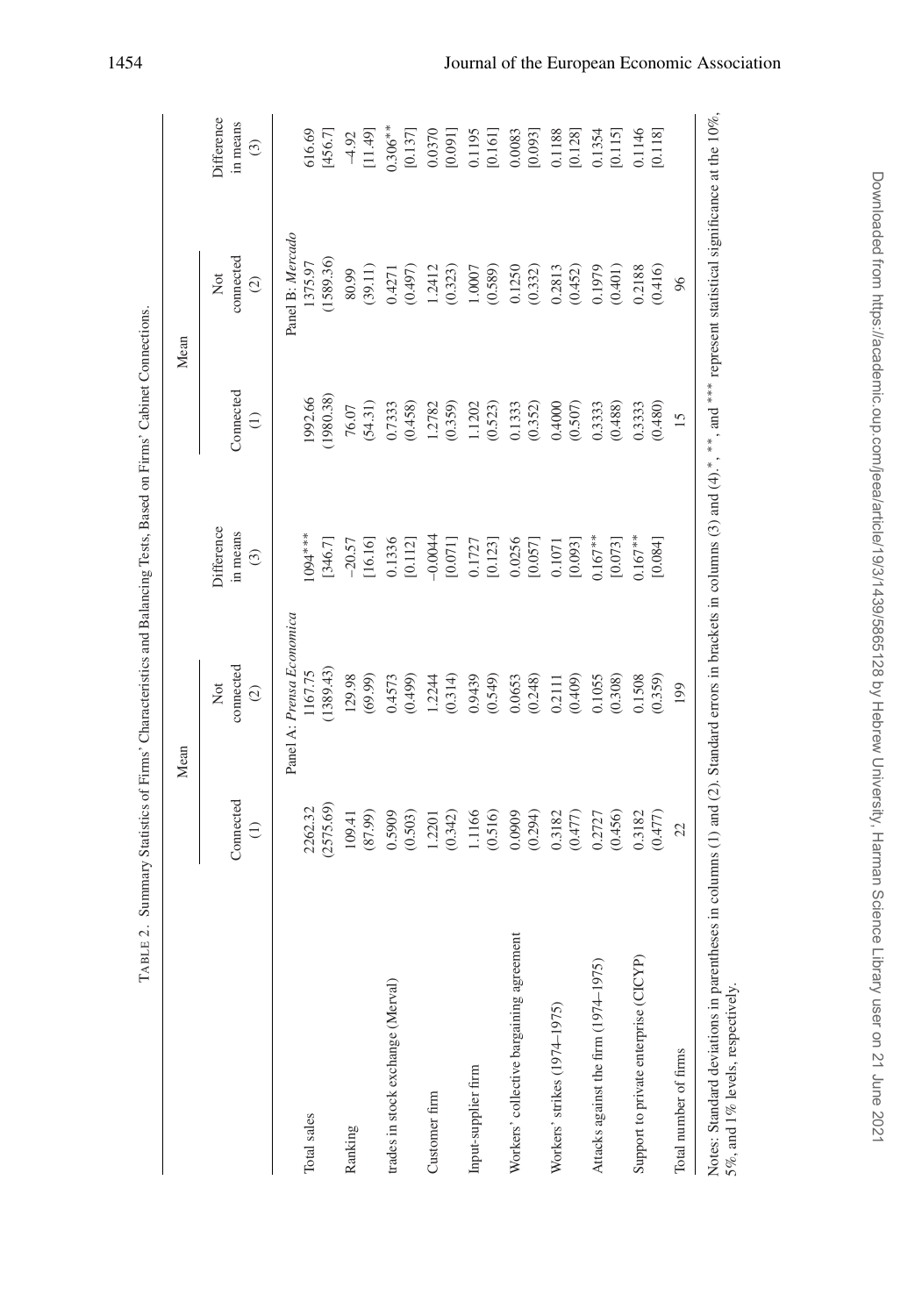TABLE 2. Summary Statistics of Firms' Characteristics and Balancing Tests, Based on Firms' Cabinet Connections.

| | Mean | | | Mean | | |
|---|---|---|---|---|---|---|
| | Connected (1) | Not connected (2) | Difference in means (3) | Connected (1) | Not connected (2) | Difference in means (3) |
| | Panel A: *Prensa Economica* | | | Panel B: *Mercado* | | |
| Total sales | 2262.32 | 1167.75 | 1094*** | 1992.66 | 1375.97 | 616.69 |
| | (2575.69) | (1389.43) | [346.7] | (1980.38) | (1589.36) | [456.7] |
| Ranking | 109.41 | 129.98 | −20.57 | 76.07 | 80.99 | −4.92 |
| | (87.99) | (69.99) | [16.16] | (54.31) | (39.11) | [11.49] |
| trades in stock exchange (Merval) | 0.5909 | 0.4573 | 0.1336 | 0.7333 | 0.4271 | 0.306** |
| | (0.503) | (0.499) | [0.112] | (0.458) | (0.497) | [0.137] |
| Customer firm | 1.2201 | 1.2244 | −0.0044 | 1.2782 | 1.2412 | 0.0370 |
| | (0.342) | (0.314) | [0.071] | (0.359) | (0.323) | [0.091] |
| Input-supplier firm | 1.1166 | 0.9439 | 0.1727 | 1.1202 | 1.0007 | 0.1195 |
| | (0.516) | (0.549) | [0.123] | (0.523) | (0.589) | [0.161] |
| Workers' collective bargaining agreement | 0.0909 | 0.0653 | 0.0256 | 0.1333 | 0.1250 | 0.0083 |
| | (0.294) | (0.248) | [0.057] | (0.352) | (0.332) | [0.093] |
| Workers' strikes (1974–1975) | 0.3182 | 0.2111 | 0.1071 | 0.4000 | 0.2813 | 0.1188 |
| | (0.477) | (0.409) | [0.093] | (0.507) | (0.452) | [0.128] |
| Attacks against the firm (1974–1975) | 0.2727 | 0.1055 | 0.167** | 0.3333 | 0.1979 | 0.1354 |
| | (0.456) | (0.308) | [0.073] | (0.488) | (0.401) | [0.115] |
| Support to private enterprise (CICYP) | 0.3182 | 0.1508 | 0.167** | 0.3333 | 0.2188 | 0.1146 |
| | (0.477) | (0.359) | [0.084] | (0.480) | (0.416) | [0.118] |
| Total number of firms | 22 | 199 | | 15 | 96 | |

Notes: Standard deviations in parentheses in columns (1) and (2). Standard errors in brackets in columns (3) and (4). *, **, and *** represent statistical significance at the 10%, 5%, and 1% levels, respectively.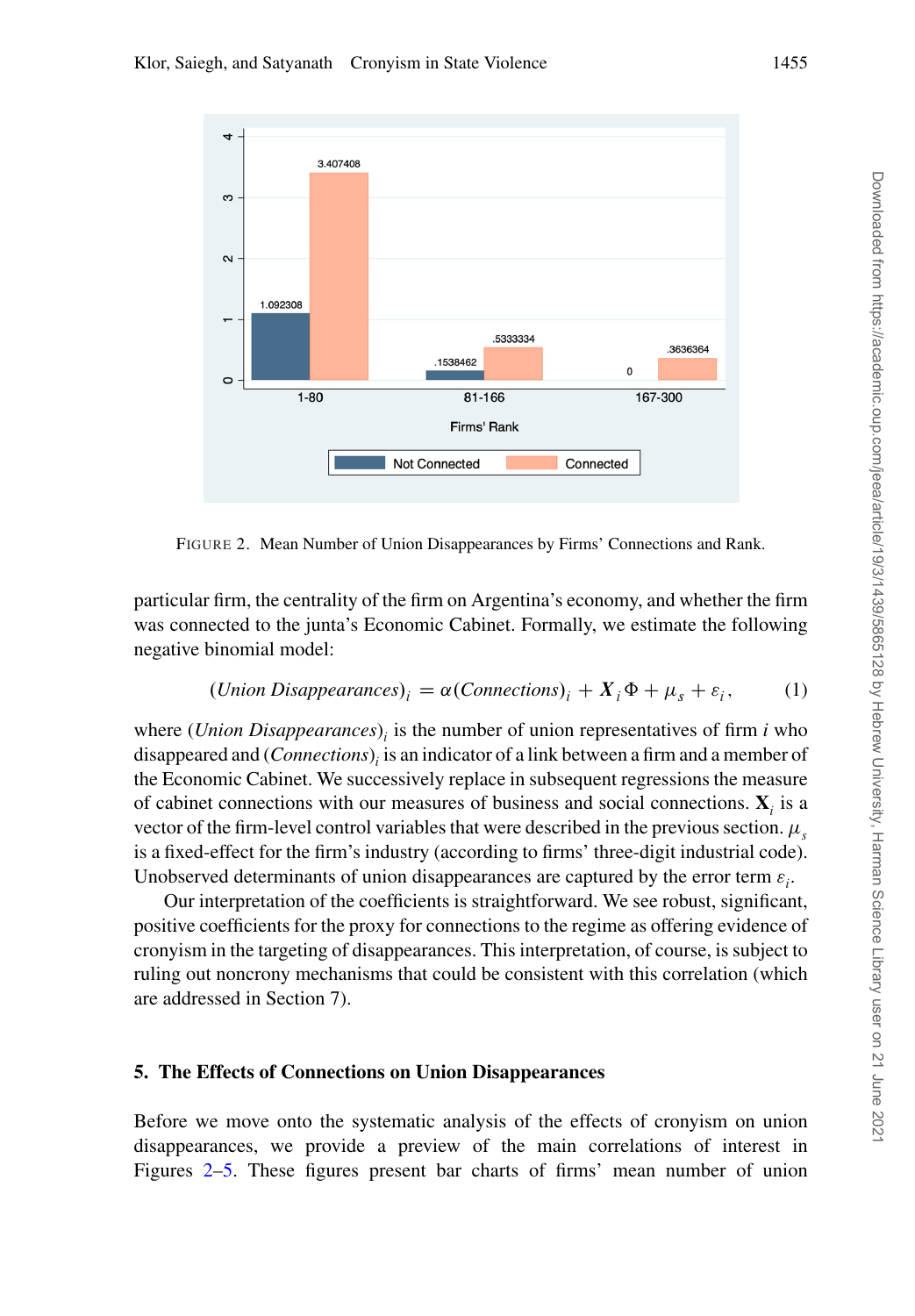FIGURE 2. Mean Number of Union Disappearances by Firms' Connections and Rank.

particular firm, the centrality of the firm on Argentina's economy, and whether the firm was connected to the junta's Economic Cabinet. Formally, we estimate the following negative binomial model:

$$(Union\ Disappearances)_i = \alpha(Connections)_i + \boldsymbol{X}_i\Phi + \mu_s + \varepsilon_i, \quad (1)$$

where $(Union\ Disappearances)_i$ is the number of union representatives of firm $i$ who disappeared and $(Connections)_i$ is an indicator of a link between a firm and a member of the Economic Cabinet. We successively replace in subsequent regressions the measure of cabinet connections with our measures of business and social connections. $\mathbf{X}_i$ is a vector of the firm-level control variables that were described in the previous section. $\mu_s$ is a fixed-effect for the firm's industry (according to firms' three-digit industrial code). Unobserved determinants of union disappearances are captured by the error term $\varepsilon_i$.

Our interpretation of the coefficients is straightforward. We see robust, significant, positive coefficients for the proxy for connections to the regime as offering evidence of cronyism in the targeting of disappearances. This interpretation, of course, is subject to ruling out noncrony mechanisms that could be consistent with this correlation (which are addressed in Section 7).

## 5. The Effects of Connections on Union Disappearances

Before we move onto the systematic analysis of the effects of cronyism on union disappearances, we provide a preview of the main correlations of interest in Figures 2–5. These figures present bar charts of firms' mean number of union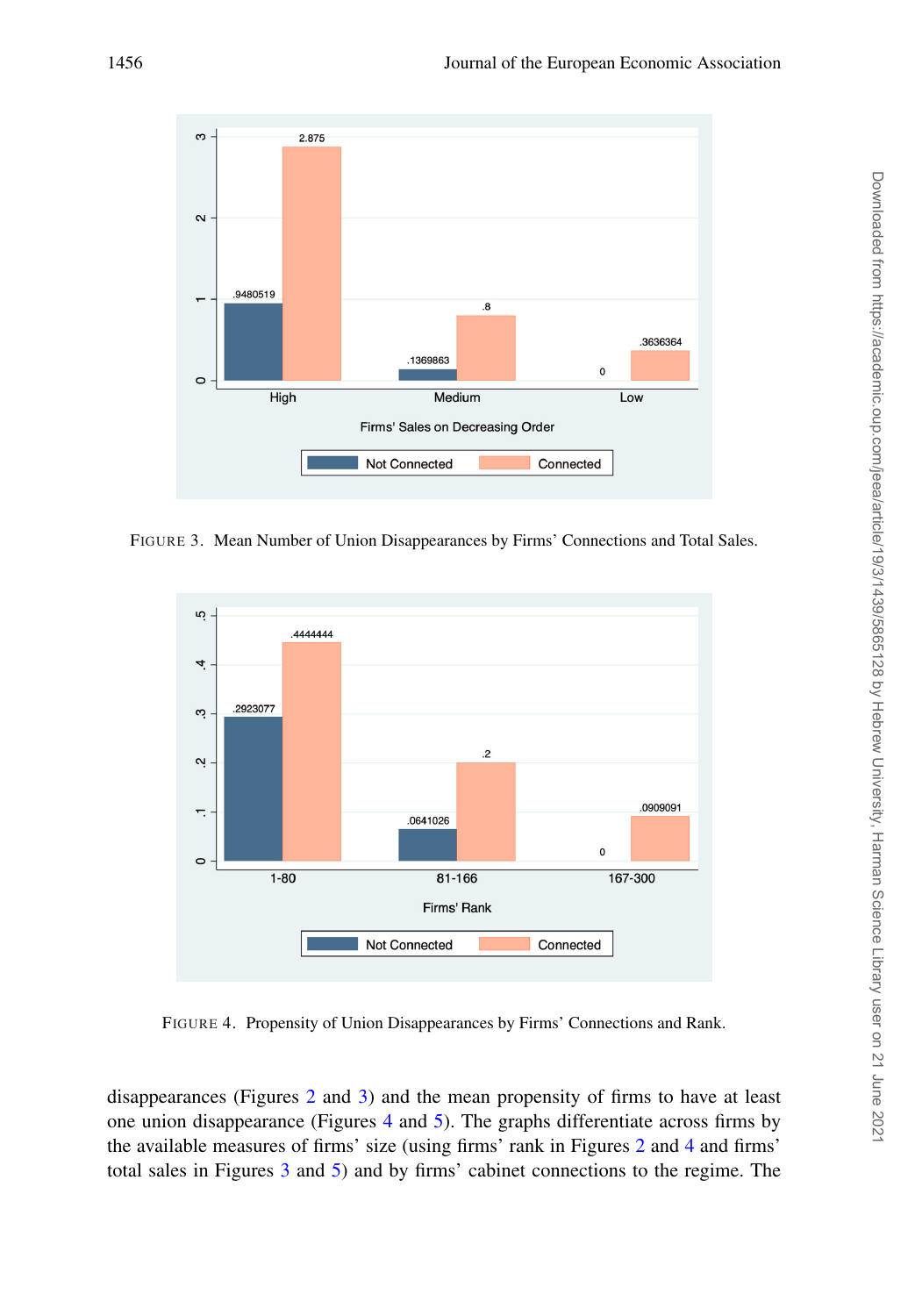FIGURE 3. Mean Number of Union Disappearances by Firms' Connections and Total Sales.

FIGURE 4. Propensity of Union Disappearances by Firms' Connections and Rank.

disappearances (Figures 2 and 3) and the mean propensity of firms to have at least one union disappearance (Figures 4 and 5). The graphs differentiate across firms by the available measures of firms' size (using firms' rank in Figures 2 and 4 and firms' total sales in Figures 3 and 5) and by firms' cabinet connections to the regime. The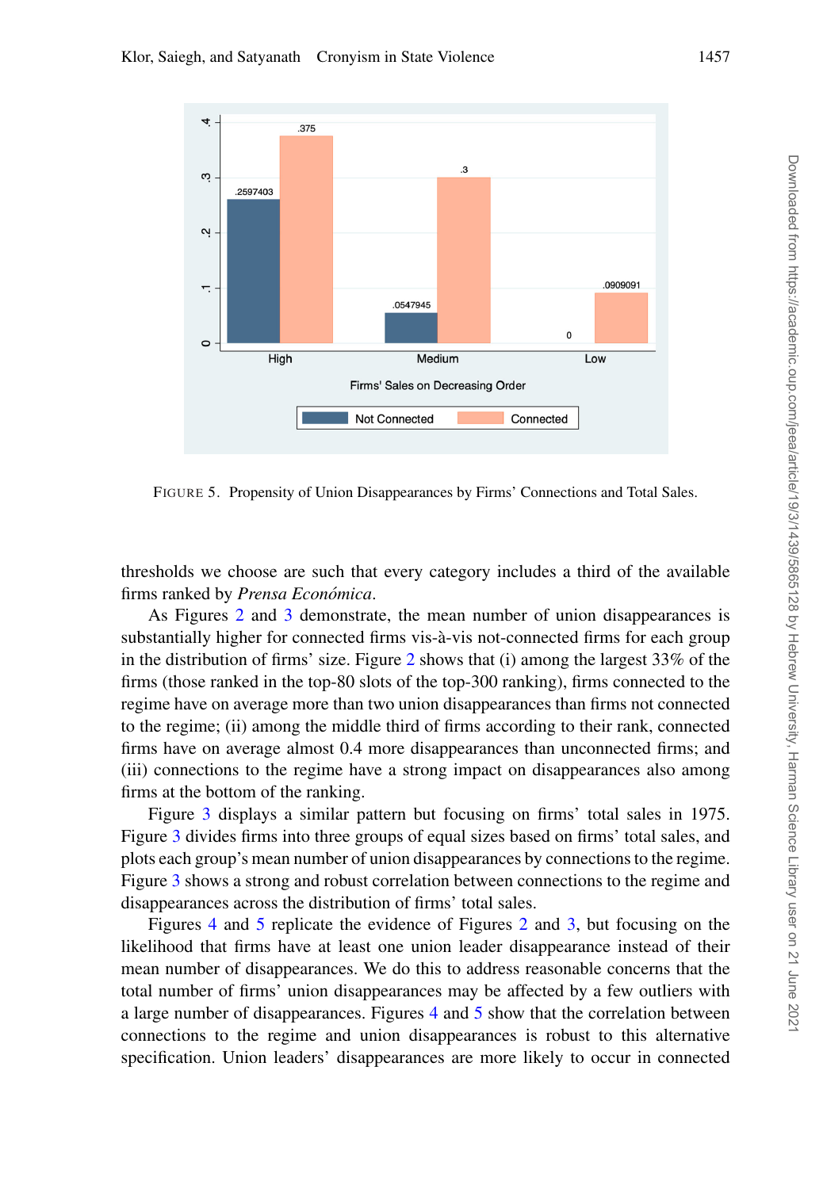FIGURE 5. Propensity of Union Disappearances by Firms' Connections and Total Sales.

thresholds we choose are such that every category includes a third of the available firms ranked by *Prensa Económica*.

As Figures 2 and 3 demonstrate, the mean number of union disappearances is substantially higher for connected firms vis-à-vis not-connected firms for each group in the distribution of firms' size. Figure 2 shows that (i) among the largest 33% of the firms (those ranked in the top-80 slots of the top-300 ranking), firms connected to the regime have on average more than two union disappearances than firms not connected to the regime; (ii) among the middle third of firms according to their rank, connected firms have on average almost 0.4 more disappearances than unconnected firms; and (iii) connections to the regime have a strong impact on disappearances also among firms at the bottom of the ranking.

Figure 3 displays a similar pattern but focusing on firms' total sales in 1975. Figure 3 divides firms into three groups of equal sizes based on firms' total sales, and plots each group's mean number of union disappearances by connections to the regime. Figure 3 shows a strong and robust correlation between connections to the regime and disappearances across the distribution of firms' total sales.

Figures 4 and 5 replicate the evidence of Figures 2 and 3, but focusing on the likelihood that firms have at least one union leader disappearance instead of their mean number of disappearances. We do this to address reasonable concerns that the total number of firms' union disappearances may be affected by a few outliers with a large number of disappearances. Figures 4 and 5 show that the correlation between connections to the regime and union disappearances is robust to this alternative specification. Union leaders' disappearances are more likely to occur in connected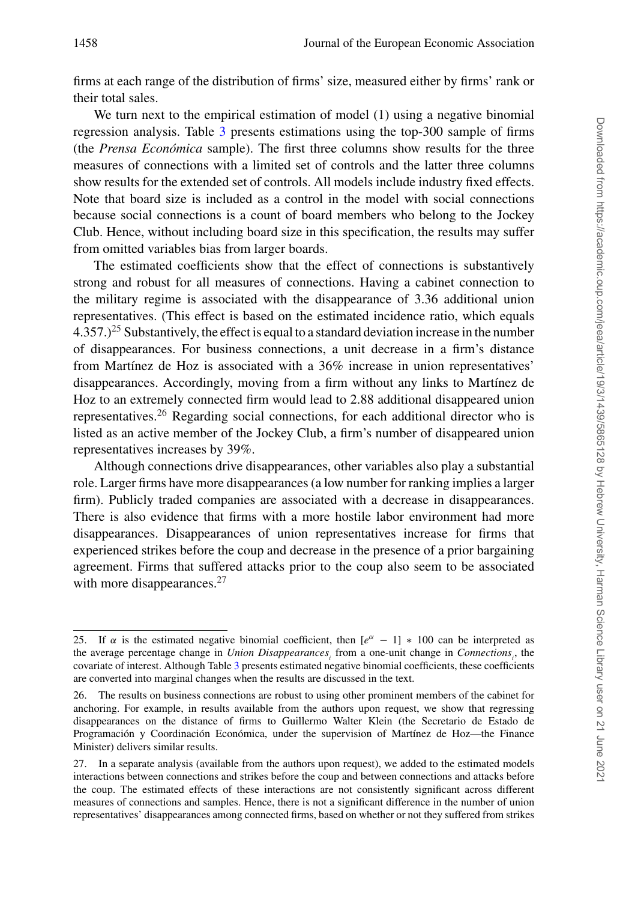firms at each range of the distribution of firms' size, measured either by firms' rank or their total sales.

We turn next to the empirical estimation of model (1) using a negative binomial regression analysis. Table 3 presents estimations using the top-300 sample of firms (the *Prensa Económica* sample). The first three columns show results for the three measures of connections with a limited set of controls and the latter three columns show results for the extended set of controls. All models include industry fixed effects. Note that board size is included as a control in the model with social connections because social connections is a count of board members who belong to the Jockey Club. Hence, without including board size in this specification, the results may suffer from omitted variables bias from larger boards.

The estimated coefficients show that the effect of connections is substantively strong and robust for all measures of connections. Having a cabinet connection to the military regime is associated with the disappearance of 3.36 additional union representatives. (This effect is based on the estimated incidence ratio, which equals 4.357.)[25] Substantively, the effect is equal to a standard deviation increase in the number of disappearances. For business connections, a unit decrease in a firm's distance from Martínez de Hoz is associated with a 36% increase in union representatives' disappearances. Accordingly, moving from a firm without any links to Martínez de Hoz to an extremely connected firm would lead to 2.88 additional disappeared union representatives.[26] Regarding social connections, for each additional director who is listed as an active member of the Jockey Club, a firm's number of disappeared union representatives increases by 39%.

Although connections drive disappearances, other variables also play a substantial role. Larger firms have more disappearances (a low number for ranking implies a larger firm). Publicly traded companies are associated with a decrease in disappearances. There is also evidence that firms with a more hostile labor environment had more disappearances. Disappearances of union representatives increase for firms that experienced strikes before the coup and decrease in the presence of a prior bargaining agreement. Firms that suffered attacks prior to the coup also seem to be associated with more disappearances.[27]

---

25. If $\alpha$ is the estimated negative binomial coefficient, then $[e^{\alpha} - 1] * 100$ can be interpreted as the average percentage change in $\textit{Union Disappearances}_i$ from a one-unit change in $\textit{Connections}_i$, the covariate of interest. Although Table 3 presents estimated negative binomial coefficients, these coefficients are converted into marginal changes when the results are discussed in the text.

26. The results on business connections are robust to using other prominent members of the cabinet for anchoring. For example, in results available from the authors upon request, we show that regressing disappearances on the distance of firms to Guillermo Walter Klein (the Secretario de Estado de Programación y Coordinación Económica, under the supervision of Martínez de Hoz—the Finance Minister) delivers similar results.

27. In a separate analysis (available from the authors upon request), we added to the estimated models interactions between connections and strikes before the coup and between connections and attacks before the coup. The estimated effects of these interactions are not consistently significant across different measures of connections and samples. Hence, there is not a significant difference in the number of union representatives' disappearances among connected firms, based on whether or not they suffered from strikes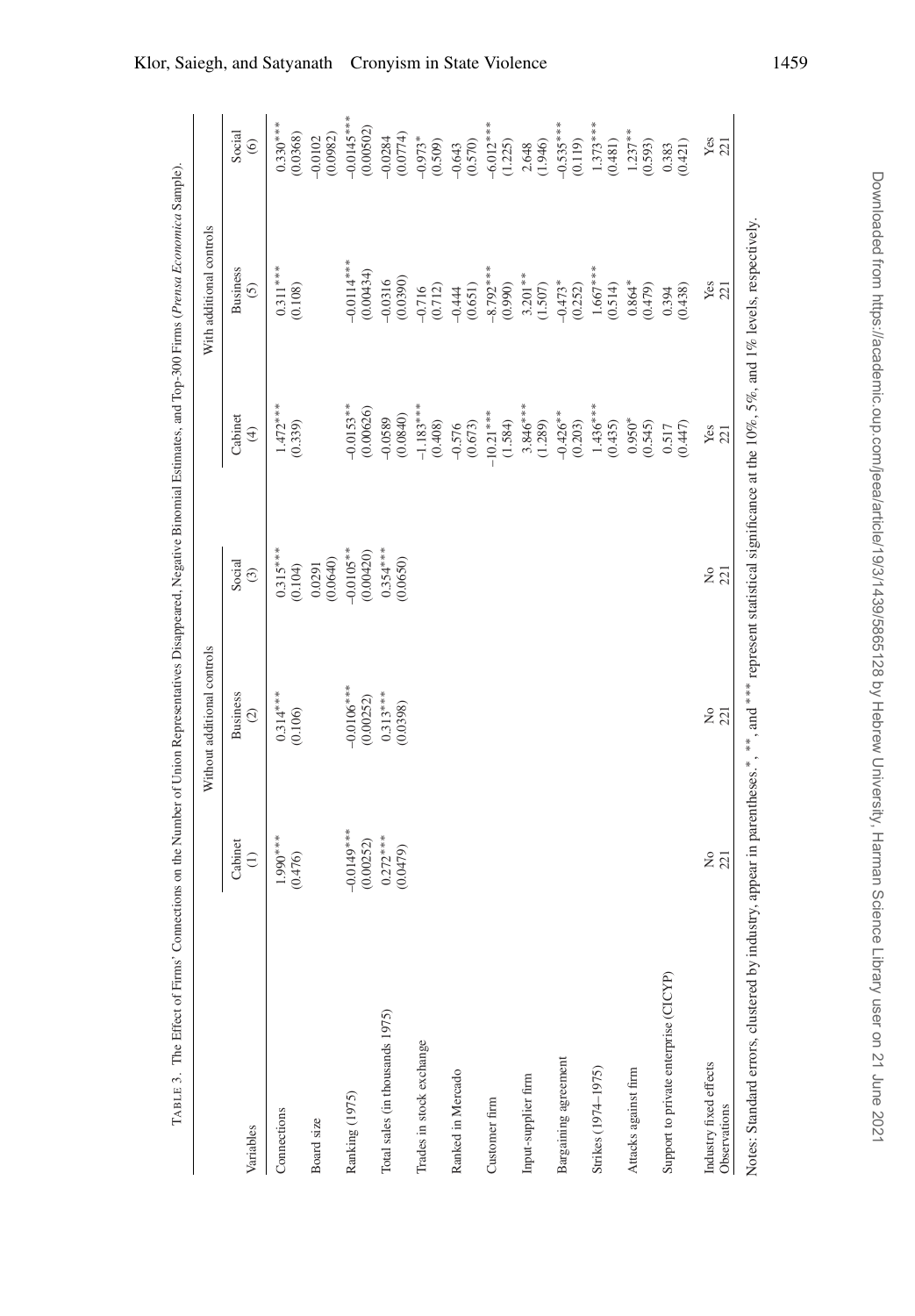TABLE 3. The Effect of Firms' Connections on the Number of Union Representatives Disappeared, Negative Binomial Estimates, and Top-300 Firms (*Prensa Economica* Sample).

| | Without additional controls | | | With additional controls | | |
|---|---|---|---|---|---|---|
| Variables | Cabinet (1) | Business (2) | Social (3) | Cabinet (4) | Business (5) | Social (6) |
| Connections | 1.990*** (0.476) | 0.314*** (0.106) | 0.315*** (0.104) | 1.472*** (0.339) | 0.311*** (0.108) | 0.330*** (0.0368) |
| Board size | | | 0.0291 (0.0640) | | | -0.0102 (0.0982) |
| Ranking (1975) | -0.0149*** (0.00252) | -0.0106*** (0.00252) | -0.0105** (0.00420) | -0.0153** (0.00626) | -0.0114*** (0.00434) | -0.0145*** (0.00502) |
| Total sales (in thousands 1975) | 0.272*** (0.0479) | 0.313*** (0.0398) | 0.354*** (0.0650) | -0.0589 (0.0840) | -0.0316 (0.0390) | -0.0284 (0.0774) |
| Trades in stock exchange | | | | -1.183*** (0.408) | -0.716 (0.712) | -0.973* (0.509) |
| Ranked in Mercado | | | | -0.576 (0.673) | -0.444 (0.651) | -0.643 (0.570) |
| Customer firm | | | | -10.21*** (1.584) | -8.792*** (0.990) | -6.012*** (1.225) |
| Input-supplier firm | | | | 3.846*** (1.289) | 3.201** (1.507) | 2.648 (1.946) |
| Bargaining agreement | | | | -0.426** (0.203) | -0.473* (0.252) | -0.535*** (0.119) |
| Strikes (1974–1975) | | | | 1.436*** (0.435) | 1.667*** (0.514) | 1.373*** (0.481) |
| Attacks against firm | | | | 0.950* (0.545) | 0.864* (0.479) | 1.237** (0.593) |
| Support to private enterprise (CICYP) | | | | 0.517 (0.447) | 0.394 (0.438) | 0.383 (0.421) |
| Industry fixed effects | No | No | No | Yes | Yes | Yes |
| Observations | 221 | 221 | 221 | 221 | 221 | 221 |

Notes: Standard errors, clustered by industry, appear in parentheses. *, **, and *** represent statistical significance at the 10%, 5%, and 1% levels, respectively.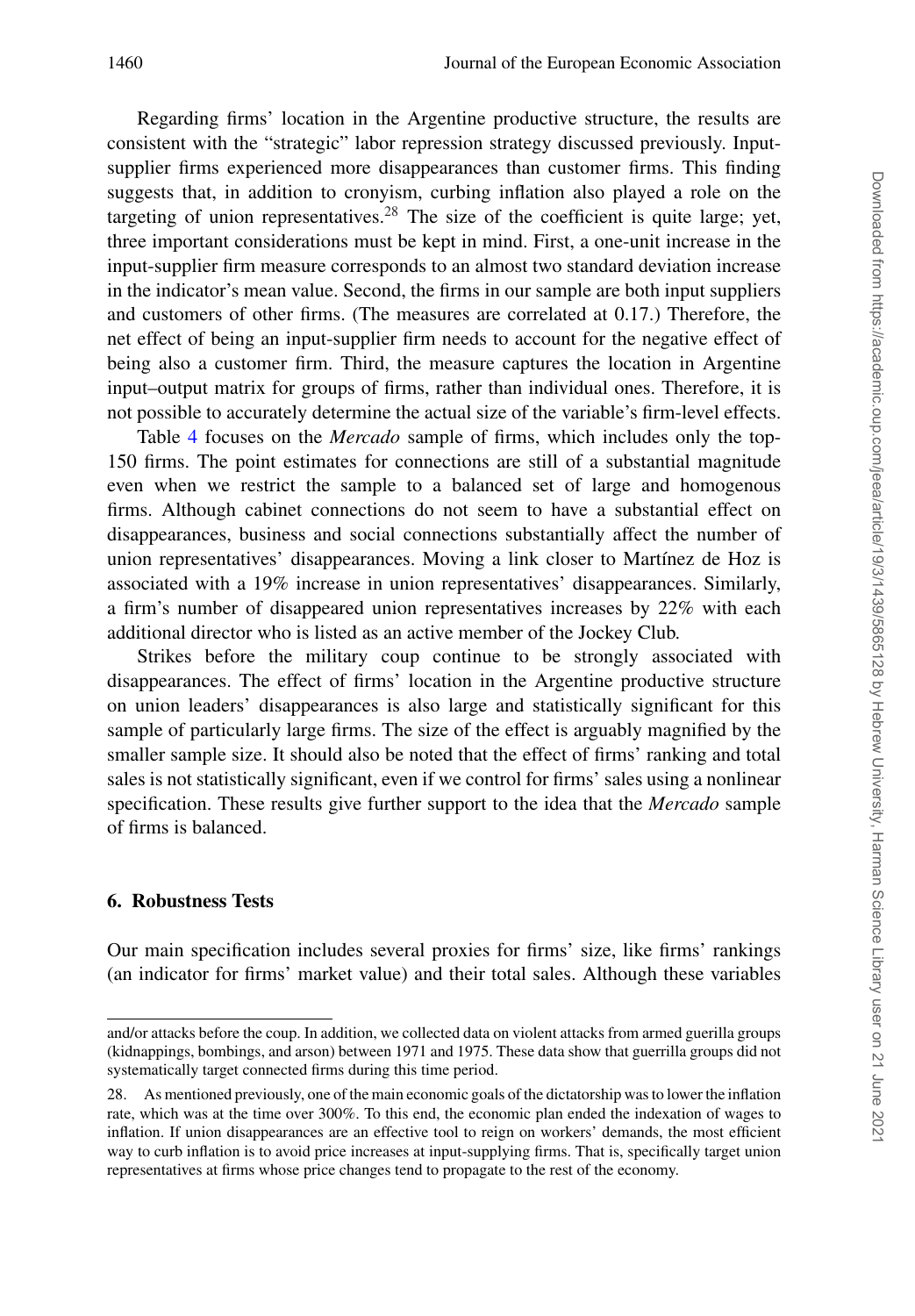Regarding firms' location in the Argentine productive structure, the results are consistent with the "strategic" labor repression strategy discussed previously. Input-supplier firms experienced more disappearances than customer firms. This finding suggests that, in addition to cronyism, curbing inflation also played a role on the targeting of union representatives.[28] The size of the coefficient is quite large; yet, three important considerations must be kept in mind. First, a one-unit increase in the input-supplier firm measure corresponds to an almost two standard deviation increase in the indicator's mean value. Second, the firms in our sample are both input suppliers and customers of other firms. (The measures are correlated at 0.17.) Therefore, the net effect of being an input-supplier firm needs to account for the negative effect of being also a customer firm. Third, the measure captures the location in Argentine input–output matrix for groups of firms, rather than individual ones. Therefore, it is not possible to accurately determine the actual size of the variable's firm-level effects.

Table 4 focuses on the *Mercado* sample of firms, which includes only the top-150 firms. The point estimates for connections are still of a substantial magnitude even when we restrict the sample to a balanced set of large and homogenous firms. Although cabinet connections do not seem to have a substantial effect on disappearances, business and social connections substantially affect the number of union representatives' disappearances. Moving a link closer to Martínez de Hoz is associated with a 19% increase in union representatives' disappearances. Similarly, a firm's number of disappeared union representatives increases by 22% with each additional director who is listed as an active member of the Jockey Club.

Strikes before the military coup continue to be strongly associated with disappearances. The effect of firms' location in the Argentine productive structure on union leaders' disappearances is also large and statistically significant for this sample of particularly large firms. The size of the effect is arguably magnified by the smaller sample size. It should also be noted that the effect of firms' ranking and total sales is not statistically significant, even if we control for firms' sales using a nonlinear specification. These results give further support to the idea that the *Mercado* sample of firms is balanced.

## 6. Robustness Tests

Our main specification includes several proxies for firms' size, like firms' rankings (an indicator for firms' market value) and their total sales. Although these variables

and/or attacks before the coup. In addition, we collected data on violent attacks from armed guerilla groups (kidnappings, bombings, and arson) between 1971 and 1975. These data show that guerrilla groups did not systematically target connected firms during this time period.

28. As mentioned previously, one of the main economic goals of the dictatorship was to lower the inflation rate, which was at the time over 300%. To this end, the economic plan ended the indexation of wages to inflation. If union disappearances are an effective tool to reign on workers' demands, the most efficient way to curb inflation is to avoid price increases at input-supplying firms. That is, specifically target union representatives at firms whose price changes tend to propagate to the rest of the economy.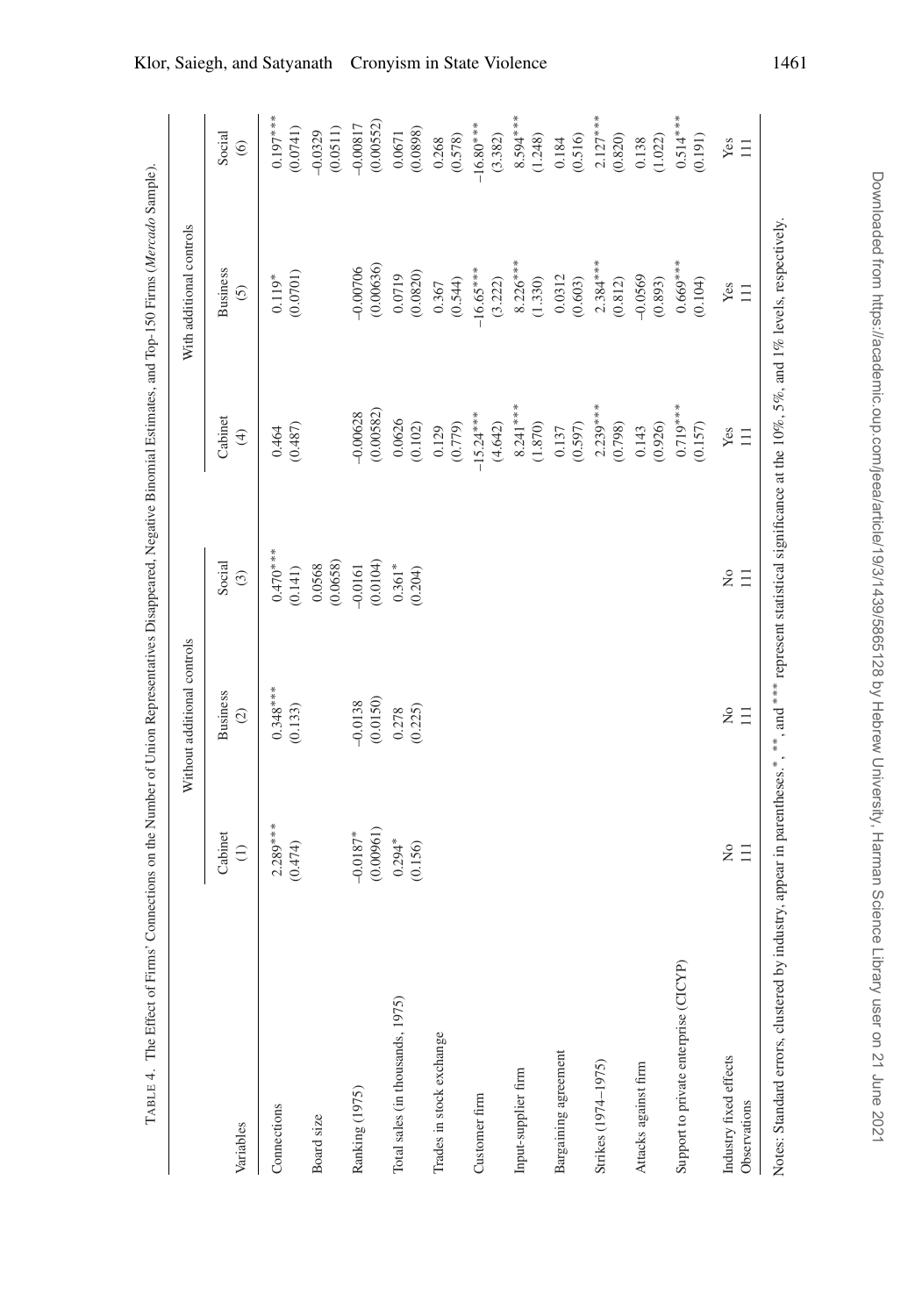TABLE 4. The Effect of Firms' Connections on the Number of Union Representatives Disappeared, Negative Binomial Estimates, and Top-150 Firms (*Mercado* Sample).

| Variables | Without additional controls | | | With additional controls | | |
|---|---|---|---|---|---|---|
| | Cabinet (1) | Business (2) | Social (3) | Cabinet (4) | Business (5) | Social (6) |
| Connections | 2.289*** (0.474) | 0.348*** (0.133) | 0.470*** (0.141) | 0.464 (0.487) | 0.119* (0.0701) | 0.197*** (0.0741) |
| Board size | | | 0.0568 (0.0658) | | | −0.0329 (0.0511) |
| Ranking (1975) | −0.0187* (0.00961) | −0.0138 (0.0150) | −0.0161 (0.0104) | −0.00628 (0.00582) | −0.00706 (0.00636) | −0.00817 (0.00552) |
| Total sales (in thousands, 1975) | 0.294* (0.156) | 0.278 (0.225) | 0.361* (0.204) | 0.0626 (0.102) | 0.0719 (0.0820) | 0.0671 (0.0898) |
| Trades in stock exchange | | | | 0.129 (0.779) | 0.367 (0.544) | 0.268 (0.578) |
| Customer firm | | | | −15.24*** (4.642) | −16.65*** (3.222) | −16.80*** (3.382) |
| Input-supplier firm | | | | 8.241*** (1.870) | 8.226*** (1.330) | 8.594*** (1.248) |
| Bargaining agreement | | | | 0.137 (0.597) | 0.0312 (0.603) | 0.184 (0.516) |
| Strikes (1974–1975) | | | | 2.239*** (0.798) | 2.384*** (0.812) | 2.127*** (0.820) |
| Attacks against firm | | | | 0.143 (0.926) | −0.0569 (0.893) | 0.138 (1.022) |
| Support to private enterprise (CICYP) | | | | 0.719*** (0.157) | 0.669*** (0.104) | 0.514*** (0.191) |
| Industry fixed effects | No | No | No | Yes | Yes | Yes |
| Observations | 111 | 111 | 111 | 111 | 111 | 111 |

Notes: Standard errors, clustered by industry, appear in parentheses. *, **, and *** represent statistical significance at the 10%, 5%, and 1% levels, respectively.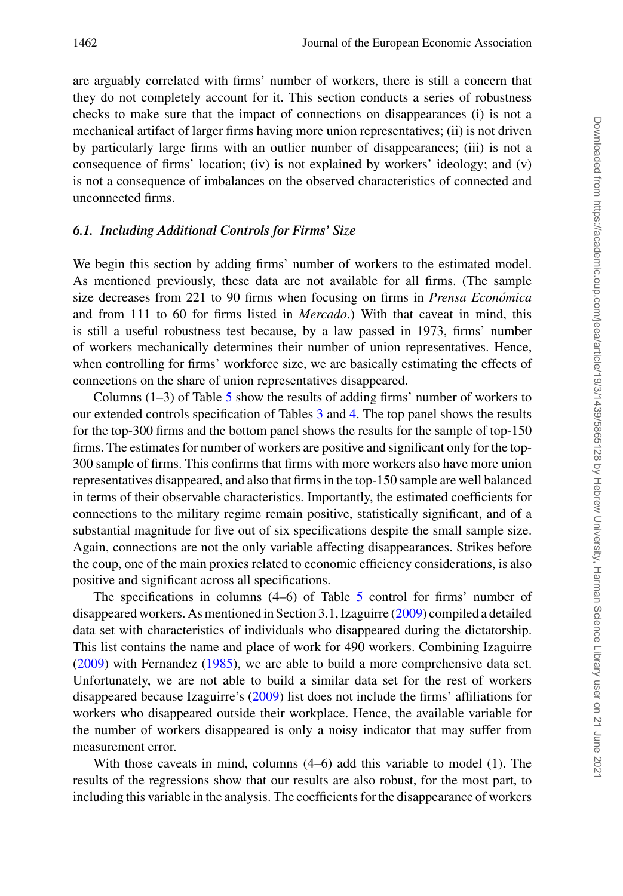are arguably correlated with firms' number of workers, there is still a concern that they do not completely account for it. This section conducts a series of robustness checks to make sure that the impact of connections on disappearances (i) is not a mechanical artifact of larger firms having more union representatives; (ii) is not driven by particularly large firms with an outlier number of disappearances; (iii) is not a consequence of firms' location; (iv) is not explained by workers' ideology; and (v) is not a consequence of imbalances on the observed characteristics of connected and unconnected firms.

### *6.1. Including Additional Controls for Firms' Size*

We begin this section by adding firms' number of workers to the estimated model. As mentioned previously, these data are not available for all firms. (The sample size decreases from 221 to 90 firms when focusing on firms in *Prensa Económica* and from 111 to 60 for firms listed in *Mercado*.) With that caveat in mind, this is still a useful robustness test because, by a law passed in 1973, firms' number of workers mechanically determines their number of union representatives. Hence, when controlling for firms' workforce size, we are basically estimating the effects of connections on the share of union representatives disappeared.

Columns (1–3) of Table 5 show the results of adding firms' number of workers to our extended controls specification of Tables 3 and 4. The top panel shows the results for the top-300 firms and the bottom panel shows the results for the sample of top-150 firms. The estimates for number of workers are positive and significant only for the top-300 sample of firms. This confirms that firms with more workers also have more union representatives disappeared, and also that firms in the top-150 sample are well balanced in terms of their observable characteristics. Importantly, the estimated coefficients for connections to the military regime remain positive, statistically significant, and of a substantial magnitude for five out of six specifications despite the small sample size. Again, connections are not the only variable affecting disappearances. Strikes before the coup, one of the main proxies related to economic efficiency considerations, is also positive and significant across all specifications.

The specifications in columns (4–6) of Table 5 control for firms' number of disappeared workers. As mentioned in Section 3.1, Izaguirre (2009) compiled a detailed data set with characteristics of individuals who disappeared during the dictatorship. This list contains the name and place of work for 490 workers. Combining Izaguirre (2009) with Fernandez (1985), we are able to build a more comprehensive data set. Unfortunately, we are not able to build a similar data set for the rest of workers disappeared because Izaguirre's (2009) list does not include the firms' affiliations for workers who disappeared outside their workplace. Hence, the available variable for the number of workers disappeared is only a noisy indicator that may suffer from measurement error.

With those caveats in mind, columns (4–6) add this variable to model (1). The results of the regressions show that our results are also robust, for the most part, to including this variable in the analysis. The coefficients for the disappearance of workers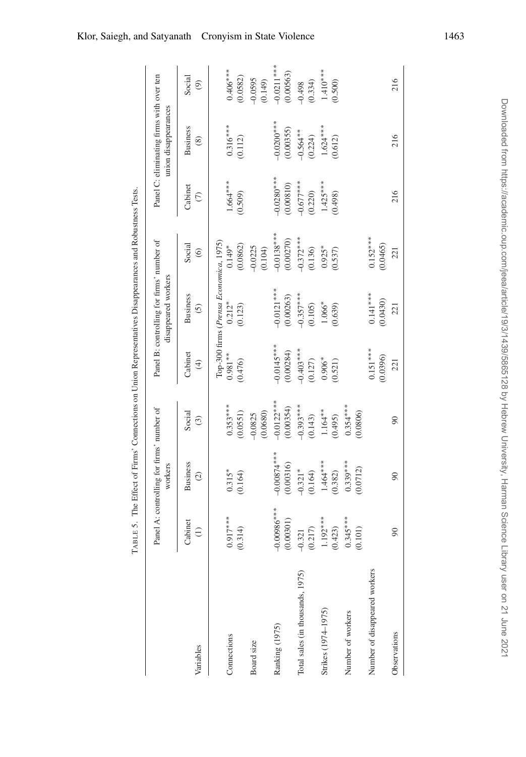TABLE 5. The Effect of Firms' Connections on Union Representatives Disappearances and Robustness Tests.

| Variables | Panel A: controlling for firms' number of workers | | | Panel B: controlling for firms' number of disappeared workers | | | Panel C: eliminating firms with over ten union disappearances | | |
|---|---|---|---|---|---|---|---|---|---|
| | Cabinet (1) | Business (2) | Social (3) | Cabinet (4) | Business (5) | Social (6) | Cabinet (7) | Business (8) | Social (9) |
| | | | | Top-300 firms (*Prensa Economica*, 1975) | | | | | |
| Connections | 0.917*** | 0.315* | 0.353*** | 0.981** | 0.212* | 0.149* | 1.664*** | 0.316*** | 0.406*** |
| | (0.314) | (0.164) | (0.0551) | (0.476) | (0.123) | (0.0862) | (0.509) | (0.112) | (0.0582) |
| Board size | | | −0.0825 | | | −0.0225 | | | −0.0595 |
| | | | (0.0680) | | | (0.104) | | | (0.149) |
| Ranking (1975) | −0.00986*** | −0.00874*** | −0.0122*** | −0.0145*** | −0.0121*** | −0.0138*** | −0.0280*** | −0.0200*** | −0.0211*** |
| | (0.00301) | (0.00316) | (0.00354) | (0.00284) | (0.00263) | (0.00270) | (0.00810) | (0.00355) | (0.00563) |
| Total sales (in thousands, 1975) | −0.321 | −0.321* | −0.393*** | −0.403*** | −0.357*** | −0.372*** | −0.677*** | −0.564** | −0.498 |
| | (0.217) | (0.164) | (0.143) | (0.127) | (0.105) | (0.136) | (0.220) | (0.224) | (0.334) |
| Strikes (1974–1975) | 1.192*** | 1.464*** | 1.164** | 0.906* | 1.066* | 0.925* | 1.425*** | 1.624*** | 1.410*** |
| | (0.423) | (0.382) | (0.495) | (0.521) | (0.639) | (0.537) | (0.498) | (0.612) | (0.500) |
| Number of workers | 0.345*** | 0.339*** | 0.354*** | | | | | | |
| | (0.101) | (0.0712) | (0.0806) | | | | | | |
| Number of disappeared workers | | | | 0.151*** | 0.141*** | 0.152*** | | | |
| | | | | (0.0396) | (0.0430) | (0.0465) | | | |
| Observations | 90 | 90 | 90 | 221 | 221 | 221 | 216 | 216 | 216 |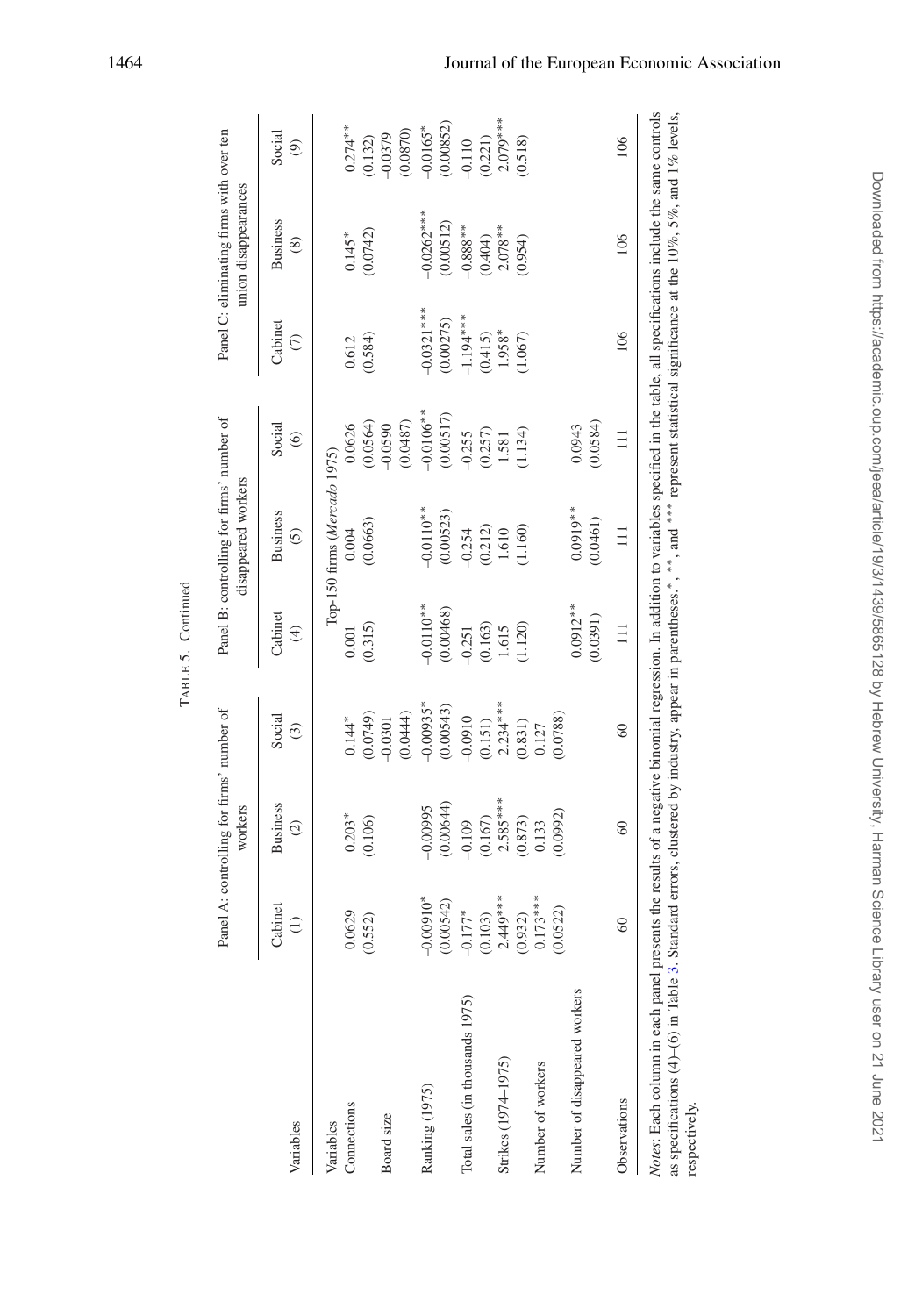TABLE 5. Continued

| Variables | Panel A: controlling for firms' number of workers | | | Panel B: controlling for firms' number of disappeared workers | | | Panel C: eliminating firms with over ten union disappearances | | |
|---|---|---|---|---|---|---|---|---|---|
| | Cabinet (1) | Business (2) | Social (3) | Cabinet (4) | Business (5) | Social (6) | Cabinet (7) | Business (8) | Social (9) |
| Variables | | | | Top-150 firms (*Mercado* 1975) | | | | | |
| Connections | 0.0629 | 0.203* | 0.144* | 0.001 | 0.004 | 0.0626 | 0.612 | 0.145* | 0.274** |
| | (0.552) | (0.106) | (0.0749) | (0.315) | (0.0663) | (0.0564) | (0.584) | (0.0742) | (0.132) |
| Board size | | | −0.0301 | | | −0.0590 | | | −0.0379 |
| | | | (0.0444) | | | (0.0487) | | | (0.0870) |
| Ranking (1975) | −0.00910* | −0.00995 | −0.00935* | −0.0110** | −0.0110** | −0.0106** | −0.0321*** | −0.0262*** | −0.0165* |
| | (0.00542) | (0.00644) | (0.00543) | (0.00468) | (0.00523) | (0.00517) | (0.00275) | (0.00512) | (0.00852) |
| Total sales (in thousands 1975) | −0.177* | −0.109 | −0.0910 | −0.251 | −0.254 | −0.255 | −1.194*** | −0.888** | −0.110 |
| | (0.103) | (0.167) | (0.151) | (0.163) | (0.212) | (0.257) | (0.415) | (0.404) | (0.221) |
| Strikes (1974–1975) | 2.449*** | 2.585*** | 2.234*** | 1.615 | 1.610 | 1.581 | 1.958* | 2.078** | 2.079*** |
| | (0.932) | (0.873) | (0.831) | (1.120) | (1.160) | (1.134) | (1.067) | (0.954) | (0.518) |
| Number of workers | 0.173*** | 0.133 | 0.127 | | | | | | |
| | (0.0522) | (0.0992) | (0.0788) | | | | | | |
| Number of disappeared workers | | | | 0.0912** | 0.0919** | 0.0943 | | | |
| | | | | (0.0391) | (0.0461) | (0.0584) | | | |
| Observations | 60 | 60 | 60 | 111 | 111 | 111 | 106 | 106 | 106 |

*Notes*: Each column in each panel presents the results of a negative binomial regression. In addition to variables specified in the table, all specifications include the same controls as specifications (4)–(6) in Table 3. Standard errors, clustered by industry, appear in parentheses.*, **, and *** represent statistical significance at the 10%, 5%, and 1% levels, respectively.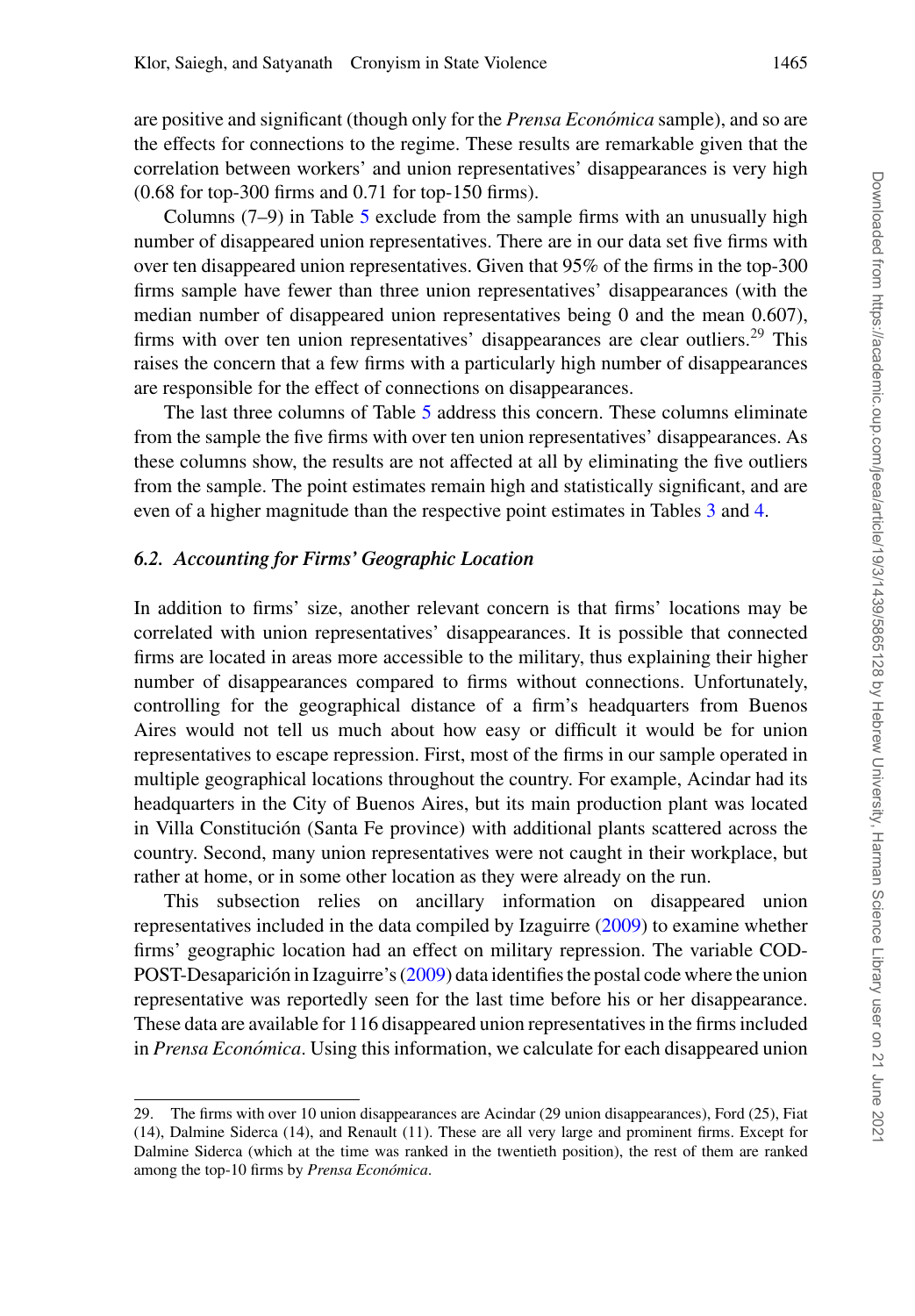are positive and significant (though only for the *Prensa Económica* sample), and so are the effects for connections to the regime. These results are remarkable given that the correlation between workers' and union representatives' disappearances is very high (0.68 for top-300 firms and 0.71 for top-150 firms).

Columns (7–9) in Table 5 exclude from the sample firms with an unusually high number of disappeared union representatives. There are in our data set five firms with over ten disappeared union representatives. Given that 95% of the firms in the top-300 firms sample have fewer than three union representatives' disappearances (with the median number of disappeared union representatives being 0 and the mean 0.607), firms with over ten union representatives' disappearances are clear outliers.[29] This raises the concern that a few firms with a particularly high number of disappearances are responsible for the effect of connections on disappearances.

The last three columns of Table 5 address this concern. These columns eliminate from the sample the five firms with over ten union representatives' disappearances. As these columns show, the results are not affected at all by eliminating the five outliers from the sample. The point estimates remain high and statistically significant, and are even of a higher magnitude than the respective point estimates in Tables 3 and 4.

### *6.2. Accounting for Firms' Geographic Location*

In addition to firms' size, another relevant concern is that firms' locations may be correlated with union representatives' disappearances. It is possible that connected firms are located in areas more accessible to the military, thus explaining their higher number of disappearances compared to firms without connections. Unfortunately, controlling for the geographical distance of a firm's headquarters from Buenos Aires would not tell us much about how easy or difficult it would be for union representatives to escape repression. First, most of the firms in our sample operated in multiple geographical locations throughout the country. For example, Acindar had its headquarters in the City of Buenos Aires, but its main production plant was located in Villa Constitución (Santa Fe province) with additional plants scattered across the country. Second, many union representatives were not caught in their workplace, but rather at home, or in some other location as they were already on the run.

This subsection relies on ancillary information on disappeared union representatives included in the data compiled by Izaguirre (2009) to examine whether firms' geographic location had an effect on military repression. The variable COD-POST-Desaparición in Izaguirre's (2009) data identifies the postal code where the union representative was reportedly seen for the last time before his or her disappearance. These data are available for 116 disappeared union representatives in the firms included in *Prensa Económica*. Using this information, we calculate for each disappeared union

---

29. The firms with over 10 union disappearances are Acindar (29 union disappearances), Ford (25), Fiat (14), Dalmine Siderca (14), and Renault (11). These are all very large and prominent firms. Except for Dalmine Siderca (which at the time was ranked in the twentieth position), the rest of them are ranked among the top-10 firms by *Prensa Económica*.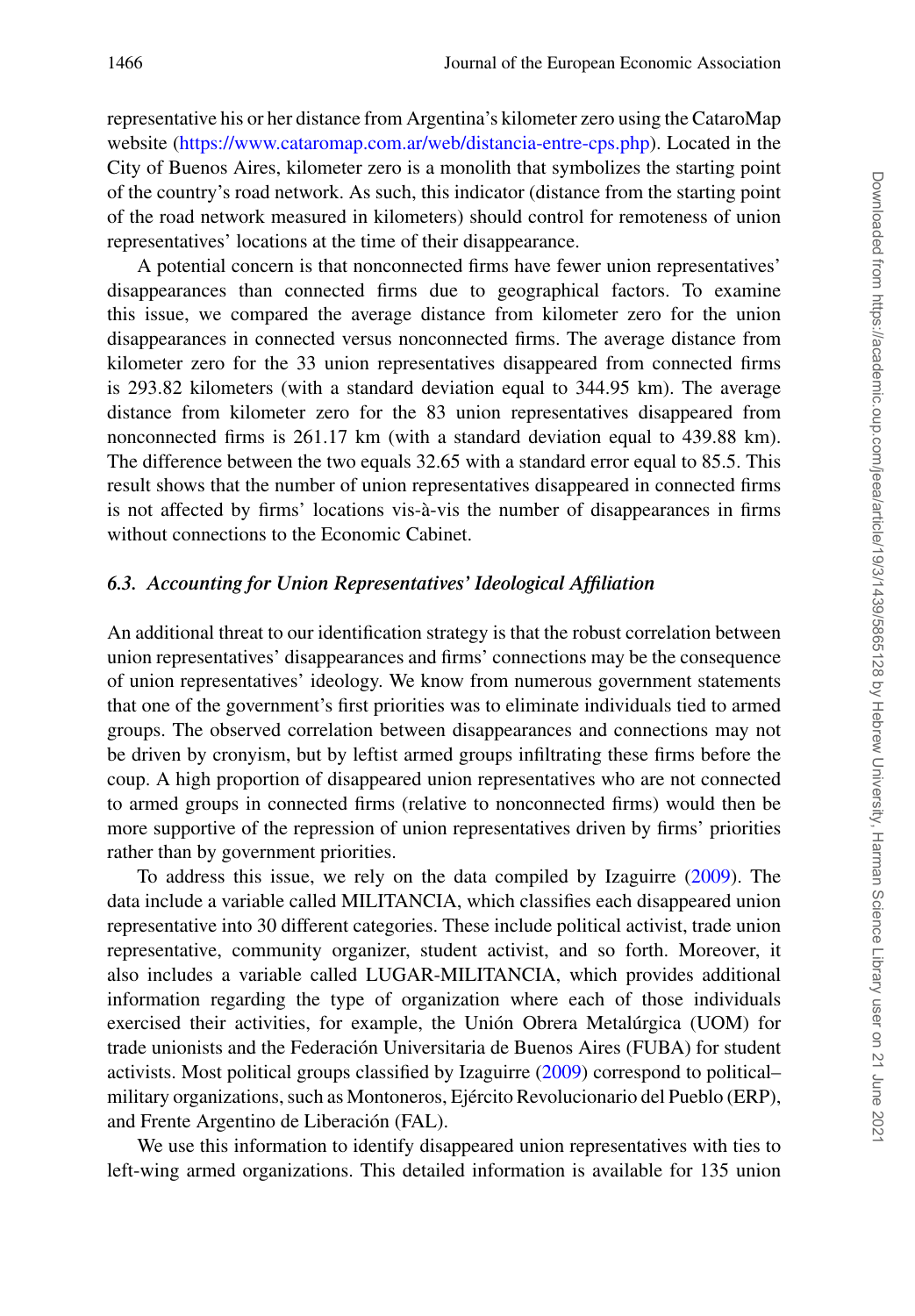representative his or her distance from Argentina's kilometer zero using the CataroMap website (https://www.cataromap.com.ar/web/distancia-entre-cps.php). Located in the City of Buenos Aires, kilometer zero is a monolith that symbolizes the starting point of the country's road network. As such, this indicator (distance from the starting point of the road network measured in kilometers) should control for remoteness of union representatives' locations at the time of their disappearance.

A potential concern is that nonconnected firms have fewer union representatives' disappearances than connected firms due to geographical factors. To examine this issue, we compared the average distance from kilometer zero for the union disappearances in connected versus nonconnected firms. The average distance from kilometer zero for the 33 union representatives disappeared from connected firms is 293.82 kilometers (with a standard deviation equal to 344.95 km). The average distance from kilometer zero for the 83 union representatives disappeared from nonconnected firms is 261.17 km (with a standard deviation equal to 439.88 km). The difference between the two equals 32.65 with a standard error equal to 85.5. This result shows that the number of union representatives disappeared in connected firms is not affected by firms' locations vis-à-vis the number of disappearances in firms without connections to the Economic Cabinet.

### *6.3. Accounting for Union Representatives' Ideological Affiliation*

An additional threat to our identification strategy is that the robust correlation between union representatives' disappearances and firms' connections may be the consequence of union representatives' ideology. We know from numerous government statements that one of the government's first priorities was to eliminate individuals tied to armed groups. The observed correlation between disappearances and connections may not be driven by cronyism, but by leftist armed groups infiltrating these firms before the coup. A high proportion of disappeared union representatives who are not connected to armed groups in connected firms (relative to nonconnected firms) would then be more supportive of the repression of union representatives driven by firms' priorities rather than by government priorities.

To address this issue, we rely on the data compiled by Izaguirre (2009). The data include a variable called MILITANCIA, which classifies each disappeared union representative into 30 different categories. These include political activist, trade union representative, community organizer, student activist, and so forth. Moreover, it also includes a variable called LUGAR-MILITANCIA, which provides additional information regarding the type of organization where each of those individuals exercised their activities, for example, the Unión Obrera Metalúrgica (UOM) for trade unionists and the Federación Universitaria de Buenos Aires (FUBA) for student activists. Most political groups classified by Izaguirre (2009) correspond to political–military organizations, such as Montoneros, Ejército Revolucionario del Pueblo (ERP), and Frente Argentino de Liberación (FAL).

We use this information to identify disappeared union representatives with ties to left-wing armed organizations. This detailed information is available for 135 union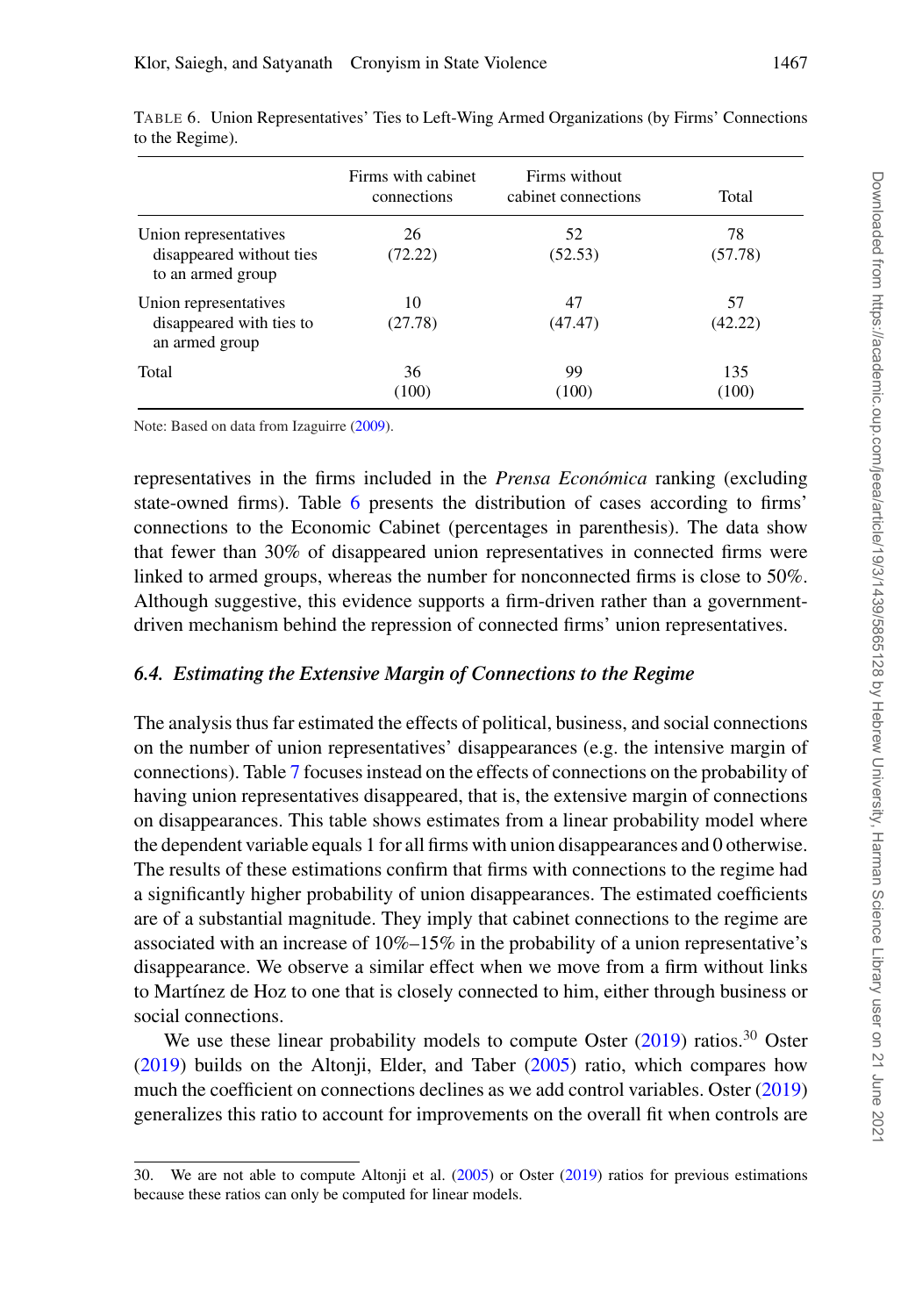TABLE 6. Union Representatives' Ties to Left-Wing Armed Organizations (by Firms' Connections to the Regime).

| | Firms with cabinet connections | Firms without cabinet connections | Total |
|---|---|---|---|
| Union representatives disappeared without ties to an armed group | 26<br>(72.22) | 52<br>(52.53) | 78<br>(57.78) |
| Union representatives disappeared with ties to an armed group | 10<br>(27.78) | 47<br>(47.47) | 57<br>(42.22) |
| Total | 36<br>(100) | 99<br>(100) | 135<br>(100) |

Note: Based on data from Izaguirre (2009).

representatives in the firms included in the *Prensa Económica* ranking (excluding state-owned firms). Table 6 presents the distribution of cases according to firms' connections to the Economic Cabinet (percentages in parenthesis). The data show that fewer than 30% of disappeared union representatives in connected firms were linked to armed groups, whereas the number for nonconnected firms is close to 50%. Although suggestive, this evidence supports a firm-driven rather than a government-driven mechanism behind the repression of connected firms' union representatives.

### 6.4. *Estimating the Extensive Margin of Connections to the Regime*

The analysis thus far estimated the effects of political, business, and social connections on the number of union representatives' disappearances (e.g. the intensive margin of connections). Table 7 focuses instead on the effects of connections on the probability of having union representatives disappeared, that is, the extensive margin of connections on disappearances. This table shows estimates from a linear probability model where the dependent variable equals 1 for all firms with union disappearances and 0 otherwise. The results of these estimations confirm that firms with connections to the regime had a significantly higher probability of union disappearances. The estimated coefficients are of a substantial magnitude. They imply that cabinet connections to the regime are associated with an increase of 10%–15% in the probability of a union representative's disappearance. We observe a similar effect when we move from a firm without links to Martínez de Hoz to one that is closely connected to him, either through business or social connections.

We use these linear probability models to compute Oster (2019) ratios.[30] Oster (2019) builds on the Altonji, Elder, and Taber (2005) ratio, which compares how much the coefficient on connections declines as we add control variables. Oster (2019) generalizes this ratio to account for improvements on the overall fit when controls are

30. We are not able to compute Altonji et al. (2005) or Oster (2019) ratios for previous estimations because these ratios can only be computed for linear models.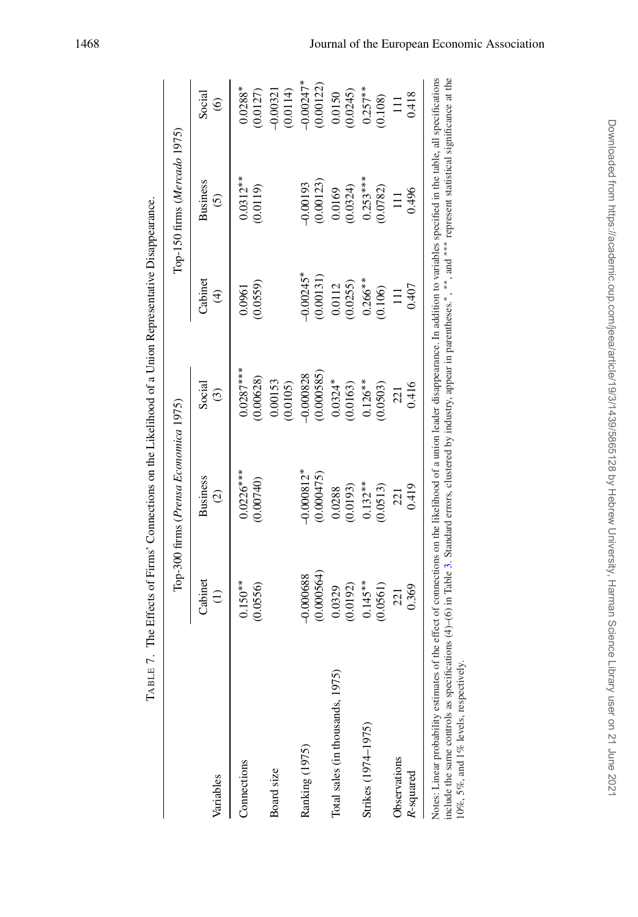TABLE 7. The Effects of Firms' Connections on the Likelihood of a Union Representative Disappearance.

| Variables | Top-300 firms (*Prensa Economica* 1975) | | | Top-150 firms (*Mercado* 1975) | | |
|---|---|---|---|---|---|---|
| | Cabinet (1) | Business (2) | Social (3) | Cabinet (4) | Business (5) | Social (6) |
| Connections | 0.150** | 0.0226*** | 0.0287*** | 0.0961 | 0.0312** | 0.0288* |
| | (0.0556) | (0.00740) | (0.00628) | (0.0559) | (0.0119) | (0.0127) |
| Board size | | | 0.00153 | | | −0.00321 |
| | | | (0.0105) | | | (0.0114) |
| Ranking (1975) | −0.000688 | −0.000812* | −0.000828 | −0.00245* | −0.00193 | −0.00247* |
| | (0.000564) | (0.000475) | (0.000585) | (0.00131) | (0.00123) | (0.00122) |
| Total sales (in thousands, 1975) | 0.0329 | 0.0288 | 0.0324* | 0.0112 | 0.0169 | 0.0150 |
| | (0.0192) | (0.0193) | (0.0163) | (0.0255) | (0.0324) | (0.0245) |
| Strikes (1974–1975) | 0.145** | 0.132** | 0.126** | 0.266** | 0.253*** | 0.257** |
| | (0.0561) | (0.0513) | (0.0503) | (0.106) | (0.0782) | (0.108) |
| Observations | 221 | 221 | 221 | 111 | 111 | 111 |
| $R$-squared | 0.369 | 0.419 | 0.416 | 0.407 | 0.496 | 0.418 |

Notes: Linear probability estimates of the effect of connections on the likelihood of a union leader disappearance. In addition to variables specified in the table, all specifications include the same controls as specifications (4)–(6) in Table 3. Standard errors, clustered by industry, appear in parentheses. *, **, and *** represent statistical significance at the 10%, 5%, and 1% levels, respectively.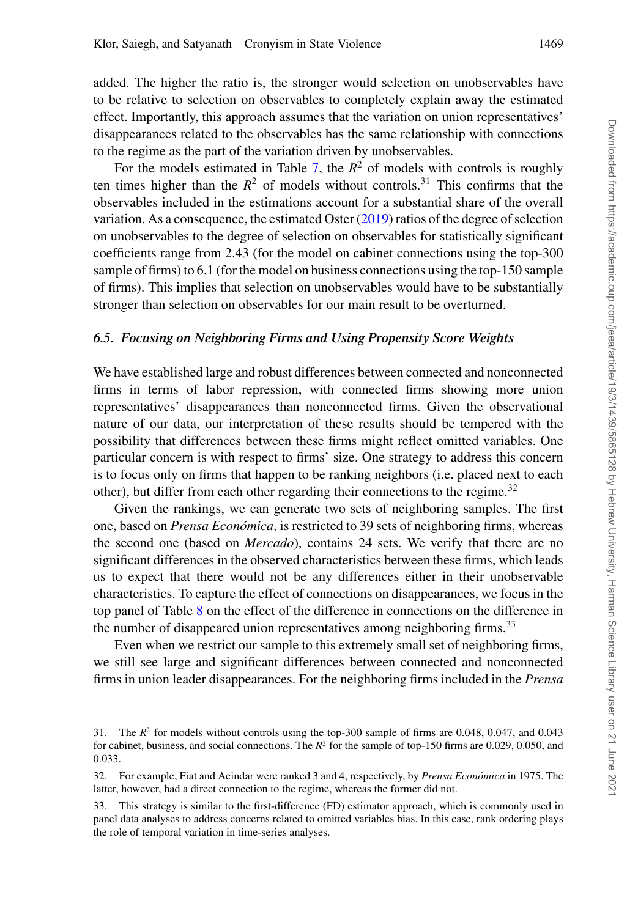added. The higher the ratio is, the stronger would selection on unobservables have to be relative to selection on observables to completely explain away the estimated effect. Importantly, this approach assumes that the variation on union representatives' disappearances related to the observables has the same relationship with connections to the regime as the part of the variation driven by unobservables.

For the models estimated in Table 7, the $R^2$ of models with controls is roughly ten times higher than the $R^2$ of models without controls.[31] This confirms that the observables included in the estimations account for a substantial share of the overall variation. As a consequence, the estimated Oster (2019) ratios of the degree of selection on unobservables to the degree of selection on observables for statistically significant coefficients range from 2.43 (for the model on cabinet connections using the top-300 sample of firms) to 6.1 (for the model on business connections using the top-150 sample of firms). This implies that selection on unobservables would have to be substantially stronger than selection on observables for our main result to be overturned.

### *6.5. Focusing on Neighboring Firms and Using Propensity Score Weights*

We have established large and robust differences between connected and nonconnected firms in terms of labor repression, with connected firms showing more union representatives' disappearances than nonconnected firms. Given the observational nature of our data, our interpretation of these results should be tempered with the possibility that differences between these firms might reflect omitted variables. One particular concern is with respect to firms' size. One strategy to address this concern is to focus only on firms that happen to be ranking neighbors (i.e. placed next to each other), but differ from each other regarding their connections to the regime.[32]

Given the rankings, we can generate two sets of neighboring samples. The first one, based on *Prensa Económica*, is restricted to 39 sets of neighboring firms, whereas the second one (based on *Mercado*), contains 24 sets. We verify that there are no significant differences in the observed characteristics between these firms, which leads us to expect that there would not be any differences either in their unobservable characteristics. To capture the effect of connections on disappearances, we focus in the top panel of Table 8 on the effect of the difference in connections on the difference in the number of disappeared union representatives among neighboring firms.[33]

Even when we restrict our sample to this extremely small set of neighboring firms, we still see large and significant differences between connected and nonconnected firms in union leader disappearances. For the neighboring firms included in the *Prensa*

---

31. The $R^2$ for models without controls using the top-300 sample of firms are 0.048, 0.047, and 0.043 for cabinet, business, and social connections. The $R^2$ for the sample of top-150 firms are 0.029, 0.050, and 0.033.

32. For example, Fiat and Acindar were ranked 3 and 4, respectively, by *Prensa Económica* in 1975. The latter, however, had a direct connection to the regime, whereas the former did not.

33. This strategy is similar to the first-difference (FD) estimator approach, which is commonly used in panel data analyses to address concerns related to omitted variables bias. In this case, rank ordering plays the role of temporal variation in time-series analyses.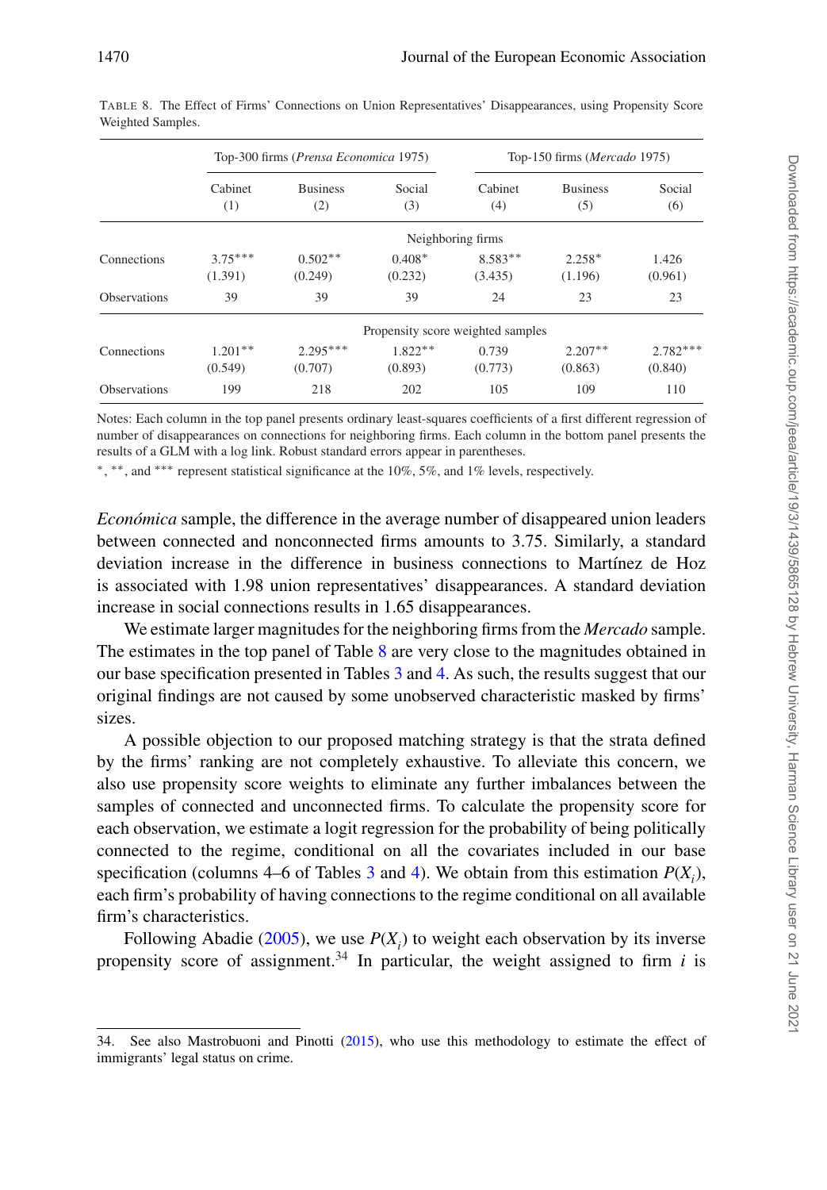TABLE 8. The Effect of Firms' Connections on Union Representatives' Disappearances, using Propensity Score Weighted Samples.

| | Top-300 firms (*Prensa Economica* 1975) | | | Top-150 firms (*Mercado* 1975) | | |
|---|---|---|---|---|---|---|
| | Cabinet (1) | Business (2) | Social (3) | Cabinet (4) | Business (5) | Social (6) |
| | | | Neighboring firms | | | |
| Connections | 3.75*** | 0.502** | 0.408* | 8.583** | 2.258* | 1.426 |
| | (1.391) | (0.249) | (0.232) | (3.435) | (1.196) | (0.961) |
| Observations | 39 | 39 | 39 | 24 | 23 | 23 |
| | | | Propensity score weighted samples | | | |
| Connections | 1.201** | 2.295*** | 1.822** | 0.739 | 2.207** | 2.782*** |
| | (0.549) | (0.707) | (0.893) | (0.773) | (0.863) | (0.840) |
| Observations | 199 | 218 | 202 | 105 | 109 | 110 |

Notes: Each column in the top panel presents ordinary least-squares coefficients of a first different regression of number of disappearances on connections for neighboring firms. Each column in the bottom panel presents the results of a GLM with a log link. Robust standard errors appear in parentheses.

*, **, and *** represent statistical significance at the 10%, 5%, and 1% levels, respectively.

*Económica* sample, the difference in the average number of disappeared union leaders between connected and nonconnected firms amounts to 3.75. Similarly, a standard deviation increase in the difference in business connections to Martínez de Hoz is associated with 1.98 union representatives' disappearances. A standard deviation increase in social connections results in 1.65 disappearances.

We estimate larger magnitudes for the neighboring firms from the *Mercado* sample. The estimates in the top panel of Table 8 are very close to the magnitudes obtained in our base specification presented in Tables 3 and 4. As such, the results suggest that our original findings are not caused by some unobserved characteristic masked by firms' sizes.

A possible objection to our proposed matching strategy is that the strata defined by the firms' ranking are not completely exhaustive. To alleviate this concern, we also use propensity score weights to eliminate any further imbalances between the samples of connected and unconnected firms. To calculate the propensity score for each observation, we estimate a logit regression for the probability of being politically connected to the regime, conditional on all the covariates included in our base specification (columns 4–6 of Tables 3 and 4). We obtain from this estimation $P(X_i)$, each firm's probability of having connections to the regime conditional on all available firm's characteristics.

Following Abadie (2005), we use $P(X_i)$ to weight each observation by its inverse propensity score of assignment.[34] In particular, the weight assigned to firm $i$ is

34. See also Mastrobuoni and Pinotti (2015), who use this methodology to estimate the effect of immigrants' legal status on crime.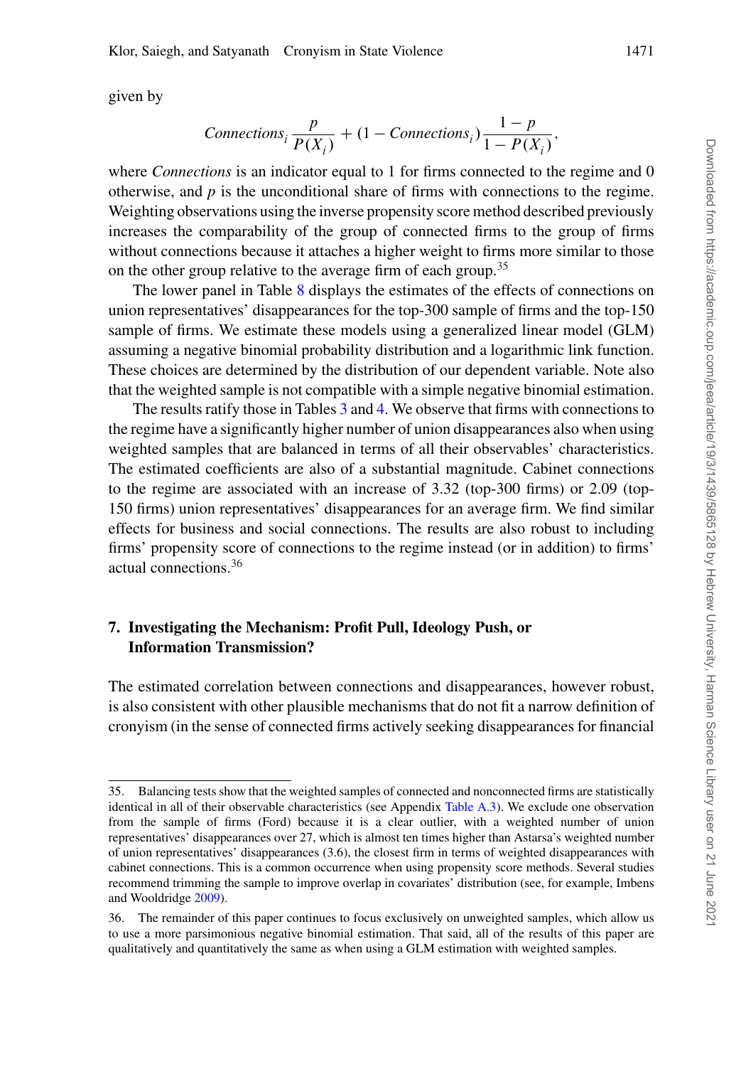given by

$$Connections_i \frac{p}{P(X_i)} + (1 - Connections_i) \frac{1-p}{1-P(X_i)},$$

where *Connections* is an indicator equal to 1 for firms connected to the regime and 0 otherwise, and $p$ is the unconditional share of firms with connections to the regime. Weighting observations using the inverse propensity score method described previously increases the comparability of the group of connected firms to the group of firms without connections because it attaches a higher weight to firms more similar to those on the other group relative to the average firm of each group.[35]

The lower panel in Table 8 displays the estimates of the effects of connections on union representatives' disappearances for the top-300 sample of firms and the top-150 sample of firms. We estimate these models using a generalized linear model (GLM) assuming a negative binomial probability distribution and a logarithmic link function. These choices are determined by the distribution of our dependent variable. Note also that the weighted sample is not compatible with a simple negative binomial estimation.

The results ratify those in Tables 3 and 4. We observe that firms with connections to the regime have a significantly higher number of union disappearances also when using weighted samples that are balanced in terms of all their observables' characteristics. The estimated coefficients are also of a substantial magnitude. Cabinet connections to the regime are associated with an increase of 3.32 (top-300 firms) or 2.09 (top-150 firms) union representatives' disappearances for an average firm. We find similar effects for business and social connections. The results are also robust to including firms' propensity score of connections to the regime instead (or in addition) to firms' actual connections.[36]

## 7. Investigating the Mechanism: Profit Pull, Ideology Push, or Information Transmission?

The estimated correlation between connections and disappearances, however robust, is also consistent with other plausible mechanisms that do not fit a narrow definition of cronyism (in the sense of connected firms actively seeking disappearances for financial

35. Balancing tests show that the weighted samples of connected and nonconnected firms are statistically identical in all of their observable characteristics (see Appendix Table A.3). We exclude one observation from the sample of firms (Ford) because it is a clear outlier, with a weighted number of union representatives' disappearances over 27, which is almost ten times higher than Astarsa's weighted number of union representatives' disappearances (3.6), the closest firm in terms of weighted disappearances with cabinet connections. This is a common occurrence when using propensity score methods. Several studies recommend trimming the sample to improve overlap in covariates' distribution (see, for example, Imbens and Wooldridge 2009).

36. The remainder of this paper continues to focus exclusively on unweighted samples, which allow us to use a more parsimonious negative binomial estimation. That said, all of the results of this paper are qualitatively and quantitatively the same as when using a GLM estimation with weighted samples.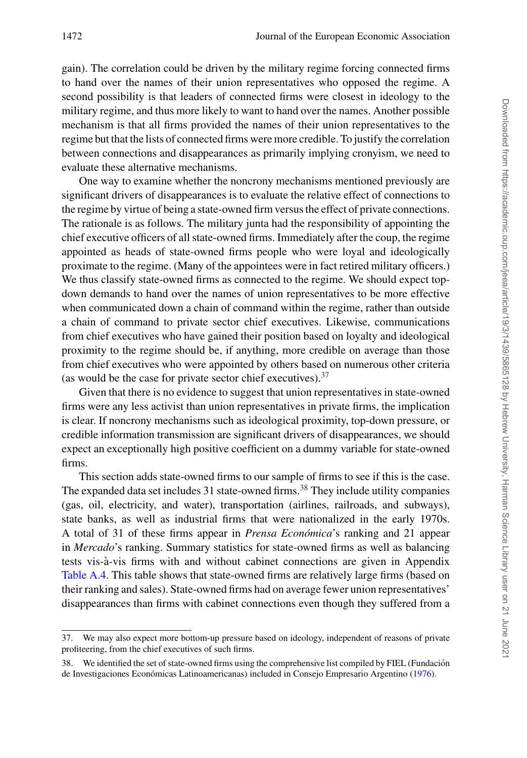gain). The correlation could be driven by the military regime forcing connected firms to hand over the names of their union representatives who opposed the regime. A second possibility is that leaders of connected firms were closest in ideology to the military regime, and thus more likely to want to hand over the names. Another possible mechanism is that all firms provided the names of their union representatives to the regime but that the lists of connected firms were more credible. To justify the correlation between connections and disappearances as primarily implying cronyism, we need to evaluate these alternative mechanisms.

One way to examine whether the noncrony mechanisms mentioned previously are significant drivers of disappearances is to evaluate the relative effect of connections to the regime by virtue of being a state-owned firm versus the effect of private connections. The rationale is as follows. The military junta had the responsibility of appointing the chief executive officers of all state-owned firms. Immediately after the coup, the regime appointed as heads of state-owned firms people who were loyal and ideologically proximate to the regime. (Many of the appointees were in fact retired military officers.) We thus classify state-owned firms as connected to the regime. We should expect top-down demands to hand over the names of union representatives to be more effective when communicated down a chain of command within the regime, rather than outside a chain of command to private sector chief executives. Likewise, communications from chief executives who have gained their position based on loyalty and ideological proximity to the regime should be, if anything, more credible on average than those from chief executives who were appointed by others based on numerous other criteria (as would be the case for private sector chief executives).[37]

Given that there is no evidence to suggest that union representatives in state-owned firms were any less activist than union representatives in private firms, the implication is clear. If noncrony mechanisms such as ideological proximity, top-down pressure, or credible information transmission are significant drivers of disappearances, we should expect an exceptionally high positive coefficient on a dummy variable for state-owned firms.

This section adds state-owned firms to our sample of firms to see if this is the case. The expanded data set includes 31 state-owned firms.[38] They include utility companies (gas, oil, electricity, and water), transportation (airlines, railroads, and subways), state banks, as well as industrial firms that were nationalized in the early 1970s. A total of 31 of these firms appear in *Prensa Económica*'s ranking and 21 appear in *Mercado*'s ranking. Summary statistics for state-owned firms as well as balancing tests vis-à-vis firms with and without cabinet connections are given in Appendix Table A.4. This table shows that state-owned firms are relatively large firms (based on their ranking and sales). State-owned firms had on average fewer union representatives' disappearances than firms with cabinet connections even though they suffered from a

37. We may also expect more bottom-up pressure based on ideology, independent of reasons of private profiteering, from the chief executives of such firms.

38. We identified the set of state-owned firms using the comprehensive list compiled by FIEL (Fundación de Investigaciones Económicas Latinoamericanas) included in Consejo Empresario Argentino (1976).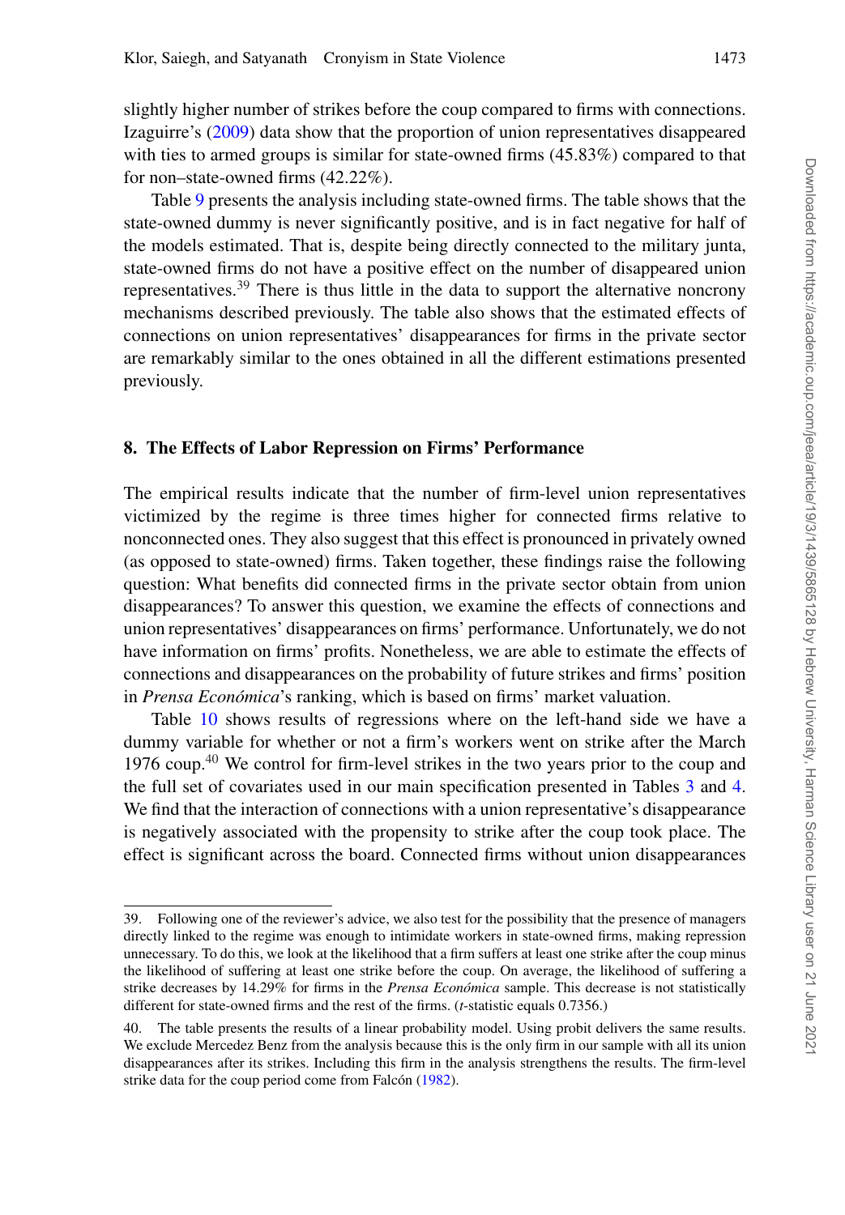slightly higher number of strikes before the coup compared to firms with connections. Izaguirre's (2009) data show that the proportion of union representatives disappeared with ties to armed groups is similar for state-owned firms (45.83%) compared to that for non–state-owned firms (42.22%).

Table 9 presents the analysis including state-owned firms. The table shows that the state-owned dummy is never significantly positive, and is in fact negative for half of the models estimated. That is, despite being directly connected to the military junta, state-owned firms do not have a positive effect on the number of disappeared union representatives.[39] There is thus little in the data to support the alternative noncrony mechanisms described previously. The table also shows that the estimated effects of connections on union representatives' disappearances for firms in the private sector are remarkably similar to the ones obtained in all the different estimations presented previously.

## 8. The Effects of Labor Repression on Firms' Performance

The empirical results indicate that the number of firm-level union representatives victimized by the regime is three times higher for connected firms relative to nonconnected ones. They also suggest that this effect is pronounced in privately owned (as opposed to state-owned) firms. Taken together, these findings raise the following question: What benefits did connected firms in the private sector obtain from union disappearances? To answer this question, we examine the effects of connections and union representatives' disappearances on firms' performance. Unfortunately, we do not have information on firms' profits. Nonetheless, we are able to estimate the effects of connections and disappearances on the probability of future strikes and firms' position in *Prensa Económica*'s ranking, which is based on firms' market valuation.

Table 10 shows results of regressions where on the left-hand side we have a dummy variable for whether or not a firm's workers went on strike after the March 1976 coup.[40] We control for firm-level strikes in the two years prior to the coup and the full set of covariates used in our main specification presented in Tables 3 and 4. We find that the interaction of connections with a union representative's disappearance is negatively associated with the propensity to strike after the coup took place. The effect is significant across the board. Connected firms without union disappearances

---

39. Following one of the reviewer's advice, we also test for the possibility that the presence of managers directly linked to the regime was enough to intimidate workers in state-owned firms, making repression unnecessary. To do this, we look at the likelihood that a firm suffers at least one strike after the coup minus the likelihood of suffering at least one strike before the coup. On average, the likelihood of suffering a strike decreases by 14.29% for firms in the *Prensa Económica* sample. This decrease is not statistically different for state-owned firms and the rest of the firms. ($t$-statistic equals 0.7356.)

40. The table presents the results of a linear probability model. Using probit delivers the same results. We exclude Mercedez Benz from the analysis because this is the only firm in our sample with all its union disappearances after its strikes. Including this firm in the analysis strengthens the results. The firm-level strike data for the coup period come from Falcón (1982).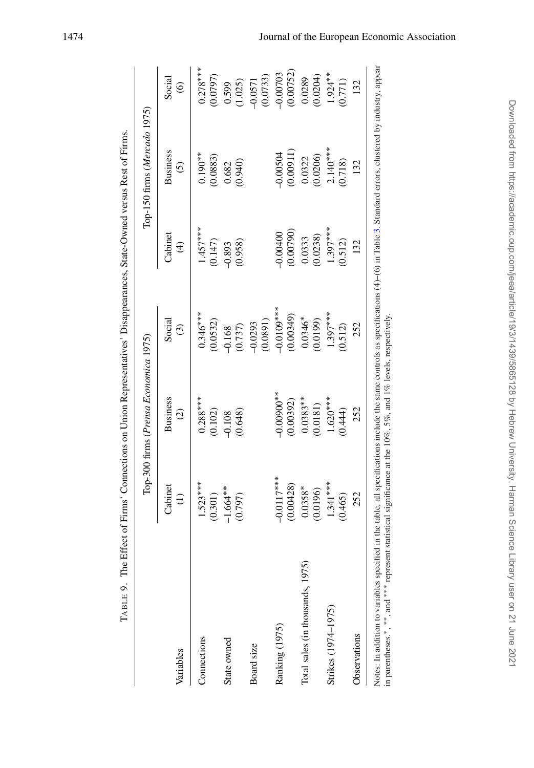TABLE 9. The Effect of Firms' Connections on Union Representatives' Disappearances, State-Owned versus Rest of Firms.

| Variables | Top-300 firms (*Prensa Economica* 1975) | | | Top-150 firms (*Mercado* 1975) | | |
|---|---|---|---|---|---|---|
| | Cabinet (1) | Business (2) | Social (3) | Cabinet (4) | Business (5) | Social (6) |
| Connections | 1.523*** | 0.288*** | 0.346*** | 1.457*** | 0.190** | 0.278*** |
| | (0.301) | (0.102) | (0.0532) | (0.147) | (0.0883) | (0.0797) |
| State owned | −1.664** | −0.108 | −0.168 | −0.893 | 0.682 | 0.599 |
| | (0.797) | (0.648) | (0.737) | (0.958) | (0.940) | (1.025) |
| Board size | | | −0.0293 | | | −0.0571 |
| | | | (0.0891) | | | (0.0733) |
| Ranking (1975) | −0.0117*** | −0.00900** | −0.0109*** | −0.00400 | −0.00504 | −0.00703 |
| | (0.00428) | (0.00392) | (0.00349) | (0.00790) | (0.00911) | (0.00752) |
| Total sales (in thousands, 1975) | 0.0358* | 0.0383** | 0.0346* | 0.0333 | 0.0322 | 0.0289 |
| | (0.0196) | (0.0181) | (0.0199) | (0.0238) | (0.0206) | (0.0204) |
| Strikes (1974–1975) | 1.341*** | 1.620*** | 1.397*** | 1.397*** | 2.140*** | 1.924** |
| | (0.465) | (0.444) | (0.512) | (0.512) | (0.718) | (0.771) |
| Observations | 252 | 252 | 252 | 132 | 132 | 132 |

Notes: In addition to variables specified in the table, all specifications include the same controls as specifications (4)–(6) in Table 3. Standard errors, clustered by industry, appear in parentheses. *, **, and *** represent statistical significance at the 10%, 5%, and 1% levels, respectively.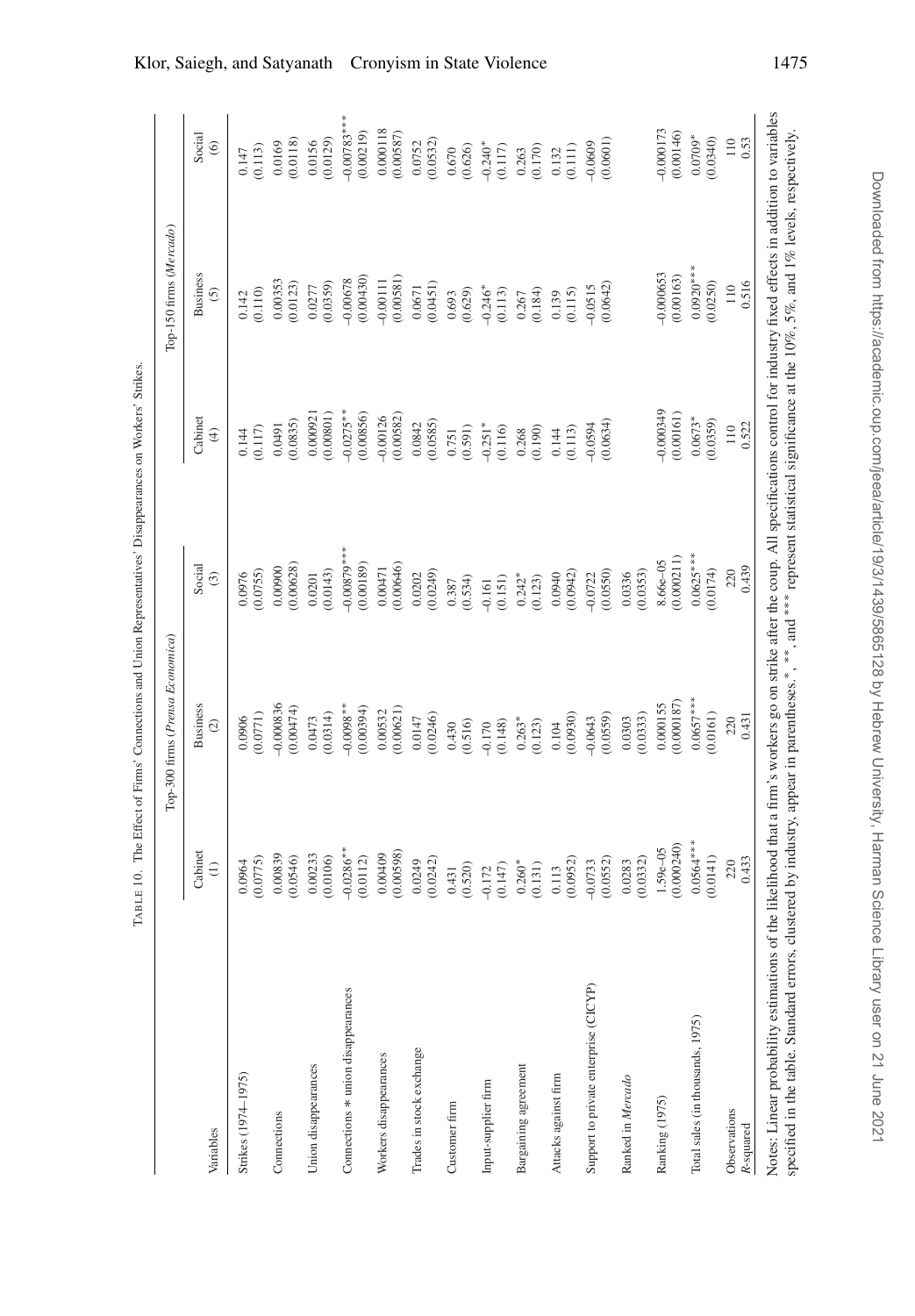TABLE 10. The Effect of Firms' Connections and Union Representatives' Disappearances on Workers' Strikes.

| | Top-300 firms (*Prensa Economica*) | | | Top-150 firms (*Mercado*) | | |
|---|---|---|---|---|---|---|
| Variables | Cabinet (1) | Business (2) | Social (3) | Cabinet (4) | Business (5) | Social (6) |
| Strikes (1974–1975) | 0.0964 | 0.0906 | 0.0976 | 0.144 | 0.142 | 0.147 |
| | (0.0775) | (0.0771) | (0.0755) | (0.117) | (0.110) | (0.113) |
| Connections | 0.00839 | −0.000836 | 0.00900 | 0.0491 | 0.00353 | 0.0169 |
| | (0.0546) | (0.00474) | (0.00628) | (0.0835) | (0.0123) | (0.0118) |
| Union disappearances | 0.00233 | 0.0473 | 0.0201 | 0.000921 | 0.0277 | 0.0156 |
| | (0.0106) | (0.0314) | (0.0143) | (0.00801) | (0.0359) | (0.0129) |
| Connections * union disappearances | −0.0286** | −0.0098** | −0.00879*** | −0.0275** | −0.00678 | −0.00783*** |
| | (0.0112) | (0.00394) | (0.00189) | (0.00856) | (0.00430) | (0.00219) |
| Workers disappearances | 0.00409 | 0.00532 | 0.00471 | −0.00126 | −0.00111 | 0.000118 |
| | (0.00598) | (0.00621) | (0.00646) | (0.00582) | (0.00581) | (0.00587) |
| Trades in stock exchange | 0.0249 | 0.0147 | 0.0202 | 0.0842 | 0.0671 | 0.0752 |
| | (0.0242) | (0.0246) | (0.0249) | (0.0585) | (0.0451) | (0.0532) |
| Customer firm | 0.431 | 0.430 | 0.387 | 0.751 | 0.693 | 0.670 |
| | (0.520) | (0.516) | (0.534) | (0.591) | (0.629) | (0.626) |
| Input-supplier firm | −0.172 | −0.170 | −0.161 | −0.251* | −0.246* | −0.240* |
| | (0.147) | (0.148) | (0.151) | (0.116) | (0.113) | (0.117) |
| Bargaining agreement | 0.260* | 0.263* | 0.242* | 0.268 | 0.267 | 0.263 |
| | (0.131) | (0.123) | (0.123) | (0.190) | (0.184) | (0.170) |
| Attacks against firm | 0.113 | 0.104 | 0.0940 | 0.144 | 0.139 | 0.132 |
| | (0.0952) | (0.0930) | (0.0942) | (0.113) | (0.115) | (0.111) |
| Support to private enterprise (CICYP) | −0.0733 | −0.0643 | −0.0722 | −0.0594 | −0.0515 | −0.0609 |
| | (0.0552) | (0.0559) | (0.0550) | (0.0634) | (0.0642) | (0.0601) |
| Ranked in *Mercado* | 0.0283 | 0.0303 | 0.0336 | | | |
| | (0.0332) | (0.0333) | (0.0353) | | | |
| Ranking (1975) | 1.59e–05 | 0.000155 | 8.66e–05 | −0.000349 | −0.000653 | −0.000173 |
| | (0.000240) | (0.000187) | (0.000211) | (0.00161) | (0.00163) | (0.00146) |
| Total sales (in thousands, 1975) | 0.0564*** | 0.0657*** | 0.0625*** | 0.0673* | 0.0920*** | 0.0709* |
| | (0.0141) | (0.0161) | (0.0174) | (0.0359) | (0.0250) | (0.0340) |
| Observations | 220 | 220 | 220 | 110 | 110 | 110 |
| *R*-squared | 0.433 | 0.431 | 0.439 | 0.522 | 0.516 | 0.53 |

Notes: Linear probability estimations of the likelihood that a firm's workers go on strike after the coup. All specifications control for industry fixed effects in addition to variables specified in the table. Standard errors, clustered by industry, appear in parentheses. *, **, and *** represent statistical significance at the 10%, 5%, and 1% levels, respectively.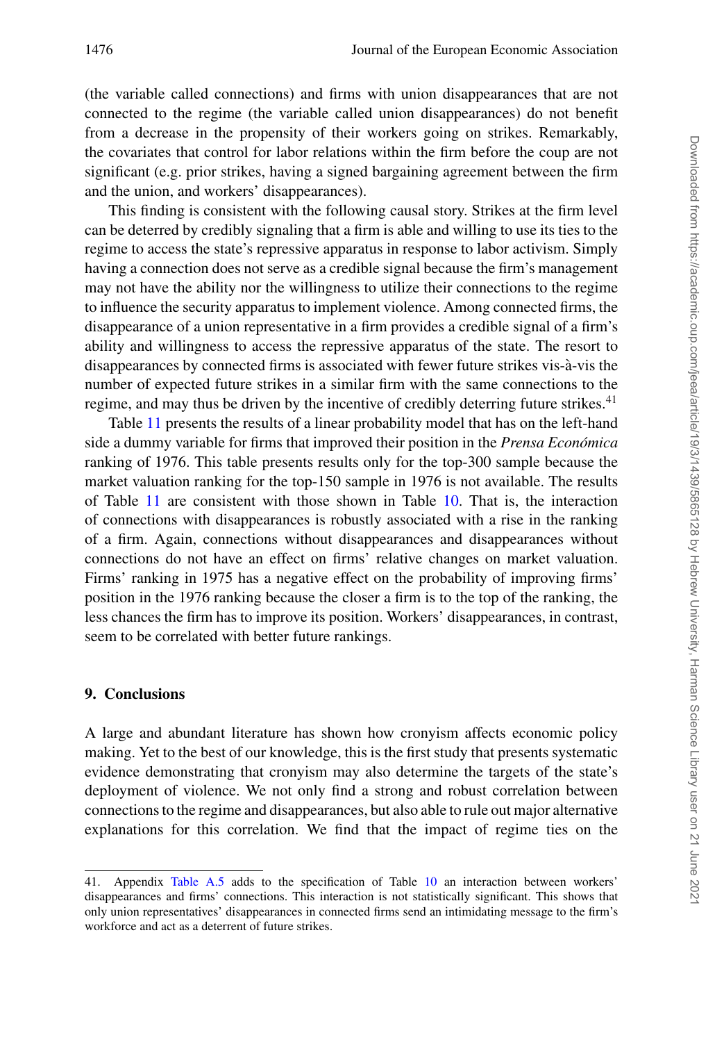(the variable called connections) and firms with union disappearances that are not connected to the regime (the variable called union disappearances) do not benefit from a decrease in the propensity of their workers going on strikes. Remarkably, the covariates that control for labor relations within the firm before the coup are not significant (e.g. prior strikes, having a signed bargaining agreement between the firm and the union, and workers' disappearances).

This finding is consistent with the following causal story. Strikes at the firm level can be deterred by credibly signaling that a firm is able and willing to use its ties to the regime to access the state's repressive apparatus in response to labor activism. Simply having a connection does not serve as a credible signal because the firm's management may not have the ability nor the willingness to utilize their connections to the regime to influence the security apparatus to implement violence. Among connected firms, the disappearance of a union representative in a firm provides a credible signal of a firm's ability and willingness to access the repressive apparatus of the state. The resort to disappearances by connected firms is associated with fewer future strikes vis-à-vis the number of expected future strikes in a similar firm with the same connections to the regime, and may thus be driven by the incentive of credibly deterring future strikes.[41]

Table 11 presents the results of a linear probability model that has on the left-hand side a dummy variable for firms that improved their position in the *Prensa Económica* ranking of 1976. This table presents results only for the top-300 sample because the market valuation ranking for the top-150 sample in 1976 is not available. The results of Table 11 are consistent with those shown in Table 10. That is, the interaction of connections with disappearances is robustly associated with a rise in the ranking of a firm. Again, connections without disappearances and disappearances without connections do not have an effect on firms' relative changes on market valuation. Firms' ranking in 1975 has a negative effect on the probability of improving firms' position in the 1976 ranking because the closer a firm is to the top of the ranking, the less chances the firm has to improve its position. Workers' disappearances, in contrast, seem to be correlated with better future rankings.

## 9. Conclusions

A large and abundant literature has shown how cronyism affects economic policy making. Yet to the best of our knowledge, this is the first study that presents systematic evidence demonstrating that cronyism may also determine the targets of the state's deployment of violence. We not only find a strong and robust correlation between connections to the regime and disappearances, but also able to rule out major alternative explanations for this correlation. We find that the impact of regime ties on the

41. Appendix Table A.5 adds to the specification of Table 10 an interaction between workers' disappearances and firms' connections. This interaction is not statistically significant. This shows that only union representatives' disappearances in connected firms send an intimidating message to the firm's workforce and act as a deterrent of future strikes.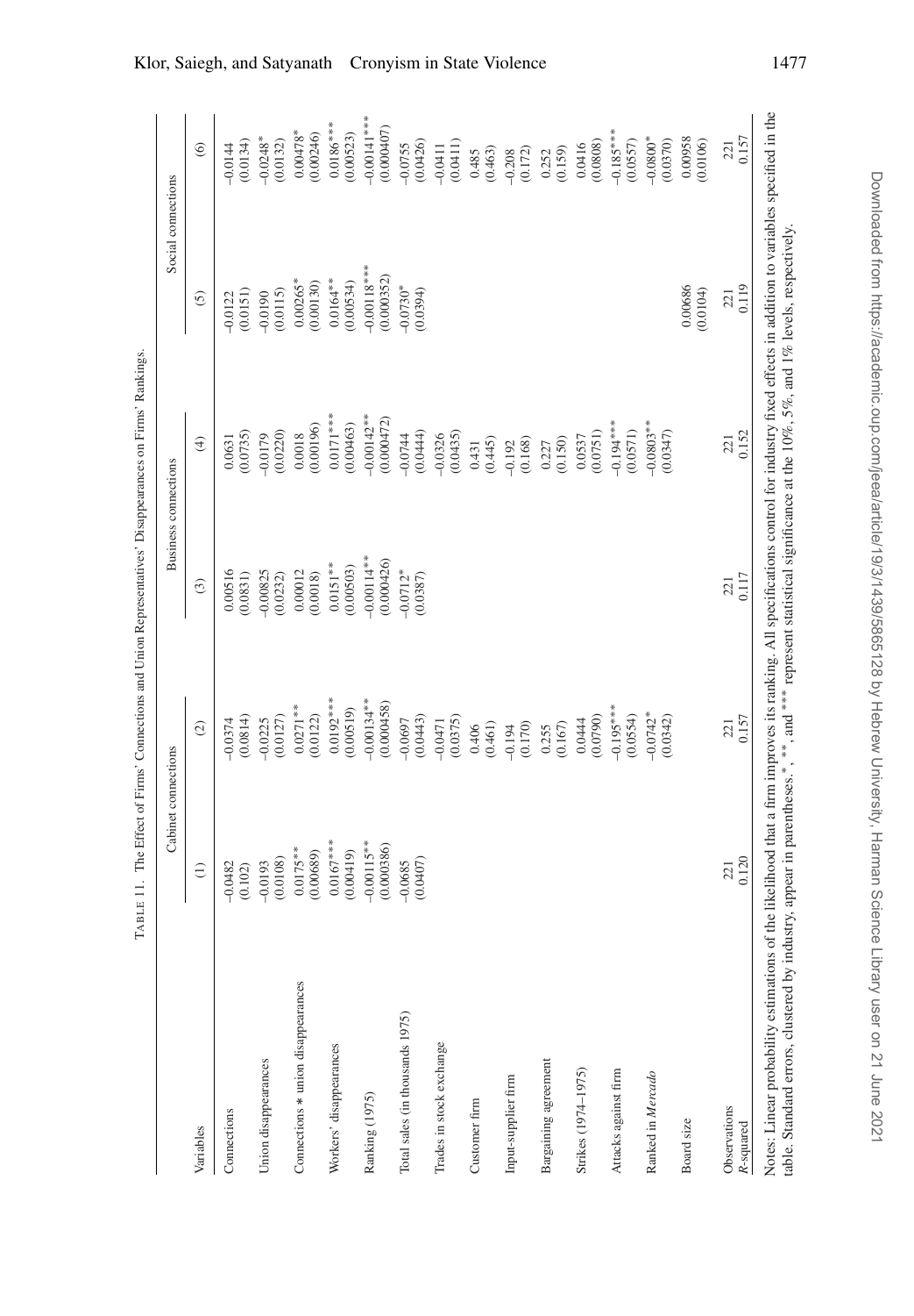TABLE 11. The Effect of Firms' Connections and Union Representatives' Disappearances on Firms' Rankings.

| Variables | Cabinet connections (1) | Cabinet connections (2) | Business connections (3) | Business connections (4) | Social connections (5) | Social connections (6) |
|---|---|---|---|---|---|---|
| Connections | −0.0482 | −0.0374 | 0.00516 | 0.0631 | −0.0122 | −0.0144 |
| | (0.102) | (0.0814) | (0.0831) | (0.0735) | (0.0151) | (0.0134) |
| Union disappearances | −0.0193 | −0.0225 | −0.00825 | −0.0179 | −0.0190 | −0.0248* |
| | (0.0108) | (0.0127) | (0.0232) | (0.0220) | (0.0115) | (0.0132) |
| Connections ∗ union disappearances | 0.0175** | 0.0271** | 0.00012 | 0.0018 | 0.00265* | 0.00478* |
| | (0.00689) | (0.0122) | (0.0018) | (0.00196) | (0.00130) | (0.00246) |
| Workers' disappearances | 0.0167*** | 0.0192*** | 0.0151** | 0.0171*** | 0.0164** | 0.0186*** |
| | (0.00419) | (0.00519) | (0.00503) | (0.00463) | (0.00534) | (0.00523) |
| Ranking (1975) | −0.00115** | −0.00134** | −0.00114** | −0.00142** | −0.00118*** | −0.00141*** |
| | (0.000386) | (0.000458) | (0.000426) | (0.000472) | (0.000352) | (0.000407) |
| Total sales (in thousands 1975) | −0.0685 | −0.0697 | −0.0712* | −0.0744 | −0.0730* | −0.0755 |
| | (0.0407) | (0.0443) | (0.0387) | (0.0444) | (0.0394) | (0.0426) |
| Trades in stock exchange | | −0.0471 | | −0.0326 | | −0.0411 |
| | | (0.0375) | | (0.0435) | | (0.0411) |
| Customer firm | | 0.406 | | 0.431 | | 0.485 |
| | | (0.461) | | (0.445) | | (0.463) |
| Input-supplier firm | | −0.194 | | −0.192 | | −0.208 |
| | | (0.170) | | (0.168) | | (0.172) |
| Bargaining agreement | | 0.255 | | 0.227 | | 0.252 |
| | | (0.167) | | (0.150) | | (0.159) |
| Strikes (1974–1975) | | 0.0444 | | 0.0537 | | 0.0416 |
| | | (0.0790) | | (0.0751) | | (0.0808) |
| Attacks against firm | | −0.195*** | | −0.194*** | | −0.185*** |
| | | (0.0554) | | (0.0571) | | (0.0557) |
| Ranked in *Mercado* | | −0.0742* | | −0.0803** | | −0.0800* |
| | | (0.0342) | | (0.0347) | | (0.0370) |
| Board size | | | | | 0.00686 | 0.00958 |
| | | | | | (0.0104) | (0.0106) |
| Observations | 221 | 221 | 221 | 221 | 221 | 221 |
| *R*-squared | 0.120 | 0.157 | 0.117 | 0.152 | 0.119 | 0.157 |

Notes: Linear probability estimations of the likelihood that a firm improves its ranking. All specifications control for industry fixed effects in addition to variables specified in the table. Standard errors, clustered by industry, appear in parentheses. *, **, and *** represent statistical significance at the 10%, 5%, and 1% levels, respectively.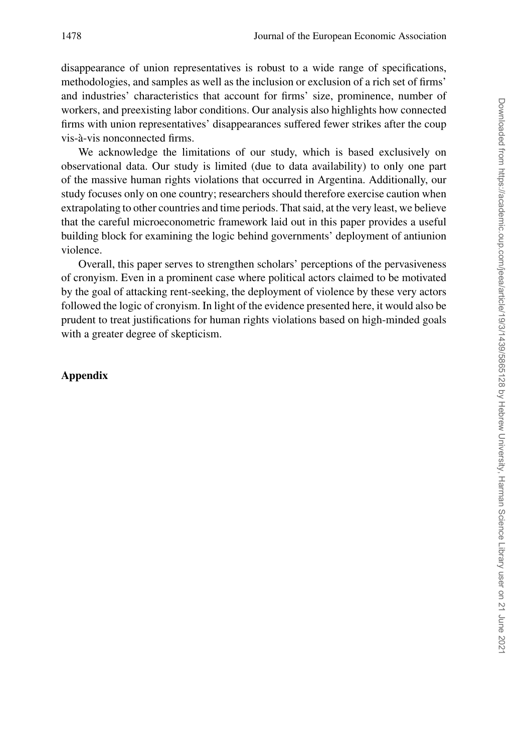disappearance of union representatives is robust to a wide range of specifications, methodologies, and samples as well as the inclusion or exclusion of a rich set of firms' and industries' characteristics that account for firms' size, prominence, number of workers, and preexisting labor conditions. Our analysis also highlights how connected firms with union representatives' disappearances suffered fewer strikes after the coup vis-à-vis nonconnected firms.

We acknowledge the limitations of our study, which is based exclusively on observational data. Our study is limited (due to data availability) to only one part of the massive human rights violations that occurred in Argentina. Additionally, our study focuses only on one country; researchers should therefore exercise caution when extrapolating to other countries and time periods. That said, at the very least, we believe that the careful microeconometric framework laid out in this paper provides a useful building block for examining the logic behind governments' deployment of antiunion violence.

Overall, this paper serves to strengthen scholars' perceptions of the pervasiveness of cronyism. Even in a prominent case where political actors claimed to be motivated by the goal of attacking rent-seeking, the deployment of violence by these very actors followed the logic of cronyism. In light of the evidence presented here, it would also be prudent to treat justifications for human rights violations based on high-minded goals with a greater degree of skepticism.

## Appendix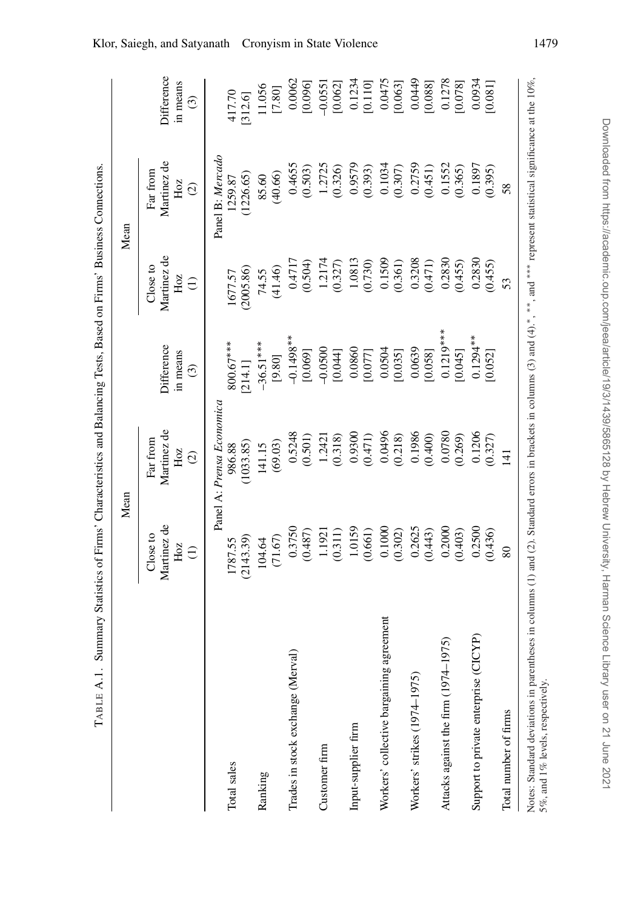TABLE A.1. Summary Statistics of Firms' Characteristics and Balancing Tests, Based on Firms' Business Connections.

| | Mean | | | Mean | | |
|---|---|---|---|---|---|---|
| | Close to Martinez de Hoz (1) | Far from Martinez de Hoz (2) | Difference in means (3) | Close to Martinez de Hoz (1) | Far from Martinez de Hoz (2) | Difference in means (3) |
| | Panel A: *Prensa Economica* | | | Panel B: *Mercado* | | |
| Total sales | 1787.55 | 986.88 | 800.67*** | 1677.57 | 1259.87 | 417.70 |
| | (2143.39) | (1033.85) | [214.1] | (2005.86) | (1226.65) | [312.6] |
| Ranking | 104.64 | 141.15 | −36.51*** | 74.55 | 85.60 | 11.056 |
| | (71.67) | (69.03) | [9.80] | (41.46) | (40.66) | [7.80] |
| Trades in stock exchange (Merval) | 0.3750 | 0.5248 | −0.1498** | 0.4717 | 0.4655 | 0.0062 |
| | (0.487) | (0.501) | [0.069] | (0.504) | (0.503) | [0.096] |
| Customer firm | 1.1921 | 1.2421 | −0.0500 | 1.2174 | 1.2725 | −0.0551 |
| | (0.311) | (0.318) | [0.044] | (0.327) | (0.326) | [0.062] |
| Input-supplier firm | 1.0159 | 0.9300 | 0.0860 | 1.0813 | 0.9579 | 0.1234 |
| | (0.661) | (0.471) | [0.077] | (0.730) | (0.393) | [0.110] |
| Workers' collective bargaining agreement | 0.1000 | 0.0496 | 0.0504 | 0.1509 | 0.1034 | 0.0475 |
| | (0.302) | (0.218) | [0.035] | (0.361) | (0.307) | [0.063] |
| Workers' strikes (1974–1975) | 0.2625 | 0.1986 | 0.0639 | 0.3208 | 0.2759 | 0.0449 |
| | (0.443) | (0.400) | [0.058] | (0.471) | (0.451) | [0.088] |
| Attacks against the firm (1974–1975) | 0.2000 | 0.0780 | 0.1219*** | 0.2830 | 0.1552 | 0.1278 |
| | (0.403) | (0.269) | [0.045] | (0.455) | (0.365) | [0.078] |
| Support to private enterprise (CICYP) | 0.2500 | 0.1206 | 0.1294** | 0.2830 | 0.1897 | 0.0934 |
| | (0.436) | (0.327) | [0.052] | (0.455) | (0.395) | [0.081] |
| Total number of firms | 80 | 141 | | 53 | 58 | |

Notes: Standard deviations in parentheses in columns (1) and (2). Standard errors in brackets in columns (3) and (4). *, **, and *** represent statistical significance at the 10%, 5%, and 1% levels, respectively.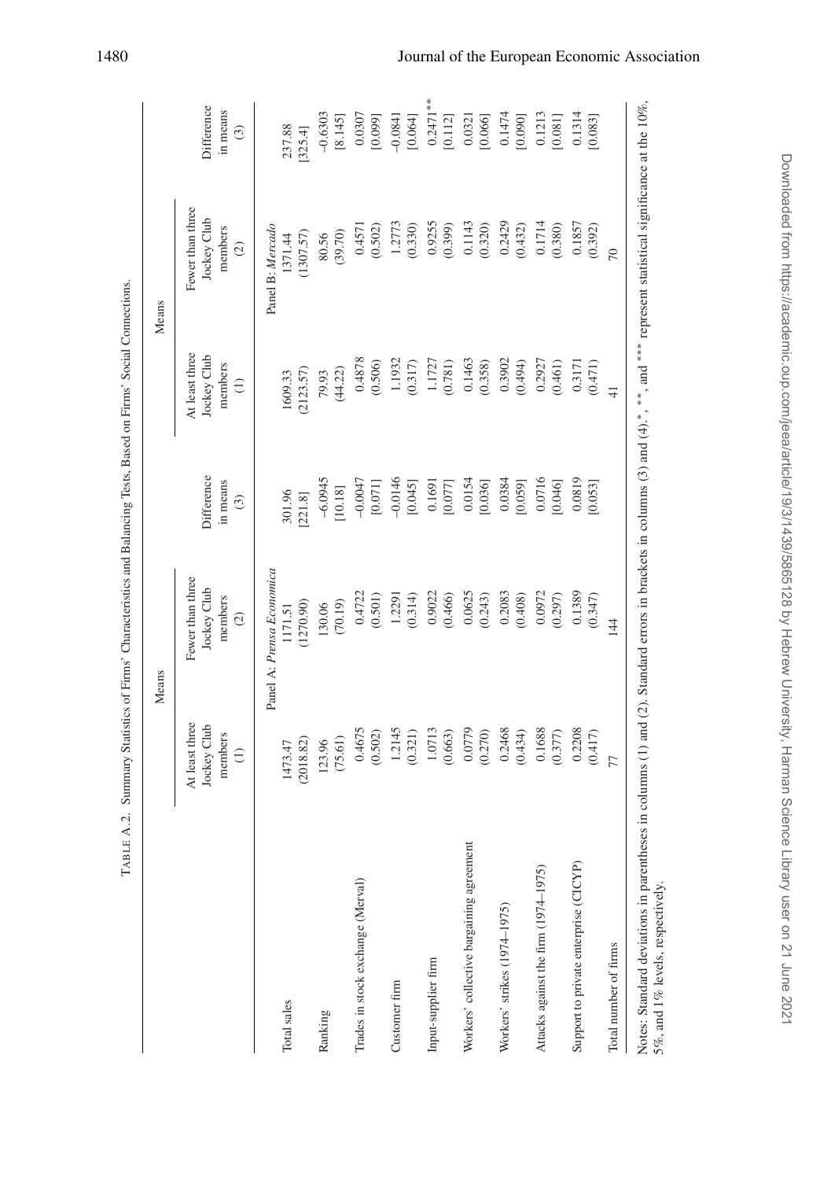TABLE A.2. Summary Statistics of Firms' Characteristics and Balancing Tests, Based on Firms' Social Connections.

| | Means | | | Means | | |
|---|---|---|---|---|---|---|
| | At least three Jockey Club members (1) | Fewer than three Jockey Club members (2) | Difference in means (3) | At least three Jockey Club members (1) | Fewer than three Jockey Club members (2) | Difference in means (3) |
| | Panel A: *Prensa Economica* | | | Panel B: *Mercado* | | |
| Total sales | 1473.47 | 1171.51 | 301.96 | 1609.33 | 1371.44 | 237.88 |
| | (2018.82) | (1270.90) | [221.8] | (2123.57) | (1307.57) | [325.4] |
| Ranking | 123.96 | 130.06 | −6.0945 | 79.93 | 80.56 | −0.6303 |
| | (75.61) | (70.19) | [10.18] | (44.22) | (39.70) | [8.145] |
| Trades in stock exchange (Merval) | 0.4675 | 0.4722 | −0.0047 | 0.4878 | 0.4571 | 0.0307 |
| | (0.502) | (0.501) | [0.071] | (0.506) | (0.502) | [0.099] |
| Customer firm | 1.2145 | 1.2291 | −0.0146 | 1.1932 | 1.2773 | −0.0841 |
| | (0.321) | (0.314) | [0.045] | (0.317) | (0.330) | [0.064] |
| Input-supplier firm | 1.0713 | 0.9022 | 0.1691 | 1.1727 | 0.9255 | 0.2471** |
| | (0.663) | (0.466) | [0.077] | (0.781) | (0.399) | [0.112] |
| Workers' collective bargaining agreement | 0.0779 | 0.0625 | 0.0154 | 0.1463 | 0.1143 | 0.0321 |
| | (0.270) | (0.243) | [0.036] | (0.358) | (0.320) | [0.066] |
| Workers' strikes (1974–1975) | 0.2468 | 0.2083 | 0.0384 | 0.3902 | 0.2429 | 0.1474 |
| | (0.434) | (0.408) | [0.059] | (0.494) | (0.432) | [0.090] |
| Attacks against the firm (1974–1975) | 0.1688 | 0.0972 | 0.0716 | 0.2927 | 0.1714 | 0.1213 |
| | (0.377) | (0.297) | [0.046] | (0.461) | (0.380) | [0.081] |
| Support to private enterprise (CICYP) | 0.2208 | 0.1389 | 0.0819 | 0.3171 | 0.1857 | 0.1314 |
| | (0.417) | (0.347) | [0.053] | (0.471) | (0.392) | [0.083] |
| Total number of firms | 77 | 144 | | 41 | 70 | |

Notes: Standard deviations in parentheses in columns (1) and (2). Standard errors in brackets in columns (3) and (4). *, **, and *** represent statistical significance at the 10%, 5%, and 1% levels, respectively.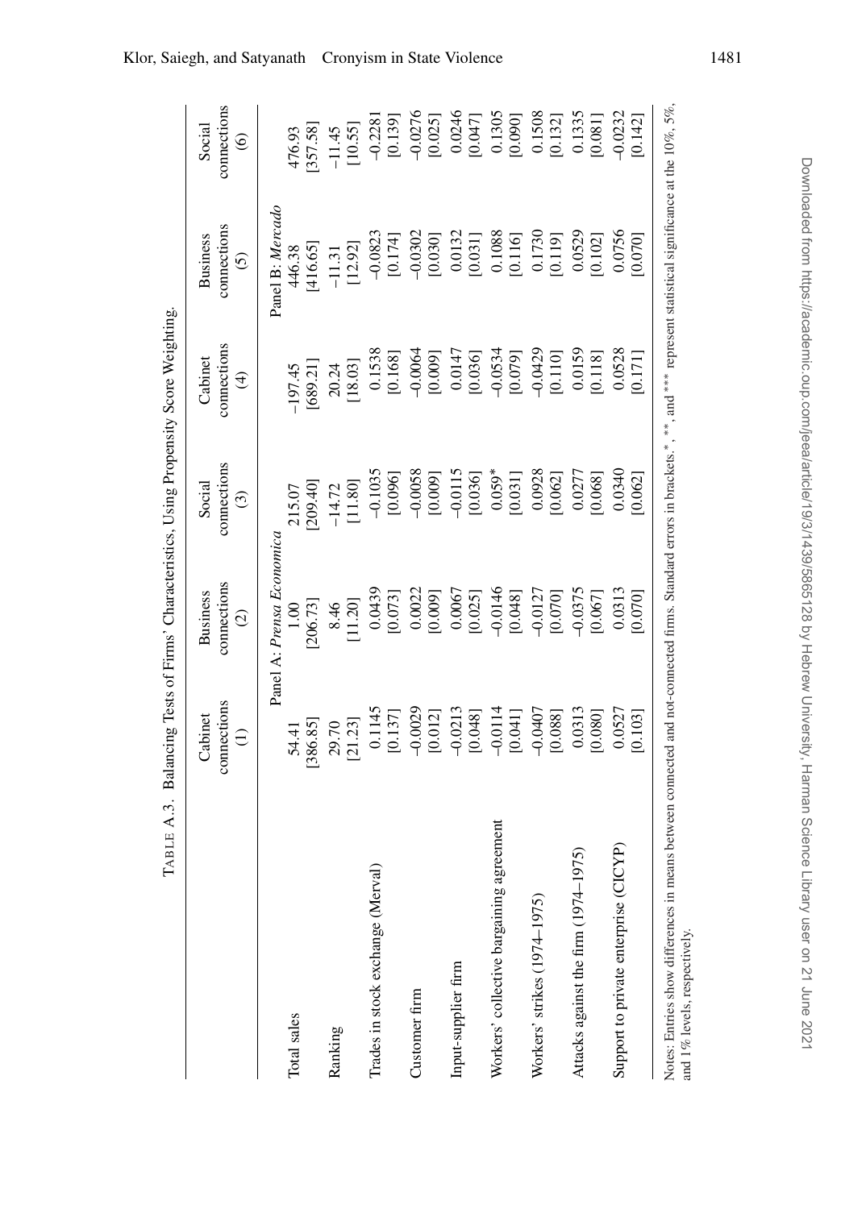TABLE A.3. Balancing Tests of Firms' Characteristics, Using Propensity Score Weighting.

| | Cabinet connections (1) | Business connections (2) | Social connections (3) | Cabinet connections (4) | Business connections (5) | Social connections (6) |
|---|---|---|---|---|---|---|
| | Panel A: *Prensa Economica* | | | Panel B: *Mercado* | | |
| Total sales | 54.41 | 1.00 | 215.07 | −197.45 | 446.38 | 476.93 |
| | [386.85] | [206.73] | [209.40] | [689.21] | [416.65] | [357.58] |
| Ranking | 29.70 | 8.46 | −14.72 | 20.24 | −11.31 | −11.45 |
| | [21.23] | [11.20] | [11.80] | [18.03] | [12.92] | [10.55] |
| Trades in stock exchange (Merval) | 0.1145 | 0.0439 | −0.1035 | 0.1538 | −0.0823 | −0.2281 |
| | [0.137] | [0.073] | [0.096] | [0.168] | [0.174] | [0.139] |
| Customer firm | −0.0029 | 0.0022 | −0.0058 | −0.0064 | −0.0302 | −0.0276 |
| | [0.012] | [0.009] | [0.009] | [0.009] | [0.030] | [0.025] |
| Input-supplier firm | −0.0213 | 0.0067 | −0.0115 | 0.0147 | 0.0132 | 0.0246 |
| | [0.048] | [0.025] | [0.036] | [0.036] | [0.031] | [0.047] |
| Workers' collective bargaining agreement | −0.0114 | −0.0146 | 0.059* | −0.0534 | 0.1088 | 0.1305 |
| | [0.041] | [0.048] | [0.031] | [0.079] | [0.116] | [0.090] |
| Workers' strikes (1974–1975) | −0.0407 | −0.0127 | 0.0928 | −0.0429 | 0.1730 | 0.1508 |
| | [0.088] | [0.070] | [0.062] | [0.110] | [0.119] | [0.132] |
| Attacks against the firm (1974–1975) | 0.0313 | −0.0375 | 0.0277 | 0.0159 | 0.0529 | 0.1335 |
| | [0.080] | [0.067] | [0.068] | [0.118] | [0.102] | [0.081] |
| Support to private enterprise (CICYP) | 0.0527 | 0.0313 | 0.0340 | 0.0528 | 0.0756 | −0.0232 |
| | [0.103] | [0.070] | [0.062] | [0.171] | [0.070] | [0.142] |

Notes: Entries show differences in means between connected and not-connected firms. Standard errors in brackets. *, **, and *** represent statistical significance at the 10%, 5%, and 1% levels, respectively.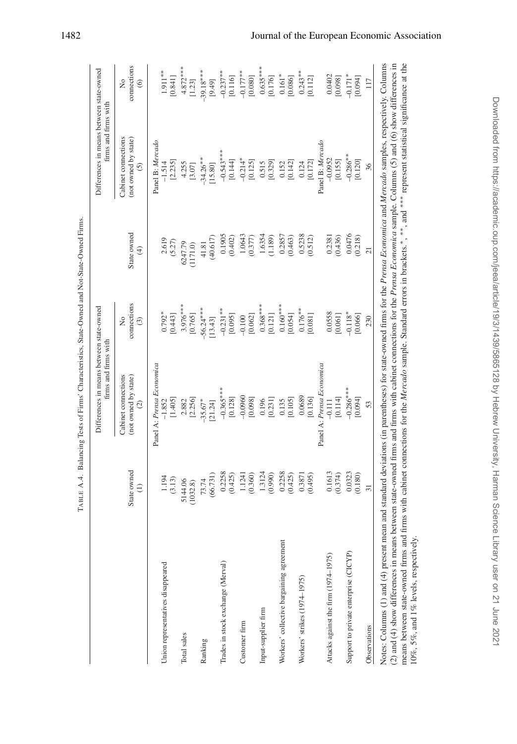TABLE A.4. Balancing Tests of Firms' Characteristics, State-Owned and Not-State-Owned Firms.

| | State owned (1) | Differences in means between state-owned firms and firms with: Cabinet connections (not owned by state) (2) | No connections (3) | State owned (4) | Differences in means between state-owned firms and firms with: Cabinet connections (not owned by state) (5) | No connections (6) |
|---|---|---|---|---|---|---|
| | Panel A: *Prensa Economica* | | | Panel B: *Mercado* | | |
| Union representatives disappeared | 1.194 | −1.852 | 0.792* | 2.619 | −1.514 | 1.911** |
| | (3.13) | [1.405] | [0.443] | (5.27) | [2.235] | [0.841] |
| Total sales | 5144.06 | 2.882 | 3.976*** | 6247.79 | 4.255 | 4.872*** |
| | (1032.8) | [2.256] | [0.765] | (1171.0) | [3.07] | [1.23] |
| Ranking | 73.74 | −35.67* | −56.24*** | 41.81 | −34.26** | −39.18*** |
| | (66.731) | [21.24] | [13.43] | (40.617) | [15.80] | [9.49] |
| Trades in stock exchange (Merval) | 0.2258 | −0.365*** | −0.231** | 0.1905 | −0.543*** | −0.237** |
| | (0.425) | [0.128] | [0.095] | (0.402) | [0.144] | [0.116] |
| Customer firm | 1.1241 | −0.0960 | −0.100 | 1.0643 | −0.214* | −0.177** |
| | (0.360) | [0.098] | [0.062] | (0.377) | [0.125] | [0.080] |
| Input-supplier firm | 1.3124 | 0.196 | 0.368*** | 1.6354 | 0.515 | 0.635*** |
| | (0.990) | [0.231] | [0.121] | (1.189) | [0.329] | [0.176] |
| Workers' collective bargaining agreement | 0.2258 | 0.135 | 0.160*** | 0.2857 | 0.152 | 0.161* |
| | (0.425) | [0.105] | [0.054] | (0.463) | [0.142] | [0.086] |
| Workers' strikes (1974–1975) | 0.3871 | 0.0689 | 0.176** | 0.5238 | 0.124 | 0.243** |
| | (0.495) | [0.136] | [0.081] | (0.512) | [0.172] | [0.112] |
| | Panel A: *Prensa Economica* | | | Panel B: *Mercado* | | |
| Attacks against the firm (1974–1975) | 0.1613 | −0.111 | 0.0558 | 0.2381 | −0.0952 | 0.0402 |
| | (0.374) | [0.114] | [0.061] | (0.436) | [0.155] | [0.098] |
| Support to private enterprise (CICYP) | 0.0323 | −0.286*** | −0.118* | 0.0476 | −0.286** | −0.171* |
| | (0.180) | [0.094] | [0.066] | (0.218) | [0.120] | [0.094] |
| Observations | 31 | 53 | 230 | 21 | 36 | 117 |

Notes: Columns (1) and (4) present mean and standard deviations (in parentheses) for state-owned firms for the *Prensa Economica* and *Mercado* samples, respectively. Columns (2) and (4) show differences in means between state-owned firms and firms with cabinet connections for the *Prensa Economica* sample. Columns (5) and (6) show differences in means between state-owned firms and firms with cabinet connections for the *Mercado* sample. Standard errors in brackets. *, **, and *** represent statistical significance at the 10%, 5%, and 1% levels, respectively.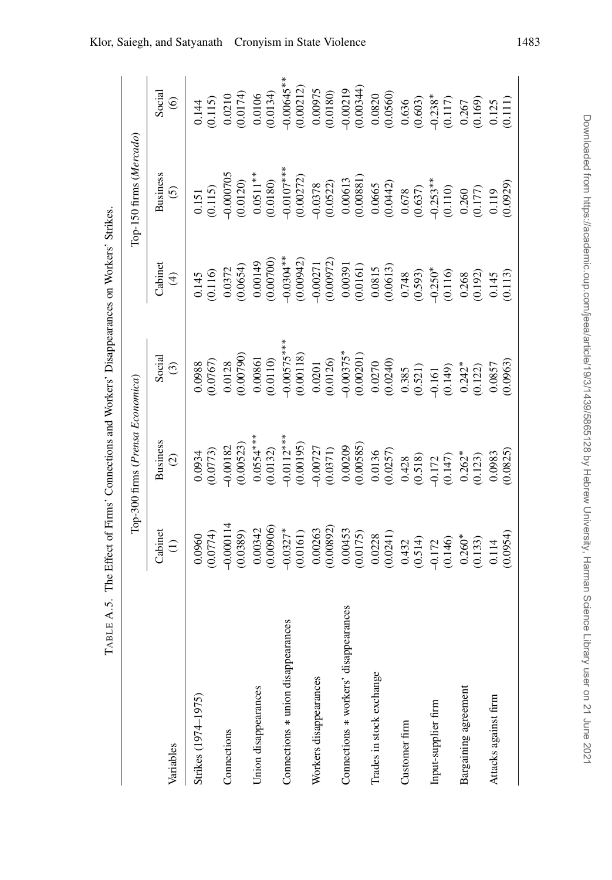TABLE A.5. The Effect of Firms' Connections and Workers' Disappearances on Workers' Strikes.

| | Top-300 firms (*Prensa Economica*) | | | Top-150 firms (*Mercado*) | | |
|---|---|---|---|---|---|---|
| Variables | Cabinet (1) | Business (2) | Social (3) | Cabinet (4) | Business (5) | Social (6) |
| Strikes (1974–1975) | 0.0960 | 0.0934 | 0.0988 | 0.145 | 0.151 | 0.144 |
| | (0.0774) | (0.0773) | (0.0767) | (0.116) | (0.115) | (0.115) |
| Connections | −0.000114 | −0.00182 | 0.0128 | 0.0372 | −0.000705 | 0.0210 |
| | (0.0389) | (0.00523) | (0.00790) | (0.0654) | (0.0120) | (0.0174) |
| Union disappearances | 0.00342 | 0.0554*** | 0.00861 | 0.00149 | 0.0511** | 0.0106 |
| | (0.00906) | (0.0132) | (0.0110) | (0.00700) | (0.0180) | (0.0134) |
| Connections * union disappearances | −0.0327* | −0.0112*** | −0.00575*** | −0.0304** | −0.0107*** | −0.00645*** |
| | (0.0161) | (0.00195) | (0.00118) | (0.00942) | (0.00272) | (0.00212) |
| Workers disappearances | 0.00263 | −0.00727 | 0.0201 | −0.00271 | −0.0378 | 0.00975 |
| | (0.00892) | (0.0371) | (0.0126) | (0.00972) | (0.0522) | (0.0180) |
| Connections * workers' disappearances | 0.00453 | 0.00209 | −0.00375* | 0.00391 | 0.00613 | −0.00219 |
| | (0.0175) | (0.00585) | (0.00201) | (0.0161) | (0.00881) | (0.00344) |
| Trades in stock exchange | 0.0228 | 0.0136 | 0.0270 | 0.0815 | 0.0665 | 0.0820 |
| | (0.0241) | (0.0257) | (0.0240) | (0.0613) | (0.0442) | (0.0560) |
| Customer firm | 0.432 | 0.428 | 0.385 | 0.748 | 0.678 | 0.636 |
| | (0.514) | (0.518) | (0.521) | (0.593) | (0.637) | (0.603) |
| Input-supplier firm | −0.172 | −0.172 | −0.161 | −0.250* | −0.253** | −0.238* |
| | (0.146) | (0.147) | (0.149) | (0.116) | (0.110) | (0.117) |
| Bargaining agreement | 0.260* | 0.262* | 0.242* | 0.268 | 0.260 | 0.267 |
| | (0.133) | (0.123) | (0.122) | (0.192) | (0.177) | (0.169) |
| Attacks against firm | 0.114 | 0.0983 | 0.0857 | 0.145 | 0.119 | 0.125 |
| | (0.0954) | (0.0825) | (0.0963) | (0.113) | (0.0929) | (0.111) |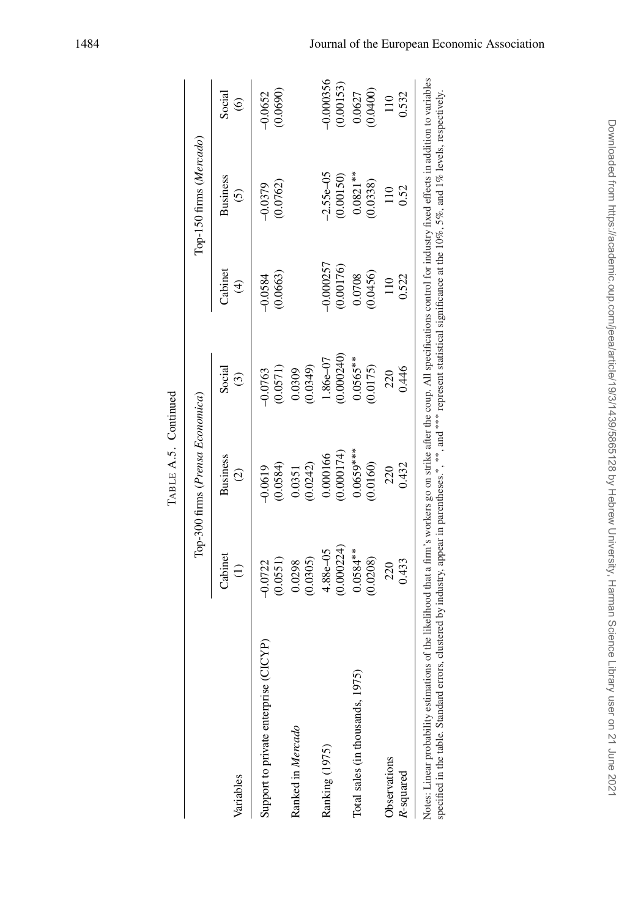TABLE A.5. Continued

| Variables | Top-300 firms (*Prensa Economica*) | | | Top-150 firms (*Mercado*) | | |
|---|---|---|---|---|---|---|
| | Cabinet | Business | Social | Cabinet | Business | Social |
| | (1) | (2) | (3) | (4) | (5) | (6) |
| Support to private enterprise (CICYP) | −0.0722 | −0.0619 | −0.0763 | −0.0584 | −0.0379 | −0.0652 |
| | (0.0551) | (0.0584) | (0.0571) | (0.0663) | (0.0762) | (0.0690) |
| Ranked in *Mercado* | 0.0298 | 0.0351 | 0.0309 | | | |
| | (0.0305) | (0.0242) | (0.0349) | | | |
| Ranking (1975) | 4.88e–05 | 0.000166 | 1.86e–07 | −0.000257 | −2.55e–05 | −0.000356 |
| | (0.000224) | (0.000174) | (0.000240) | (0.00176) | (0.00150) | (0.00153) |
| Total sales (in thousands, 1975) | 0.0584** | 0.0659*** | 0.0565** | 0.0708 | 0.0821** | 0.0627 |
| | (0.0208) | (0.0160) | (0.0175) | (0.0456) | (0.0338) | (0.0400) |
| Observations | 220 | 220 | 220 | 110 | 110 | 110 |
| *R*-squared | 0.433 | 0.432 | 0.446 | 0.522 | 0.52 | 0.532 |

Notes: Linear probability estimations of the likelihood that a firm's workers go on strike after the coup. All specifications control for industry fixed effects in addition to variables specified in the table. Standard errors, clustered by industry, appear in parentheses.*, **, and *** represent statistical significance at the 10%, 5%, and 1% levels, respectively.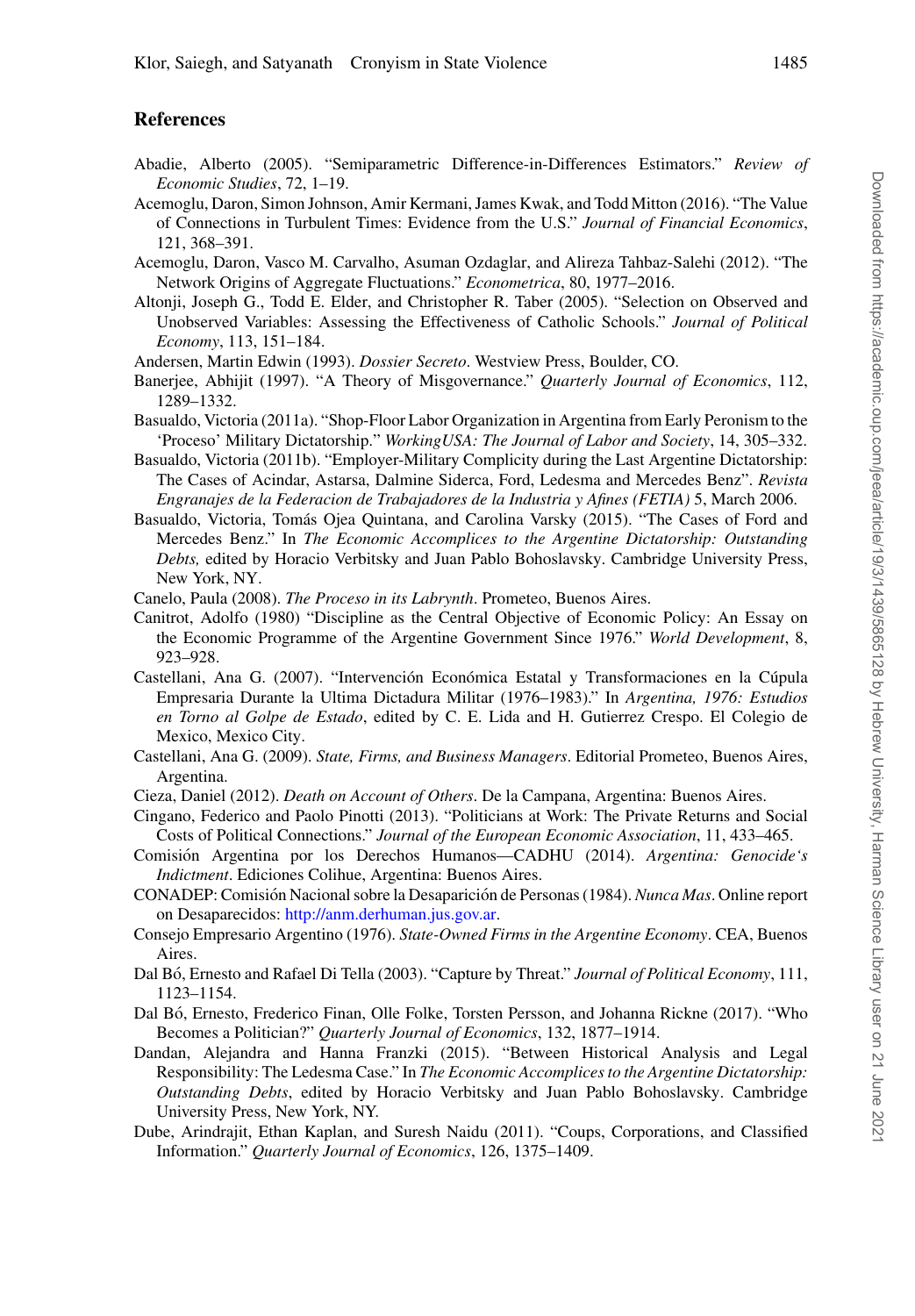## References

Abadie, Alberto (2005). "Semiparametric Difference-in-Differences Estimators." *Review of Economic Studies*, 72, 1–19.

Acemoglu, Daron, Simon Johnson, Amir Kermani, James Kwak, and Todd Mitton (2016). "The Value of Connections in Turbulent Times: Evidence from the U.S." *Journal of Financial Economics*, 121, 368–391.

Acemoglu, Daron, Vasco M. Carvalho, Asuman Ozdaglar, and Alireza Tahbaz-Salehi (2012). "The Network Origins of Aggregate Fluctuations." *Econometrica*, 80, 1977–2016.

Altonji, Joseph G., Todd E. Elder, and Christopher R. Taber (2005). "Selection on Observed and Unobserved Variables: Assessing the Effectiveness of Catholic Schools." *Journal of Political Economy*, 113, 151–184.

Andersen, Martin Edwin (1993). *Dossier Secreto*. Westview Press, Boulder, CO.

Banerjee, Abhijit (1997). "A Theory of Misgovernance." *Quarterly Journal of Economics*, 112, 1289–1332.

Basualdo, Victoria (2011a). "Shop-Floor Labor Organization in Argentina from Early Peronism to the 'Proceso' Military Dictatorship." *WorkingUSA: The Journal of Labor and Society*, 14, 305–332.

Basualdo, Victoria (2011b). "Employer-Military Complicity during the Last Argentine Dictatorship: The Cases of Acindar, Astarsa, Dalmine Siderca, Ford, Ledesma and Mercedes Benz". *Revista Engranajes de la Federacion de Trabajadores de la Industria y Afines (FETIA)* 5, March 2006.

Basualdo, Victoria, Tomás Ojea Quintana, and Carolina Varsky (2015). "The Cases of Ford and Mercedes Benz." In *The Economic Accomplices to the Argentine Dictatorship: Outstanding Debts,* edited by Horacio Verbitsky and Juan Pablo Bohoslavsky. Cambridge University Press, New York, NY.

Canelo, Paula (2008). *The Proceso in its Labrynth*. Prometeo, Buenos Aires.

Canitrot, Adolfo (1980) "Discipline as the Central Objective of Economic Policy: An Essay on the Economic Programme of the Argentine Government Since 1976." *World Development*, 8, 923–928.

Castellani, Ana G. (2007). "Intervención Económica Estatal y Transformaciones en la Cúpula Empresaria Durante la Ultima Dictadura Militar (1976–1983)." In *Argentina, 1976: Estudios en Torno al Golpe de Estado*, edited by C. E. Lida and H. Gutierrez Crespo. El Colegio de Mexico, Mexico City.

Castellani, Ana G. (2009). *State, Firms, and Business Managers*. Editorial Prometeo, Buenos Aires, Argentina.

Cieza, Daniel (2012). *Death on Account of Others*. De la Campana, Argentina: Buenos Aires.

Cingano, Federico and Paolo Pinotti (2013). "Politicians at Work: The Private Returns and Social Costs of Political Connections." *Journal of the European Economic Association*, 11, 433–465.

Comisión Argentina por los Derechos Humanos—CADHU (2014). *Argentina: Genocide's Indictment*. Ediciones Colihue, Argentina: Buenos Aires.

CONADEP: Comisión Nacional sobre la Desaparición de Personas (1984). *Nunca Mas*. Online report on Desaparecidos: http://anm.derhuman.jus.gov.ar.

Consejo Empresario Argentino (1976). *State-Owned Firms in the Argentine Economy*. CEA, Buenos Aires.

Dal Bó, Ernesto and Rafael Di Tella (2003). "Capture by Threat." *Journal of Political Economy*, 111, 1123–1154.

Dal Bó, Ernesto, Frederico Finan, Olle Folke, Torsten Persson, and Johanna Rickne (2017). "Who Becomes a Politician?" *Quarterly Journal of Economics*, 132, 1877–1914.

Dandan, Alejandra and Hanna Franzki (2015). "Between Historical Analysis and Legal Responsibility: The Ledesma Case." In *The Economic Accomplices to the Argentine Dictatorship: Outstanding Debts*, edited by Horacio Verbitsky and Juan Pablo Bohoslavsky. Cambridge University Press, New York, NY.

Dube, Arindrajit, Ethan Kaplan, and Suresh Naidu (2011). "Coups, Corporations, and Classified Information." *Quarterly Journal of Economics*, 126, 1375–1409.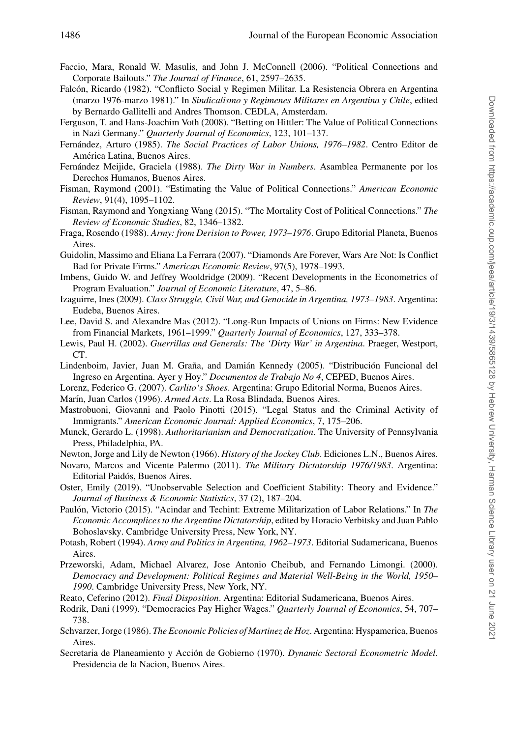Faccio, Mara, Ronald W. Masulis, and John J. McConnell (2006). "Political Connections and Corporate Bailouts." *The Journal of Finance*, 61, 2597–2635.

Falcón, Ricardo (1982). "Conflicto Social y Regimen Militar. La Resistencia Obrera en Argentina (marzo 1976-marzo 1981)." In *Sindicalismo y Regimenes Militares en Argentina y Chile*, edited by Bernardo Gallitelli and Andres Thomson. CEDLA, Amsterdam.

Ferguson, T. and Hans-Joachim Voth (2008). "Betting on Hittler: The Value of Political Connections in Nazi Germany." *Quarterly Journal of Economics*, 123, 101–137.

Fernández, Arturo (1985). *The Social Practices of Labor Unions, 1976–1982*. Centro Editor de América Latina, Buenos Aires.

Fernández Meijide, Graciela (1988). *The Dirty War in Numbers*. Asamblea Permanente por los Derechos Humanos, Buenos Aires.

Fisman, Raymond (2001). "Estimating the Value of Political Connections." *American Economic Review*, 91(4), 1095–1102.

Fisman, Raymond and Yongxiang Wang (2015). "The Mortality Cost of Political Connections." *The Review of Economic Studies*, 82, 1346–1382.

Fraga, Rosendo (1988). *Army: from Derision to Power, 1973–1976*. Grupo Editorial Planeta, Buenos Aires.

Guidolin, Massimo and Eliana La Ferrara (2007). "Diamonds Are Forever, Wars Are Not: Is Conflict Bad for Private Firms." *American Economic Review*, 97(5), 1978–1993.

Imbens, Guido W. and Jeffrey Wooldridge (2009). "Recent Developments in the Econometrics of Program Evaluation." *Journal of Economic Literature*, 47, 5–86.

Izaguirre, Ines (2009). *Class Struggle, Civil War, and Genocide in Argentina, 1973–1983*. Argentina: Eudeba, Buenos Aires.

Lee, David S. and Alexandre Mas (2012). "Long-Run Impacts of Unions on Firms: New Evidence from Financial Markets, 1961–1999." *Quarterly Journal of Economics*, 127, 333–378.

Lewis, Paul H. (2002). *Guerrillas and Generals: The 'Dirty War' in Argentina*. Praeger, Westport, CT.

Lindenboim, Javier, Juan M. Graña, and Damián Kennedy (2005). "Distribución Funcional del Ingreso en Argentina. Ayer y Hoy." *Documentos de Trabajo No 4*, CEPED, Buenos Aires.

Lorenz, Federico G. (2007). *Carlito's Shoes*. Argentina: Grupo Editorial Norma, Buenos Aires.

Marín, Juan Carlos (1996). *Armed Acts*. La Rosa Blindada, Buenos Aires.

Mastrobuoni, Giovanni and Paolo Pinotti (2015). "Legal Status and the Criminal Activity of Immigrants." *American Economic Journal: Applied Economics*, 7, 175–206.

Munck, Gerardo L. (1998). *Authoritarianism and Democratization*. The University of Pennsylvania Press, Philadelphia, PA.

Newton, Jorge and Lily de Newton (1966). *History of the Jockey Club*. Ediciones L.N., Buenos Aires.

Novaro, Marcos and Vicente Palermo (2011). *The Military Dictatorship 1976/1983*. Argentina: Editorial Paidós, Buenos Aires.

Oster, Emily (2019). "Unobservable Selection and Coefficient Stability: Theory and Evidence." *Journal of Business & Economic Statistics*, 37 (2), 187–204.

Paulón, Victorio (2015). "Acindar and Techint: Extreme Militarization of Labor Relations." In *The Economic Accomplices to the Argentine Dictatorship*, edited by Horacio Verbitsky and Juan Pablo Bohoslavsky. Cambridge University Press, New York, NY.

Potash, Robert (1994). *Army and Politics in Argentina, 1962–1973*. Editorial Sudamericana, Buenos Aires.

Przeworski, Adam, Michael Alvarez, Jose Antonio Cheibub, and Fernando Limongi. (2000). *Democracy and Development: Political Regimes and Material Well-Being in the World, 1950–1990*. Cambridge University Press, New York, NY.

Reato, Ceferino (2012). *Final Disposition*. Argentina: Editorial Sudamericana, Buenos Aires.

Rodrik, Dani (1999). "Democracies Pay Higher Wages." *Quarterly Journal of Economics*, 54, 707–738.

Schvarzer, Jorge (1986). *The Economic Policies of Martinez de Hoz*. Argentina: Hyspamerica, Buenos Aires.

Secretaria de Planeamiento y Acción de Gobierno (1970). *Dynamic Sectoral Econometric Model*. Presidencia de la Nacion, Buenos Aires.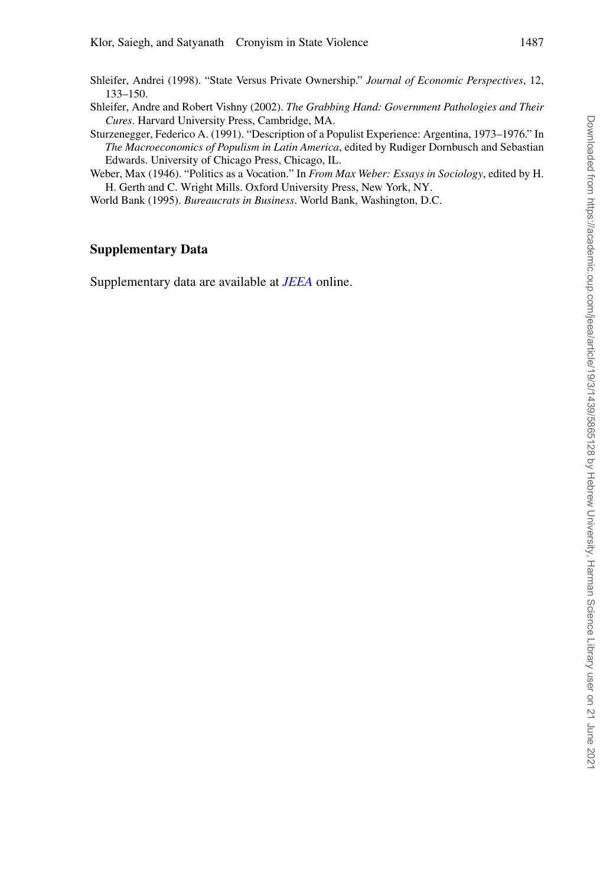Shleifer, Andrei (1998). "State Versus Private Ownership." *Journal of Economic Perspectives*, 12, 133–150.

Shleifer, Andre and Robert Vishny (2002). *The Grabbing Hand: Government Pathologies and Their Cures*. Harvard University Press, Cambridge, MA.

Sturzenegger, Federico A. (1991). "Description of a Populist Experience: Argentina, 1973–1976." In *The Macroeconomics of Populism in Latin America*, edited by Rudiger Dornbusch and Sebastian Edwards. University of Chicago Press, Chicago, IL.

Weber, Max (1946). "Politics as a Vocation." In *From Max Weber: Essays in Sociology*, edited by H. H. Gerth and C. Wright Mills. Oxford University Press, New York, NY.

World Bank (1995). *Bureaucrats in Business*. World Bank, Washington, D.C.

## Supplementary Data

Supplementary data are available at *JEEA* online.